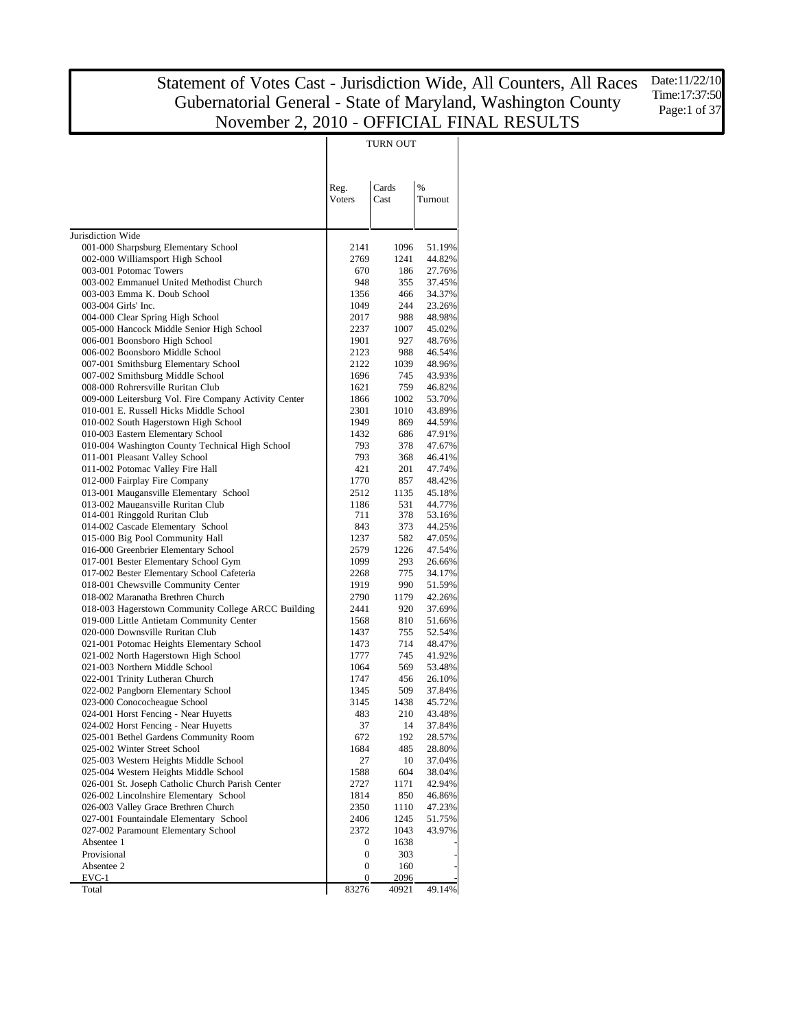# Statement of Votes Cast - Jurisdiction Wide, All Counters, All Races
## Gubernatorial General - State of Maryland, Washington County
## November 2, 2010 - OFFICIAL FINAL RESULTS

Date:11/22/10
Time:17:37:50

| | TURN OUT | | |
|---|---|---|---|
| | Reg. Voters | Cards Cast | % Turnout |
| Jurisdiction Wide | | | |
| 001-000 Sharpsburg Elementary School | 2141 | 1096 | 51.19% |
| 002-000 Williamsport High School | 2769 | 1241 | 44.82% |
| 003-001 Potomac Towers | 670 | 186 | 27.76% |
| 003-002 Emmanuel United Methodist Church | 948 | 355 | 37.45% |
| 003-003 Emma K. Doub School | 1356 | 466 | 34.37% |
| 003-004 Girls' Inc. | 1049 | 244 | 23.26% |
| 004-000 Clear Spring High School | 2017 | 988 | 48.98% |
| 005-000 Hancock Middle Senior High School | 2237 | 1007 | 45.02% |
| 006-001 Boonsboro High School | 1901 | 927 | 48.76% |
| 006-002 Boonsboro Middle School | 2123 | 988 | 46.54% |
| 007-001 Smithsburg Elementary School | 2122 | 1039 | 48.96% |
| 007-002 Smithsburg Middle School | 1696 | 745 | 43.93% |
| 008-000 Rohrersville Ruritan Club | 1621 | 759 | 46.82% |
| 009-000 Leitersburg Vol. Fire Company Activity Center | 1866 | 1002 | 53.70% |
| 010-001 E. Russell Hicks Middle School | 2301 | 1010 | 43.89% |
| 010-002 South Hagerstown High School | 1949 | 869 | 44.59% |
| 010-003 Eastern Elementary School | 1432 | 686 | 47.91% |
| 010-004 Washington County Technical High School | 793 | 378 | 47.67% |
| 011-001 Pleasant Valley School | 793 | 368 | 46.41% |
| 011-002 Potomac Valley Fire Hall | 421 | 201 | 47.74% |
| 012-000 Fairplay Fire Company | 1770 | 857 | 48.42% |
| 013-001 Maugansville Elementary School | 2512 | 1135 | 45.18% |
| 013-002 Maugansville Ruritan Club | 1186 | 531 | 44.77% |
| 014-001 Ringgold Ruritan Club | 711 | 378 | 53.16% |
| 014-002 Cascade Elementary School | 843 | 373 | 44.25% |
| 015-000 Big Pool Community Hall | 1237 | 582 | 47.05% |
| 016-000 Greenbrier Elementary School | 2579 | 1226 | 47.54% |
| 017-001 Bester Elementary School Gym | 1099 | 293 | 26.66% |
| 017-002 Bester Elementary School Cafeteria | 2268 | 775 | 34.17% |
| 018-001 Chewsville Community Center | 1919 | 990 | 51.59% |
| 018-002 Maranatha Brethren Church | 2790 | 1179 | 42.26% |
| 018-003 Hagerstown Community College ARCC Building | 2441 | 920 | 37.69% |
| 019-000 Little Antietam Community Center | 1568 | 810 | 51.66% |
| 020-000 Downsville Ruritan Club | 1437 | 755 | 52.54% |
| 021-001 Potomac Heights Elementary School | 1473 | 714 | 48.47% |
| 021-002 North Hagerstown High School | 1777 | 745 | 41.92% |
| 021-003 Northern Middle School | 1064 | 569 | 53.48% |
| 022-001 Trinity Lutheran Church | 1747 | 456 | 26.10% |
| 022-002 Pangborn Elementary School | 1345 | 509 | 37.84% |
| 023-000 Conococheague School | 3145 | 1438 | 45.72% |
| 024-001 Horst Fencing - Near Huyetts | 483 | 210 | 43.48% |
| 024-002 Horst Fencing - Near Huyetts | 37 | 14 | 37.84% |
| 025-001 Bethel Gardens Community Room | 672 | 192 | 28.57% |
| 025-002 Winter Street School | 1684 | 485 | 28.80% |
| 025-003 Western Heights Middle School | 27 | 10 | 37.04% |
| 025-004 Western Heights Middle School | 1588 | 604 | 38.04% |
| 026-001 St. Joseph Catholic Church Parish Center | 2727 | 1171 | 42.94% |
| 026-002 Lincolnshire Elementary School | 1814 | 850 | 46.86% |
| 026-003 Valley Grace Brethren Church | 2350 | 1110 | 47.23% |
| 027-001 Fountaindale Elementary School | 2406 | 1245 | 51.75% |
| 027-002 Paramount Elementary School | 2372 | 1043 | 43.97% |
| Absentee 1 | 0 | 1638 | - |
| Provisional | 0 | 303 | - |
| Absentee 2 | 0 | 160 | - |
| EVC-1 | 0 | 2096 | - |
| Total | 83276 | 40921 | 49.14% |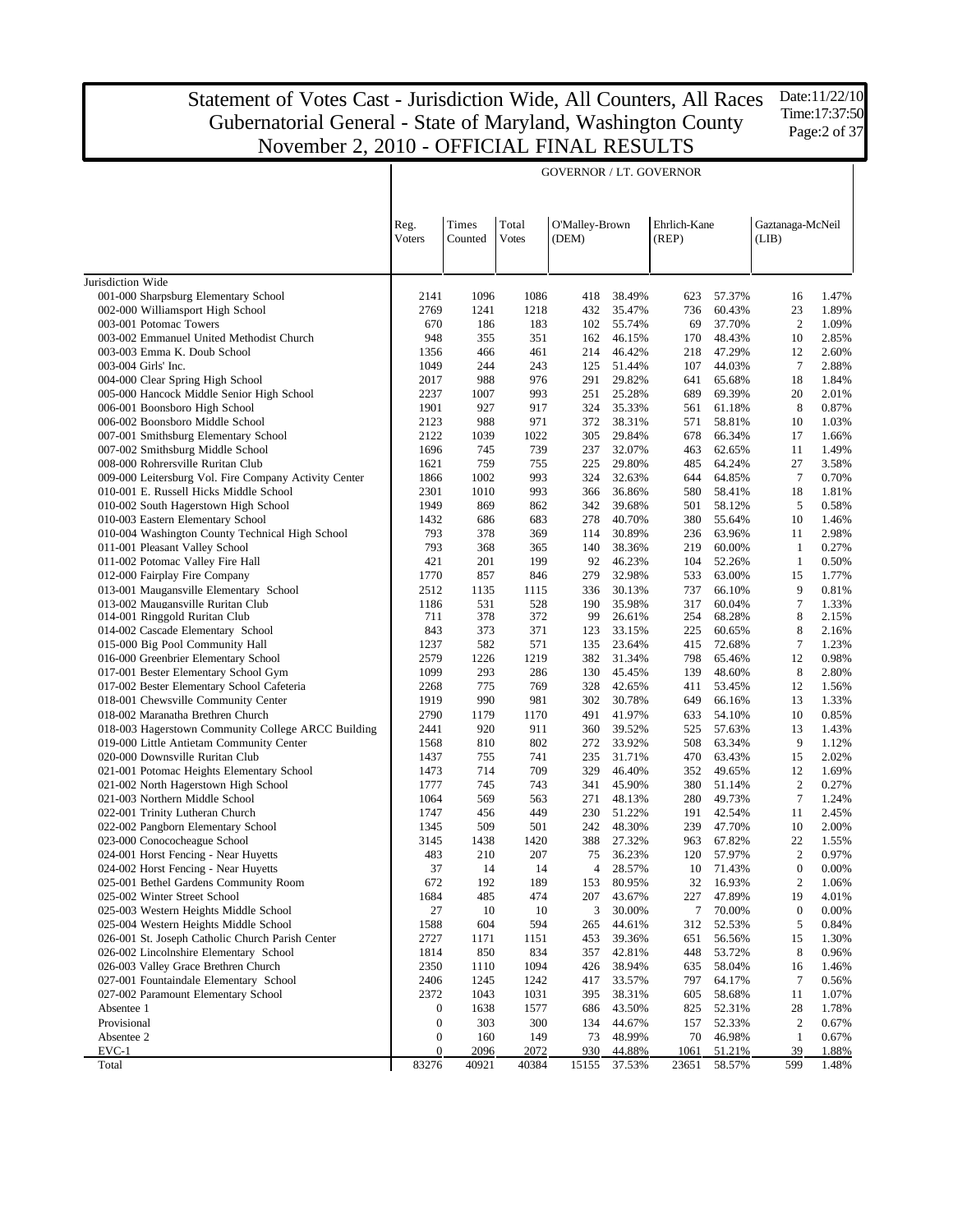# Statement of Votes Cast - Jurisdiction Wide, All Counters, All Races
# Gubernatorial General - State of Maryland, Washington County
# November 2, 2010 - OFFICIAL FINAL RESULTS

Date:11/22/10
Time:17:37:50

GOVERNOR / LT. GOVERNOR

| | Reg. Voters | Times Counted | Total Votes | O'Malley-Brown (DEM) | | Ehrlich-Kane (REP) | | Gaztanaga-McNeil (LIB) | |
|---|---|---|---|---|---|---|---|---|---|
| Jurisdiction Wide | | | | | | | | | |
| 001-000 Sharpsburg Elementary School | 2141 | 1096 | 1086 | 418 | 38.49% | 623 | 57.37% | 16 | 1.47% |
| 002-000 Williamsport High School | 2769 | 1241 | 1218 | 432 | 35.47% | 736 | 60.43% | 23 | 1.89% |
| 003-001 Potomac Towers | 670 | 186 | 183 | 102 | 55.74% | 69 | 37.70% | 2 | 1.09% |
| 003-002 Emmanuel United Methodist Church | 948 | 355 | 351 | 162 | 46.15% | 170 | 48.43% | 10 | 2.85% |
| 003-003 Emma K. Doub School | 1356 | 466 | 461 | 214 | 46.42% | 218 | 47.29% | 12 | 2.60% |
| 003-004 Girls' Inc. | 1049 | 244 | 243 | 125 | 51.44% | 107 | 44.03% | 7 | 2.88% |
| 004-000 Clear Spring High School | 2017 | 988 | 976 | 291 | 29.82% | 641 | 65.68% | 18 | 1.84% |
| 005-000 Hancock Middle Senior High School | 2237 | 1007 | 993 | 251 | 25.28% | 689 | 69.39% | 20 | 2.01% |
| 006-001 Boonsboro High School | 1901 | 927 | 917 | 324 | 35.33% | 561 | 61.18% | 8 | 0.87% |
| 006-002 Boonsboro Middle School | 2123 | 988 | 971 | 372 | 38.31% | 571 | 58.81% | 10 | 1.03% |
| 007-001 Smithsburg Elementary School | 2122 | 1039 | 1022 | 305 | 29.84% | 678 | 66.34% | 17 | 1.66% |
| 007-002 Smithsburg Middle School | 1696 | 745 | 739 | 237 | 32.07% | 463 | 62.65% | 11 | 1.49% |
| 008-000 Rohrersville Ruritan Club | 1621 | 759 | 755 | 225 | 29.80% | 485 | 64.24% | 27 | 3.58% |
| 009-000 Leitersburg Vol. Fire Company Activity Center | 1866 | 1002 | 993 | 324 | 32.63% | 644 | 64.85% | 7 | 0.70% |
| 010-001 E. Russell Hicks Middle School | 2301 | 1010 | 993 | 366 | 36.86% | 580 | 58.41% | 18 | 1.81% |
| 010-002 South Hagerstown High School | 1949 | 869 | 862 | 342 | 39.68% | 501 | 58.12% | 5 | 0.58% |
| 010-003 Eastern Elementary School | 1432 | 686 | 683 | 278 | 40.70% | 380 | 55.64% | 10 | 1.46% |
| 010-004 Washington County Technical High School | 793 | 378 | 369 | 114 | 30.89% | 236 | 63.96% | 11 | 2.98% |
| 011-001 Pleasant Valley School | 793 | 368 | 365 | 140 | 38.36% | 219 | 60.00% | 1 | 0.27% |
| 011-002 Potomac Valley Fire Hall | 421 | 201 | 199 | 92 | 46.23% | 104 | 52.26% | 1 | 0.50% |
| 012-000 Fairplay Fire Company | 1770 | 857 | 846 | 279 | 32.98% | 533 | 63.00% | 15 | 1.77% |
| 013-001 Maugansville Elementary School | 2512 | 1135 | 1115 | 336 | 30.13% | 737 | 66.10% | 9 | 0.81% |
| 013-002 Maugansville Ruritan Club | 1186 | 531 | 528 | 190 | 35.98% | 317 | 60.04% | 7 | 1.33% |
| 014-001 Ringgold Ruritan Club | 711 | 378 | 372 | 99 | 26.61% | 254 | 68.28% | 8 | 2.15% |
| 014-002 Cascade Elementary School | 843 | 373 | 371 | 123 | 33.15% | 225 | 60.65% | 8 | 2.16% |
| 015-000 Big Pool Community Hall | 1237 | 582 | 571 | 135 | 23.64% | 415 | 72.68% | 7 | 1.23% |
| 016-000 Greenbrier Elementary School | 2579 | 1226 | 1219 | 382 | 31.34% | 798 | 65.46% | 12 | 0.98% |
| 017-001 Bester Elementary School Gym | 1099 | 293 | 286 | 130 | 45.45% | 139 | 48.60% | 8 | 2.80% |
| 017-002 Bester Elementary School Cafeteria | 2268 | 775 | 769 | 328 | 42.65% | 411 | 53.45% | 12 | 1.56% |
| 018-001 Chewsville Community Center | 1919 | 990 | 981 | 302 | 30.78% | 649 | 66.16% | 13 | 1.33% |
| 018-002 Maranatha Brethren Church | 2790 | 1179 | 1170 | 491 | 41.97% | 633 | 54.10% | 10 | 0.85% |
| 018-003 Hagerstown Community College ARCC Building | 2441 | 920 | 911 | 360 | 39.52% | 525 | 57.63% | 13 | 1.43% |
| 019-000 Little Antietam Community Center | 1568 | 810 | 802 | 272 | 33.92% | 508 | 63.34% | 9 | 1.12% |
| 020-000 Downsville Ruritan Club | 1437 | 755 | 741 | 235 | 31.71% | 470 | 63.43% | 15 | 2.02% |
| 021-001 Potomac Heights Elementary School | 1473 | 714 | 709 | 329 | 46.40% | 352 | 49.65% | 12 | 1.69% |
| 021-002 North Hagerstown High School | 1777 | 745 | 743 | 341 | 45.90% | 380 | 51.14% | 2 | 0.27% |
| 021-003 Northern Middle School | 1064 | 569 | 563 | 271 | 48.13% | 280 | 49.73% | 7 | 1.24% |
| 022-001 Trinity Lutheran Church | 1747 | 456 | 449 | 230 | 51.22% | 191 | 42.54% | 11 | 2.45% |
| 022-002 Pangborn Elementary School | 1345 | 509 | 501 | 242 | 48.30% | 239 | 47.70% | 10 | 2.00% |
| 023-000 Conococheague School | 3145 | 1438 | 1420 | 388 | 27.32% | 963 | 67.82% | 22 | 1.55% |
| 024-001 Horst Fencing - Near Huyetts | 483 | 210 | 207 | 75 | 36.23% | 120 | 57.97% | 2 | 0.97% |
| 024-002 Horst Fencing - Near Huyetts | 37 | 14 | 14 | 4 | 28.57% | 10 | 71.43% | 0 | 0.00% |
| 025-001 Bethel Gardens Community Room | 672 | 192 | 189 | 153 | 80.95% | 32 | 16.93% | 2 | 1.06% |
| 025-002 Winter Street School | 1684 | 485 | 474 | 207 | 43.67% | 227 | 47.89% | 19 | 4.01% |
| 025-003 Western Heights Middle School | 27 | 10 | 10 | 3 | 30.00% | 7 | 70.00% | 0 | 0.00% |
| 025-004 Western Heights Middle School | 1588 | 604 | 594 | 265 | 44.61% | 312 | 52.53% | 5 | 0.84% |
| 026-001 St. Joseph Catholic Church Parish Center | 2727 | 1171 | 1151 | 453 | 39.36% | 651 | 56.56% | 15 | 1.30% |
| 026-002 Lincolnshire Elementary School | 1814 | 850 | 834 | 357 | 42.81% | 448 | 53.72% | 8 | 0.96% |
| 026-003 Valley Grace Brethren Church | 2350 | 1110 | 1094 | 426 | 38.94% | 635 | 58.04% | 16 | 1.46% |
| 027-001 Fountaindale Elementary School | 2406 | 1245 | 1242 | 417 | 33.57% | 797 | 64.17% | 7 | 0.56% |
| 027-002 Paramount Elementary School | 2372 | 1043 | 1031 | 395 | 38.31% | 605 | 58.68% | 11 | 1.07% |
| Absentee 1 | 0 | 1638 | 1577 | 686 | 43.50% | 825 | 52.31% | 28 | 1.78% |
| Provisional | 0 | 303 | 300 | 134 | 44.67% | 157 | 52.33% | 2 | 0.67% |
| Absentee 2 | 0 | 160 | 149 | 73 | 48.99% | 70 | 46.98% | 1 | 0.67% |
| EVC-1 | 0 | 2096 | 2072 | 930 | 44.88% | 1061 | 51.21% | 39 | 1.88% |
| Total | 83276 | 40921 | 40384 | 15155 | 37.53% | 23651 | 58.57% | 599 | 1.48% |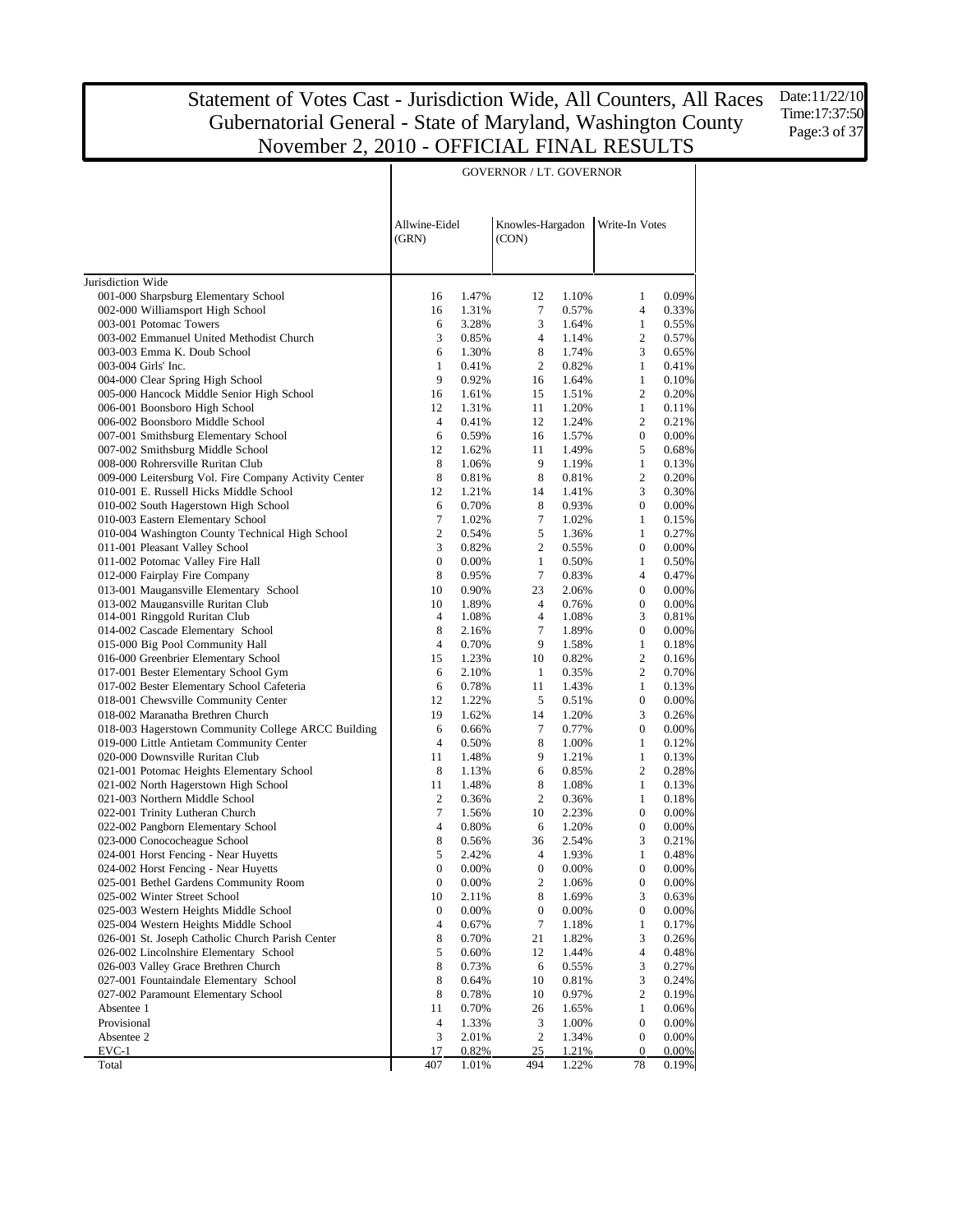# Statement of Votes Cast - Jurisdiction Wide, All Counters, All Races
# Gubernatorial General - State of Maryland, Washington County
# November 2, 2010 - OFFICIAL FINAL RESULTS

Date:11/22/10
Time:17:37:50

| | GOVERNOR / LT. GOVERNOR | | | | | |
|---|---|---|---|---|---|---|
| | Allwine-Eidel (GRN) | | Knowles-Hargadon (CON) | | Write-In Votes | |
| Jurisdiction Wide | | | | | | |
| 001-000 Sharpsburg Elementary School | 16 | 1.47% | 12 | 1.10% | 1 | 0.09% |
| 002-000 Williamsport High School | 16 | 1.31% | 7 | 0.57% | 4 | 0.33% |
| 003-001 Potomac Towers | 6 | 3.28% | 3 | 1.64% | 1 | 0.55% |
| 003-002 Emmanuel United Methodist Church | 3 | 0.85% | 4 | 1.14% | 2 | 0.57% |
| 003-003 Emma K. Doub School | 6 | 1.30% | 8 | 1.74% | 3 | 0.65% |
| 003-004 Girls' Inc. | 1 | 0.41% | 2 | 0.82% | 1 | 0.41% |
| 004-000 Clear Spring High School | 9 | 0.92% | 16 | 1.64% | 1 | 0.10% |
| 005-000 Hancock Middle Senior High School | 16 | 1.61% | 15 | 1.51% | 2 | 0.20% |
| 006-001 Boonsboro High School | 12 | 1.31% | 11 | 1.20% | 1 | 0.11% |
| 006-002 Boonsboro Middle School | 4 | 0.41% | 12 | 1.24% | 2 | 0.21% |
| 007-001 Smithsburg Elementary School | 6 | 0.59% | 16 | 1.57% | 0 | 0.00% |
| 007-002 Smithsburg Middle School | 12 | 1.62% | 11 | 1.49% | 5 | 0.68% |
| 008-000 Rohrersville Ruritan Club | 8 | 1.06% | 9 | 1.19% | 1 | 0.13% |
| 009-000 Leitersburg Vol. Fire Company Activity Center | 8 | 0.81% | 8 | 0.81% | 2 | 0.20% |
| 010-001 E. Russell Hicks Middle School | 12 | 1.21% | 14 | 1.41% | 3 | 0.30% |
| 010-002 South Hagerstown High School | 6 | 0.70% | 8 | 0.93% | 0 | 0.00% |
| 010-003 Eastern Elementary School | 7 | 1.02% | 7 | 1.02% | 1 | 0.15% |
| 010-004 Washington County Technical High School | 2 | 0.54% | 5 | 1.36% | 1 | 0.27% |
| 011-001 Pleasant Valley School | 3 | 0.82% | 2 | 0.55% | 0 | 0.00% |
| 011-002 Potomac Valley Fire Hall | 0 | 0.00% | 1 | 0.50% | 1 | 0.50% |
| 012-000 Fairplay Fire Company | 8 | 0.95% | 7 | 0.83% | 4 | 0.47% |
| 013-001 Maugansville Elementary School | 10 | 0.90% | 23 | 2.06% | 0 | 0.00% |
| 013-002 Maugansville Ruritan Club | 10 | 1.89% | 4 | 0.76% | 0 | 0.00% |
| 014-001 Ringgold Ruritan Club | 4 | 1.08% | 4 | 1.08% | 3 | 0.81% |
| 014-002 Cascade Elementary School | 8 | 2.16% | 7 | 1.89% | 0 | 0.00% |
| 015-000 Big Pool Community Hall | 4 | 0.70% | 9 | 1.58% | 1 | 0.18% |
| 016-000 Greenbrier Elementary School | 15 | 1.23% | 10 | 0.82% | 2 | 0.16% |
| 017-001 Bester Elementary School Gym | 6 | 2.10% | 1 | 0.35% | 2 | 0.70% |
| 017-002 Bester Elementary School Cafeteria | 6 | 0.78% | 11 | 1.43% | 1 | 0.13% |
| 018-001 Chewsville Community Center | 12 | 1.22% | 5 | 0.51% | 0 | 0.00% |
| 018-002 Maranatha Brethren Church | 19 | 1.62% | 14 | 1.20% | 3 | 0.26% |
| 018-003 Hagerstown Community College ARCC Building | 6 | 0.66% | 7 | 0.77% | 0 | 0.00% |
| 019-000 Little Antietam Community Center | 4 | 0.50% | 8 | 1.00% | 1 | 0.12% |
| 020-000 Downsville Ruritan Club | 11 | 1.48% | 9 | 1.21% | 1 | 0.13% |
| 021-001 Potomac Heights Elementary School | 8 | 1.13% | 6 | 0.85% | 2 | 0.28% |
| 021-002 North Hagerstown High School | 11 | 1.48% | 8 | 1.08% | 1 | 0.13% |
| 021-003 Northern Middle School | 2 | 0.36% | 2 | 0.36% | 1 | 0.18% |
| 022-001 Trinity Lutheran Church | 7 | 1.56% | 10 | 2.23% | 0 | 0.00% |
| 022-002 Pangborn Elementary School | 4 | 0.80% | 6 | 1.20% | 0 | 0.00% |
| 023-000 Conococheague School | 8 | 0.56% | 36 | 2.54% | 3 | 0.21% |
| 024-001 Horst Fencing - Near Huyetts | 5 | 2.42% | 4 | 1.93% | 1 | 0.48% |
| 024-002 Horst Fencing - Near Huyetts | 0 | 0.00% | 0 | 0.00% | 0 | 0.00% |
| 025-001 Bethel Gardens Community Room | 0 | 0.00% | 2 | 1.06% | 0 | 0.00% |
| 025-002 Winter Street School | 10 | 2.11% | 8 | 1.69% | 3 | 0.63% |
| 025-003 Western Heights Middle School | 0 | 0.00% | 0 | 0.00% | 0 | 0.00% |
| 025-004 Western Heights Middle School | 4 | 0.67% | 7 | 1.18% | 1 | 0.17% |
| 026-001 St. Joseph Catholic Church Parish Center | 8 | 0.70% | 21 | 1.82% | 3 | 0.26% |
| 026-002 Lincolnshire Elementary School | 5 | 0.60% | 12 | 1.44% | 4 | 0.48% |
| 026-003 Valley Grace Brethren Church | 8 | 0.73% | 6 | 0.55% | 3 | 0.27% |
| 027-001 Fountaindale Elementary School | 8 | 0.64% | 10 | 0.81% | 3 | 0.24% |
| 027-002 Paramount Elementary School | 8 | 0.78% | 10 | 0.97% | 2 | 0.19% |
| Absentee 1 | 11 | 0.70% | 26 | 1.65% | 1 | 0.06% |
| Provisional | 4 | 1.33% | 3 | 1.00% | 0 | 0.00% |
| Absentee 2 | 3 | 2.01% | 2 | 1.34% | 0 | 0.00% |
| EVC-1 | 17 | 0.82% | 25 | 1.21% | 0 | 0.00% |
| Total | 407 | 1.01% | 494 | 1.22% | 78 | 0.19% |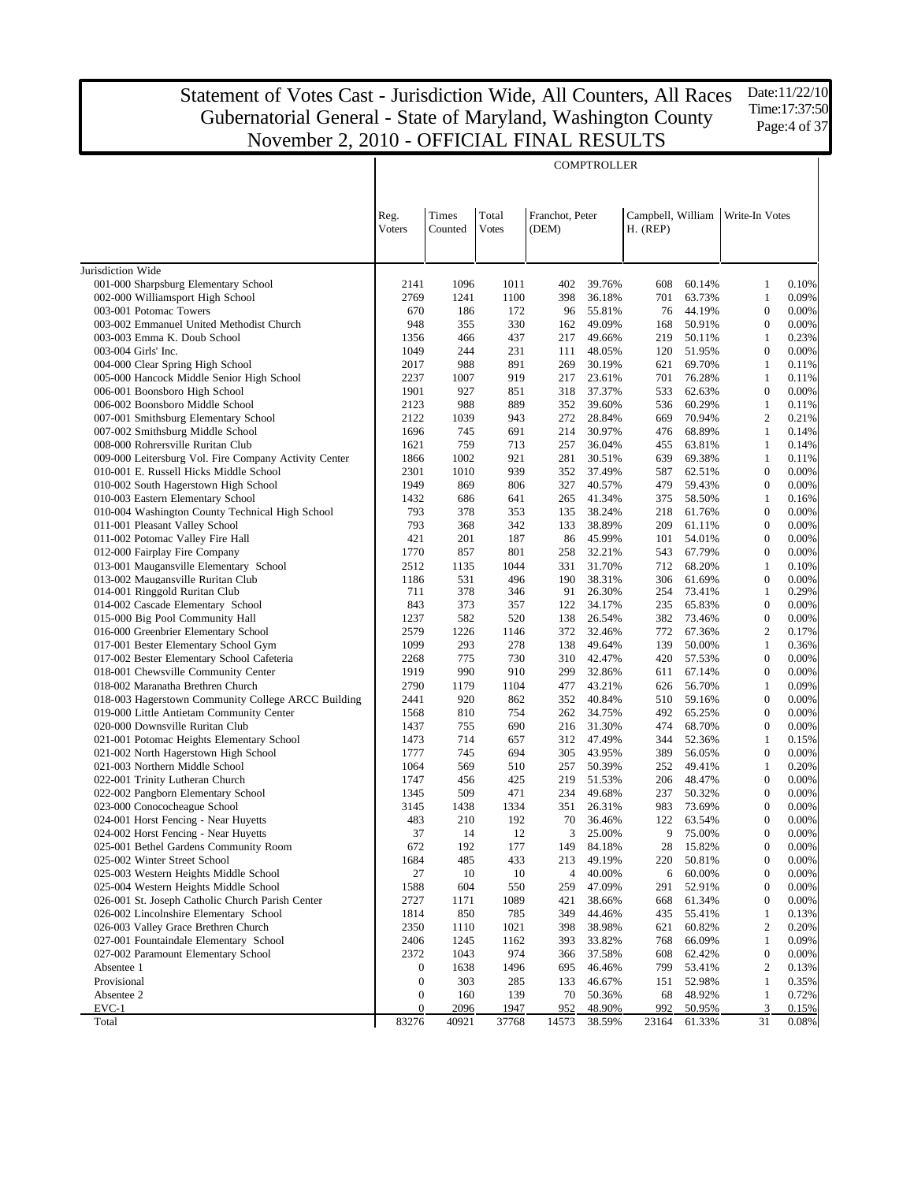# Statement of Votes Cast - Jurisdiction Wide, All Counters, All Races
## Gubernatorial General - State of Maryland, Washington County
## November 2, 2010 - OFFICIAL FINAL RESULTS

Date:11/22/10
Time:17:37:50

### COMPTROLLER

| | Reg. Voters | Times Counted | Total Votes | Franchot, Peter (DEM) | | Campbell, William H. (REP) | | Write-In Votes | |
|---|---|---|---|---|---|---|---|---|---|
| Jurisdiction Wide | | | | | | | | | |
| 001-000 Sharpsburg Elementary School | 2141 | 1096 | 1011 | 402 | 39.76% | 608 | 60.14% | 1 | 0.10% |
| 002-000 Williamsport High School | 2769 | 1241 | 1100 | 398 | 36.18% | 701 | 63.73% | 1 | 0.09% |
| 003-001 Potomac Towers | 670 | 186 | 172 | 96 | 55.81% | 76 | 44.19% | 0 | 0.00% |
| 003-002 Emmanuel United Methodist Church | 948 | 355 | 330 | 162 | 49.09% | 168 | 50.91% | 0 | 0.00% |
| 003-003 Emma K. Doub School | 1356 | 466 | 437 | 217 | 49.66% | 219 | 50.11% | 1 | 0.23% |
| 003-004 Girls' Inc. | 1049 | 244 | 231 | 111 | 48.05% | 120 | 51.95% | 0 | 0.00% |
| 004-000 Clear Spring High School | 2017 | 988 | 891 | 269 | 30.19% | 621 | 69.70% | 1 | 0.11% |
| 005-000 Hancock Middle Senior High School | 2237 | 1007 | 919 | 217 | 23.61% | 701 | 76.28% | 1 | 0.11% |
| 006-001 Boonsboro High School | 1901 | 927 | 851 | 318 | 37.37% | 533 | 62.63% | 0 | 0.00% |
| 006-002 Boonsboro Middle School | 2123 | 988 | 889 | 352 | 39.60% | 536 | 60.29% | 1 | 0.11% |
| 007-001 Smithsburg Elementary School | 2122 | 1039 | 943 | 272 | 28.84% | 669 | 70.94% | 2 | 0.21% |
| 007-002 Smithsburg Middle School | 1696 | 745 | 691 | 214 | 30.97% | 476 | 68.89% | 1 | 0.14% |
| 008-000 Rohrersville Ruritan Club | 1621 | 759 | 713 | 257 | 36.04% | 455 | 63.81% | 1 | 0.14% |
| 009-000 Leitersburg Vol. Fire Company Activity Center | 1866 | 1002 | 921 | 281 | 30.51% | 639 | 69.38% | 1 | 0.11% |
| 010-001 E. Russell Hicks Middle School | 2301 | 1010 | 939 | 352 | 37.49% | 587 | 62.51% | 0 | 0.00% |
| 010-002 South Hagerstown High School | 1949 | 869 | 806 | 327 | 40.57% | 479 | 59.43% | 0 | 0.00% |
| 010-003 Eastern Elementary School | 1432 | 686 | 641 | 265 | 41.34% | 375 | 58.50% | 1 | 0.16% |
| 010-004 Washington County Technical High School | 793 | 378 | 353 | 135 | 38.24% | 218 | 61.76% | 0 | 0.00% |
| 011-001 Pleasant Valley School | 793 | 368 | 342 | 133 | 38.89% | 209 | 61.11% | 0 | 0.00% |
| 011-002 Potomac Valley Fire Hall | 421 | 201 | 187 | 86 | 45.99% | 101 | 54.01% | 0 | 0.00% |
| 012-000 Fairplay Fire Company | 1770 | 857 | 801 | 258 | 32.21% | 543 | 67.79% | 0 | 0.00% |
| 013-001 Maugansville Elementary School | 2512 | 1135 | 1044 | 331 | 31.70% | 712 | 68.20% | 1 | 0.10% |
| 013-002 Maugansville Ruritan Club | 1186 | 531 | 496 | 190 | 38.31% | 306 | 61.69% | 0 | 0.00% |
| 014-001 Ringgold Ruritan Club | 711 | 378 | 346 | 91 | 26.30% | 254 | 73.41% | 1 | 0.29% |
| 014-002 Cascade Elementary School | 843 | 373 | 357 | 122 | 34.17% | 235 | 65.83% | 0 | 0.00% |
| 015-000 Big Pool Community Hall | 1237 | 582 | 520 | 138 | 26.54% | 382 | 73.46% | 0 | 0.00% |
| 016-000 Greenbrier Elementary School | 2579 | 1226 | 1146 | 372 | 32.46% | 772 | 67.36% | 2 | 0.17% |
| 017-001 Bester Elementary School Gym | 1099 | 293 | 278 | 138 | 49.64% | 139 | 50.00% | 1 | 0.36% |
| 017-002 Bester Elementary School Cafeteria | 2268 | 775 | 730 | 310 | 42.47% | 420 | 57.53% | 0 | 0.00% |
| 018-001 Chewsville Community Center | 1919 | 990 | 910 | 299 | 32.86% | 611 | 67.14% | 0 | 0.00% |
| 018-002 Maranatha Brethren Church | 2790 | 1179 | 1104 | 477 | 43.21% | 626 | 56.70% | 1 | 0.09% |
| 018-003 Hagerstown Community College ARCC Building | 2441 | 920 | 862 | 352 | 40.84% | 510 | 59.16% | 0 | 0.00% |
| 019-000 Little Antietam Community Center | 1568 | 810 | 754 | 262 | 34.75% | 492 | 65.25% | 0 | 0.00% |
| 020-000 Downsville Ruritan Club | 1437 | 755 | 690 | 216 | 31.30% | 474 | 68.70% | 0 | 0.00% |
| 021-001 Potomac Heights Elementary School | 1473 | 714 | 657 | 312 | 47.49% | 344 | 52.36% | 1 | 0.15% |
| 021-002 North Hagerstown High School | 1777 | 745 | 694 | 305 | 43.95% | 389 | 56.05% | 0 | 0.00% |
| 021-003 Northern Middle School | 1064 | 569 | 510 | 257 | 50.39% | 252 | 49.41% | 1 | 0.20% |
| 022-001 Trinity Lutheran Church | 1747 | 456 | 425 | 219 | 51.53% | 206 | 48.47% | 0 | 0.00% |
| 022-002 Pangborn Elementary School | 1345 | 509 | 471 | 234 | 49.68% | 237 | 50.32% | 0 | 0.00% |
| 023-000 Conococheague School | 3145 | 1438 | 1334 | 351 | 26.31% | 983 | 73.69% | 0 | 0.00% |
| 024-001 Horst Fencing - Near Huyetts | 483 | 210 | 192 | 70 | 36.46% | 122 | 63.54% | 0 | 0.00% |
| 024-002 Horst Fencing - Near Huyetts | 37 | 14 | 12 | 3 | 25.00% | 9 | 75.00% | 0 | 0.00% |
| 025-001 Bethel Gardens Community Room | 672 | 192 | 177 | 149 | 84.18% | 28 | 15.82% | 0 | 0.00% |
| 025-002 Winter Street School | 1684 | 485 | 433 | 213 | 49.19% | 220 | 50.81% | 0 | 0.00% |
| 025-003 Western Heights Middle School | 27 | 10 | 10 | 4 | 40.00% | 6 | 60.00% | 0 | 0.00% |
| 025-004 Western Heights Middle School | 1588 | 604 | 550 | 259 | 47.09% | 291 | 52.91% | 0 | 0.00% |
| 026-001 St. Joseph Catholic Church Parish Center | 2727 | 1171 | 1089 | 421 | 38.66% | 668 | 61.34% | 0 | 0.00% |
| 026-002 Lincolnshire Elementary School | 1814 | 850 | 785 | 349 | 44.46% | 435 | 55.41% | 1 | 0.13% |
| 026-003 Valley Grace Brethren Church | 2350 | 1110 | 1021 | 398 | 38.98% | 621 | 60.82% | 2 | 0.20% |
| 027-001 Fountaindale Elementary School | 2406 | 1245 | 1162 | 393 | 33.82% | 768 | 66.09% | 1 | 0.09% |
| 027-002 Paramount Elementary School | 2372 | 1043 | 974 | 366 | 37.58% | 608 | 62.42% | 0 | 0.00% |
| Absentee 1 | 0 | 1638 | 1496 | 695 | 46.46% | 799 | 53.41% | 2 | 0.13% |
| Provisional | 0 | 303 | 285 | 133 | 46.67% | 151 | 52.98% | 1 | 0.35% |
| Absentee 2 | 0 | 160 | 139 | 70 | 50.36% | 68 | 48.92% | 1 | 0.72% |
| EVC-1 | 0 | 2096 | 1947 | 952 | 48.90% | 992 | 50.95% | 3 | 0.15% |
| Total | 83276 | 40921 | 37768 | 14573 | 38.59% | 23164 | 61.33% | 31 | 0.08% |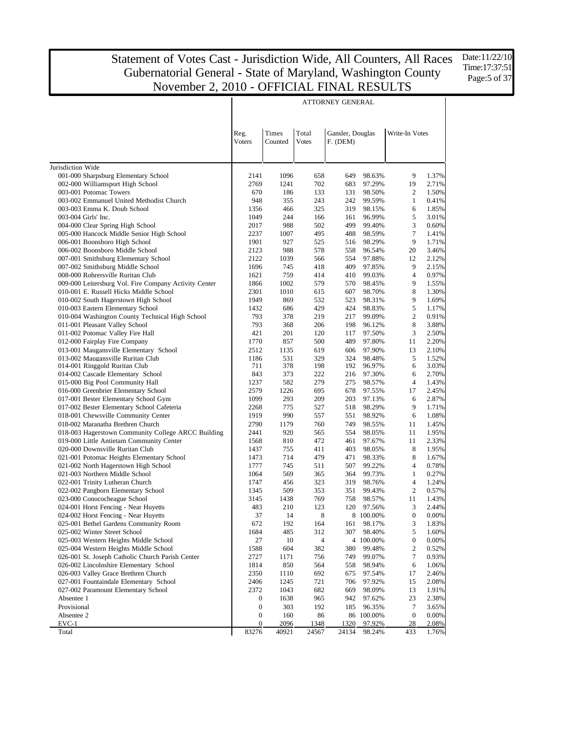# Statement of Votes Cast - Jurisdiction Wide, All Counters, All Races
# Gubernatorial General - State of Maryland, Washington County
# November 2, 2010 - OFFICIAL FINAL RESULTS

Date:11/22/10
Time:17:37:51

## ATTORNEY GENERAL

| | Reg. Voters | Times Counted | Total Votes | Gansler, Douglas F. (DEM) | | Write-In Votes | |
|---|---|---|---|---|---|---|---|
| Jurisdiction Wide | | | | | | | |
| 001-000 Sharpsburg Elementary School | 2141 | 1096 | 658 | 649 | 98.63% | 9 | 1.37% |
| 002-000 Williamsport High School | 2769 | 1241 | 702 | 683 | 97.29% | 19 | 2.71% |
| 003-001 Potomac Towers | 670 | 186 | 133 | 131 | 98.50% | 2 | 1.50% |
| 003-002 Emmanuel United Methodist Church | 948 | 355 | 243 | 242 | 99.59% | 1 | 0.41% |
| 003-003 Emma K. Doub School | 1356 | 466 | 325 | 319 | 98.15% | 6 | 1.85% |
| 003-004 Girls' Inc. | 1049 | 244 | 166 | 161 | 96.99% | 5 | 3.01% |
| 004-000 Clear Spring High School | 2017 | 988 | 502 | 499 | 99.40% | 3 | 0.60% |
| 005-000 Hancock Middle Senior High School | 2237 | 1007 | 495 | 488 | 98.59% | 7 | 1.41% |
| 006-001 Boonsboro High School | 1901 | 927 | 525 | 516 | 98.29% | 9 | 1.71% |
| 006-002 Boonsboro Middle School | 2123 | 988 | 578 | 558 | 96.54% | 20 | 3.46% |
| 007-001 Smithsburg Elementary School | 2122 | 1039 | 566 | 554 | 97.88% | 12 | 2.12% |
| 007-002 Smithsburg Middle School | 1696 | 745 | 418 | 409 | 97.85% | 9 | 2.15% |
| 008-000 Rohrersville Ruritan Club | 1621 | 759 | 414 | 410 | 99.03% | 4 | 0.97% |
| 009-000 Leitersburg Vol. Fire Company Activity Center | 1866 | 1002 | 579 | 570 | 98.45% | 9 | 1.55% |
| 010-001 E. Russell Hicks Middle School | 2301 | 1010 | 615 | 607 | 98.70% | 8 | 1.30% |
| 010-002 South Hagerstown High School | 1949 | 869 | 532 | 523 | 98.31% | 9 | 1.69% |
| 010-003 Eastern Elementary School | 1432 | 686 | 429 | 424 | 98.83% | 5 | 1.17% |
| 010-004 Washington County Technical High School | 793 | 378 | 219 | 217 | 99.09% | 2 | 0.91% |
| 011-001 Pleasant Valley School | 793 | 368 | 206 | 198 | 96.12% | 8 | 3.88% |
| 011-002 Potomac Valley Fire Hall | 421 | 201 | 120 | 117 | 97.50% | 3 | 2.50% |
| 012-000 Fairplay Fire Company | 1770 | 857 | 500 | 489 | 97.80% | 11 | 2.20% |
| 013-001 Maugansville Elementary School | 2512 | 1135 | 619 | 606 | 97.90% | 13 | 2.10% |
| 013-002 Maugansville Ruritan Club | 1186 | 531 | 329 | 324 | 98.48% | 5 | 1.52% |
| 014-001 Ringgold Ruritan Club | 711 | 378 | 198 | 192 | 96.97% | 6 | 3.03% |
| 014-002 Cascade Elementary School | 843 | 373 | 222 | 216 | 97.30% | 6 | 2.70% |
| 015-000 Big Pool Community Hall | 1237 | 582 | 279 | 275 | 98.57% | 4 | 1.43% |
| 016-000 Greenbrier Elementary School | 2579 | 1226 | 695 | 678 | 97.55% | 17 | 2.45% |
| 017-001 Bester Elementary School Gym | 1099 | 293 | 209 | 203 | 97.13% | 6 | 2.87% |
| 017-002 Bester Elementary School Cafeteria | 2268 | 775 | 527 | 518 | 98.29% | 9 | 1.71% |
| 018-001 Chewsville Community Center | 1919 | 990 | 557 | 551 | 98.92% | 6 | 1.08% |
| 018-002 Maranatha Brethren Church | 2790 | 1179 | 760 | 749 | 98.55% | 11 | 1.45% |
| 018-003 Hagerstown Community College ARCC Building | 2441 | 920 | 565 | 554 | 98.05% | 11 | 1.95% |
| 019-000 Little Antietam Community Center | 1568 | 810 | 472 | 461 | 97.67% | 11 | 2.33% |
| 020-000 Downsville Ruritan Club | 1437 | 755 | 411 | 403 | 98.05% | 8 | 1.95% |
| 021-001 Potomac Heights Elementary School | 1473 | 714 | 479 | 471 | 98.33% | 8 | 1.67% |
| 021-002 North Hagerstown High School | 1777 | 745 | 511 | 507 | 99.22% | 4 | 0.78% |
| 021-003 Northern Middle School | 1064 | 569 | 365 | 364 | 99.73% | 1 | 0.27% |
| 022-001 Trinity Lutheran Church | 1747 | 456 | 323 | 319 | 98.76% | 4 | 1.24% |
| 022-002 Pangborn Elementary School | 1345 | 509 | 353 | 351 | 99.43% | 2 | 0.57% |
| 023-000 Conococheague School | 3145 | 1438 | 769 | 758 | 98.57% | 11 | 1.43% |
| 024-001 Horst Fencing - Near Huyetts | 483 | 210 | 123 | 120 | 97.56% | 3 | 2.44% |
| 024-002 Horst Fencing - Near Huyetts | 37 | 14 | 8 | 8 | 100.00% | 0 | 0.00% |
| 025-001 Bethel Gardens Community Room | 672 | 192 | 164 | 161 | 98.17% | 3 | 1.83% |
| 025-002 Winter Street School | 1684 | 485 | 312 | 307 | 98.40% | 5 | 1.60% |
| 025-003 Western Heights Middle School | 27 | 10 | 4 | 4 | 100.00% | 0 | 0.00% |
| 025-004 Western Heights Middle School | 1588 | 604 | 382 | 380 | 99.48% | 2 | 0.52% |
| 026-001 St. Joseph Catholic Church Parish Center | 2727 | 1171 | 756 | 749 | 99.07% | 7 | 0.93% |
| 026-002 Lincolnshire Elementary School | 1814 | 850 | 564 | 558 | 98.94% | 6 | 1.06% |
| 026-003 Valley Grace Brethren Church | 2350 | 1110 | 692 | 675 | 97.54% | 17 | 2.46% |
| 027-001 Fountaindale Elementary School | 2406 | 1245 | 721 | 706 | 97.92% | 15 | 2.08% |
| 027-002 Paramount Elementary School | 2372 | 1043 | 682 | 669 | 98.09% | 13 | 1.91% |
| Absentee 1 | 0 | 1638 | 965 | 942 | 97.62% | 23 | 2.38% |
| Provisional | 0 | 303 | 192 | 185 | 96.35% | 7 | 3.65% |
| Absentee 2 | 0 | 160 | 86 | 86 | 100.00% | 0 | 0.00% |
| EVC-1 | 0 | 2096 | 1348 | 1320 | 97.92% | 28 | 2.08% |
| Total | 83276 | 40921 | 24567 | 24134 | 98.24% | 433 | 1.76% |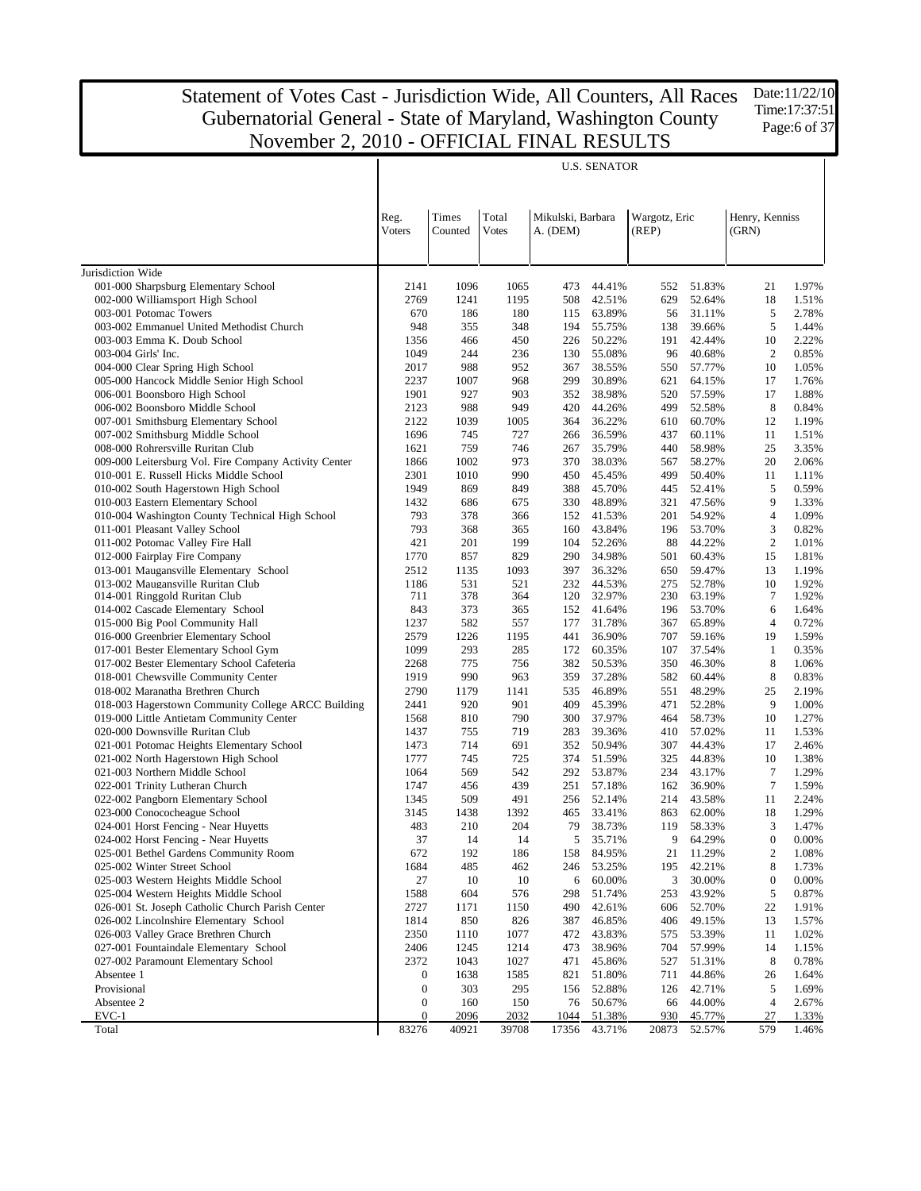# Statement of Votes Cast - Jurisdiction Wide, All Counters, All Races
# Gubernatorial General - State of Maryland, Washington County
# November 2, 2010 - OFFICIAL FINAL RESULTS

Date:11/22/10
Time:17:37:51

## U.S. SENATOR

| | Reg. Voters | Times Counted | Total Votes | Mikulski, Barbara A. (DEM) | | Wargotz, Eric (REP) | | Henry, Kenniss (GRN) | |
|---|---|---|---|---|---|---|---|---|---|
| Jurisdiction Wide | | | | | | | | | |
| 001-000 Sharpsburg Elementary School | 2141 | 1096 | 1065 | 473 | 44.41% | 552 | 51.83% | 21 | 1.97% |
| 002-000 Williamsport High School | 2769 | 1241 | 1195 | 508 | 42.51% | 629 | 52.64% | 18 | 1.51% |
| 003-001 Potomac Towers | 670 | 186 | 180 | 115 | 63.89% | 56 | 31.11% | 5 | 2.78% |
| 003-002 Emmanuel United Methodist Church | 948 | 355 | 348 | 194 | 55.75% | 138 | 39.66% | 5 | 1.44% |
| 003-003 Emma K. Doub School | 1356 | 466 | 450 | 226 | 50.22% | 191 | 42.44% | 10 | 2.22% |
| 003-004 Girls' Inc. | 1049 | 244 | 236 | 130 | 55.08% | 96 | 40.68% | 2 | 0.85% |
| 004-000 Clear Spring High School | 2017 | 988 | 952 | 367 | 38.55% | 550 | 57.77% | 10 | 1.05% |
| 005-000 Hancock Middle Senior High School | 2237 | 1007 | 968 | 299 | 30.89% | 621 | 64.15% | 17 | 1.76% |
| 006-001 Boonsboro High School | 1901 | 927 | 903 | 352 | 38.98% | 520 | 57.59% | 17 | 1.88% |
| 006-002 Boonsboro Middle School | 2123 | 988 | 949 | 420 | 44.26% | 499 | 52.58% | 8 | 0.84% |
| 007-001 Smithsburg Elementary School | 2122 | 1039 | 1005 | 364 | 36.22% | 610 | 60.70% | 12 | 1.19% |
| 007-002 Smithsburg Middle School | 1696 | 745 | 727 | 266 | 36.59% | 437 | 60.11% | 11 | 1.51% |
| 008-000 Rohrersville Ruritan Club | 1621 | 759 | 746 | 267 | 35.79% | 440 | 58.98% | 25 | 3.35% |
| 009-000 Leitersburg Vol. Fire Company Activity Center | 1866 | 1002 | 973 | 370 | 38.03% | 567 | 58.27% | 20 | 2.06% |
| 010-001 E. Russell Hicks Middle School | 2301 | 1010 | 990 | 450 | 45.45% | 499 | 50.40% | 11 | 1.11% |
| 010-002 South Hagerstown High School | 1949 | 869 | 849 | 388 | 45.70% | 445 | 52.41% | 5 | 0.59% |
| 010-003 Eastern Elementary School | 1432 | 686 | 675 | 330 | 48.89% | 321 | 47.56% | 9 | 1.33% |
| 010-004 Washington County Technical High School | 793 | 378 | 366 | 152 | 41.53% | 201 | 54.92% | 4 | 1.09% |
| 011-001 Pleasant Valley School | 793 | 368 | 365 | 160 | 43.84% | 196 | 53.70% | 3 | 0.82% |
| 011-002 Potomac Valley Fire Hall | 421 | 201 | 199 | 104 | 52.26% | 88 | 44.22% | 2 | 1.01% |
| 012-000 Fairplay Fire Company | 1770 | 857 | 829 | 290 | 34.98% | 501 | 60.43% | 15 | 1.81% |
| 013-001 Maugansville Elementary School | 2512 | 1135 | 1093 | 397 | 36.32% | 650 | 59.47% | 13 | 1.19% |
| 013-002 Maugansville Ruritan Club | 1186 | 531 | 521 | 232 | 44.53% | 275 | 52.78% | 10 | 1.92% |
| 014-001 Ringgold Ruritan Club | 711 | 378 | 364 | 120 | 32.97% | 230 | 63.19% | 7 | 1.92% |
| 014-002 Cascade Elementary School | 843 | 373 | 365 | 152 | 41.64% | 196 | 53.70% | 6 | 1.64% |
| 015-000 Big Pool Community Hall | 1237 | 582 | 557 | 177 | 31.78% | 367 | 65.89% | 4 | 0.72% |
| 016-000 Greenbrier Elementary School | 2579 | 1226 | 1195 | 441 | 36.90% | 707 | 59.16% | 19 | 1.59% |
| 017-001 Bester Elementary School Gym | 1099 | 293 | 285 | 172 | 60.35% | 107 | 37.54% | 1 | 0.35% |
| 017-002 Bester Elementary School Cafeteria | 2268 | 775 | 756 | 382 | 50.53% | 350 | 46.30% | 8 | 1.06% |
| 018-001 Chewsville Community Center | 1919 | 990 | 963 | 359 | 37.28% | 582 | 60.44% | 8 | 0.83% |
| 018-002 Maranatha Brethren Church | 2790 | 1179 | 1141 | 535 | 46.89% | 551 | 48.29% | 25 | 2.19% |
| 018-003 Hagerstown Community College ARCC Building | 2441 | 920 | 901 | 409 | 45.39% | 471 | 52.28% | 9 | 1.00% |
| 019-000 Little Antietam Community Center | 1568 | 810 | 790 | 300 | 37.97% | 464 | 58.73% | 10 | 1.27% |
| 020-000 Downsville Ruritan Club | 1437 | 755 | 719 | 283 | 39.36% | 410 | 57.02% | 11 | 1.53% |
| 021-001 Potomac Heights Elementary School | 1473 | 714 | 691 | 352 | 50.94% | 307 | 44.43% | 17 | 2.46% |
| 021-002 North Hagerstown High School | 1777 | 745 | 725 | 374 | 51.59% | 325 | 44.83% | 10 | 1.38% |
| 021-003 Northern Middle School | 1064 | 569 | 542 | 292 | 53.87% | 234 | 43.17% | 7 | 1.29% |
| 022-001 Trinity Lutheran Church | 1747 | 456 | 439 | 251 | 57.18% | 162 | 36.90% | 7 | 1.59% |
| 022-002 Pangborn Elementary School | 1345 | 509 | 491 | 256 | 52.14% | 214 | 43.58% | 11 | 2.24% |
| 023-000 Conococheague School | 3145 | 1438 | 1392 | 465 | 33.41% | 863 | 62.00% | 18 | 1.29% |
| 024-001 Horst Fencing - Near Huyetts | 483 | 210 | 204 | 79 | 38.73% | 119 | 58.33% | 3 | 1.47% |
| 024-002 Horst Fencing - Near Huyetts | 37 | 14 | 14 | 5 | 35.71% | 9 | 64.29% | 0 | 0.00% |
| 025-001 Bethel Gardens Community Room | 672 | 192 | 186 | 158 | 84.95% | 21 | 11.29% | 2 | 1.08% |
| 025-002 Winter Street School | 1684 | 485 | 462 | 246 | 53.25% | 195 | 42.21% | 8 | 1.73% |
| 025-003 Western Heights Middle School | 27 | 10 | 10 | 6 | 60.00% | 3 | 30.00% | 0 | 0.00% |
| 025-004 Western Heights Middle School | 1588 | 604 | 576 | 298 | 51.74% | 253 | 43.92% | 5 | 0.87% |
| 026-001 St. Joseph Catholic Church Parish Center | 2727 | 1171 | 1150 | 490 | 42.61% | 606 | 52.70% | 22 | 1.91% |
| 026-002 Lincolnshire Elementary School | 1814 | 850 | 826 | 387 | 46.85% | 406 | 49.15% | 13 | 1.57% |
| 026-003 Valley Grace Brethren Church | 2350 | 1110 | 1077 | 472 | 43.83% | 575 | 53.39% | 11 | 1.02% |
| 027-001 Fountaindale Elementary School | 2406 | 1245 | 1214 | 473 | 38.96% | 704 | 57.99% | 14 | 1.15% |
| 027-002 Paramount Elementary School | 2372 | 1043 | 1027 | 471 | 45.86% | 527 | 51.31% | 8 | 0.78% |
| Absentee 1 | 0 | 1638 | 1585 | 821 | 51.80% | 711 | 44.86% | 26 | 1.64% |
| Provisional | 0 | 303 | 295 | 156 | 52.88% | 126 | 42.71% | 5 | 1.69% |
| Absentee 2 | 0 | 160 | 150 | 76 | 50.67% | 66 | 44.00% | 4 | 2.67% |
| EVC-1 | 0 | 2096 | 2032 | 1044 | 51.38% | 930 | 45.77% | 27 | 1.33% |
| Total | 83276 | 40921 | 39708 | 17356 | 43.71% | 20873 | 52.57% | 579 | 1.46% |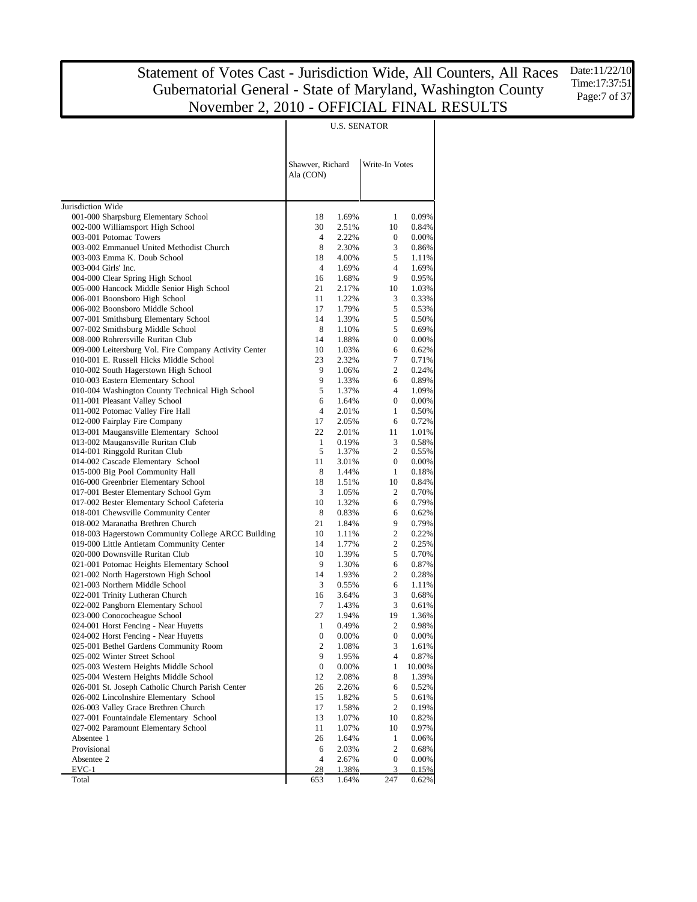# Statement of Votes Cast - Jurisdiction Wide, All Counters, All Races
## Gubernatorial General - State of Maryland, Washington County
## November 2, 2010 - OFFICIAL FINAL RESULTS

Date:11/22/10
Time:17:37:51

| | U.S. SENATOR | | | |
|---|---|---|---|---|
| | Shawver, Richard Ala (CON) | | Write-In Votes | |
| Jurisdiction Wide | | | | |
| 001-000 Sharpsburg Elementary School | 18 | 1.69% | 1 | 0.09% |
| 002-000 Williamsport High School | 30 | 2.51% | 10 | 0.84% |
| 003-001 Potomac Towers | 4 | 2.22% | 0 | 0.00% |
| 003-002 Emmanuel United Methodist Church | 8 | 2.30% | 3 | 0.86% |
| 003-003 Emma K. Doub School | 18 | 4.00% | 5 | 1.11% |
| 003-004 Girls' Inc. | 4 | 1.69% | 4 | 1.69% |
| 004-000 Clear Spring High School | 16 | 1.68% | 9 | 0.95% |
| 005-000 Hancock Middle Senior High School | 21 | 2.17% | 10 | 1.03% |
| 006-001 Boonsboro High School | 11 | 1.22% | 3 | 0.33% |
| 006-002 Boonsboro Middle School | 17 | 1.79% | 5 | 0.53% |
| 007-001 Smithsburg Elementary School | 14 | 1.39% | 5 | 0.50% |
| 007-002 Smithsburg Middle School | 8 | 1.10% | 5 | 0.69% |
| 008-000 Rohrersville Ruritan Club | 14 | 1.88% | 0 | 0.00% |
| 009-000 Leitersburg Vol. Fire Company Activity Center | 10 | 1.03% | 6 | 0.62% |
| 010-001 E. Russell Hicks Middle School | 23 | 2.32% | 7 | 0.71% |
| 010-002 South Hagerstown High School | 9 | 1.06% | 2 | 0.24% |
| 010-003 Eastern Elementary School | 9 | 1.33% | 6 | 0.89% |
| 010-004 Washington County Technical High School | 5 | 1.37% | 4 | 1.09% |
| 011-001 Pleasant Valley School | 6 | 1.64% | 0 | 0.00% |
| 011-002 Potomac Valley Fire Hall | 4 | 2.01% | 1 | 0.50% |
| 012-000 Fairplay Fire Company | 17 | 2.05% | 6 | 0.72% |
| 013-001 Maugansville Elementary School | 22 | 2.01% | 11 | 1.01% |
| 013-002 Maugansville Ruritan Club | 1 | 0.19% | 3 | 0.58% |
| 014-001 Ringgold Ruritan Club | 5 | 1.37% | 2 | 0.55% |
| 014-002 Cascade Elementary School | 11 | 3.01% | 0 | 0.00% |
| 015-000 Big Pool Community Hall | 8 | 1.44% | 1 | 0.18% |
| 016-000 Greenbrier Elementary School | 18 | 1.51% | 10 | 0.84% |
| 017-001 Bester Elementary School Gym | 3 | 1.05% | 2 | 0.70% |
| 017-002 Bester Elementary School Cafeteria | 10 | 1.32% | 6 | 0.79% |
| 018-001 Chewsville Community Center | 8 | 0.83% | 6 | 0.62% |
| 018-002 Maranatha Brethren Church | 21 | 1.84% | 9 | 0.79% |
| 018-003 Hagerstown Community College ARCC Building | 10 | 1.11% | 2 | 0.22% |
| 019-000 Little Antietam Community Center | 14 | 1.77% | 2 | 0.25% |
| 020-000 Downsville Ruritan Club | 10 | 1.39% | 5 | 0.70% |
| 021-001 Potomac Heights Elementary School | 9 | 1.30% | 6 | 0.87% |
| 021-002 North Hagerstown High School | 14 | 1.93% | 2 | 0.28% |
| 021-003 Northern Middle School | 3 | 0.55% | 6 | 1.11% |
| 022-001 Trinity Lutheran Church | 16 | 3.64% | 3 | 0.68% |
| 022-002 Pangborn Elementary School | 7 | 1.43% | 3 | 0.61% |
| 023-000 Conococheague School | 27 | 1.94% | 19 | 1.36% |
| 024-001 Horst Fencing - Near Huyetts | 1 | 0.49% | 2 | 0.98% |
| 024-002 Horst Fencing - Near Huyetts | 0 | 0.00% | 0 | 0.00% |
| 025-001 Bethel Gardens Community Room | 2 | 1.08% | 3 | 1.61% |
| 025-002 Winter Street School | 9 | 1.95% | 4 | 0.87% |
| 025-003 Western Heights Middle School | 0 | 0.00% | 1 | 10.00% |
| 025-004 Western Heights Middle School | 12 | 2.08% | 8 | 1.39% |
| 026-001 St. Joseph Catholic Church Parish Center | 26 | 2.26% | 6 | 0.52% |
| 026-002 Lincolnshire Elementary School | 15 | 1.82% | 5 | 0.61% |
| 026-003 Valley Grace Brethren Church | 17 | 1.58% | 2 | 0.19% |
| 027-001 Fountaindale Elementary School | 13 | 1.07% | 10 | 0.82% |
| 027-002 Paramount Elementary School | 11 | 1.07% | 10 | 0.97% |
| Absentee 1 | 26 | 1.64% | 1 | 0.06% |
| Provisional | 6 | 2.03% | 2 | 0.68% |
| Absentee 2 | 4 | 2.67% | 0 | 0.00% |
| EVC-1 | 28 | 1.38% | 3 | 0.15% |
| Total | 653 | 1.64% | 247 | 0.62% |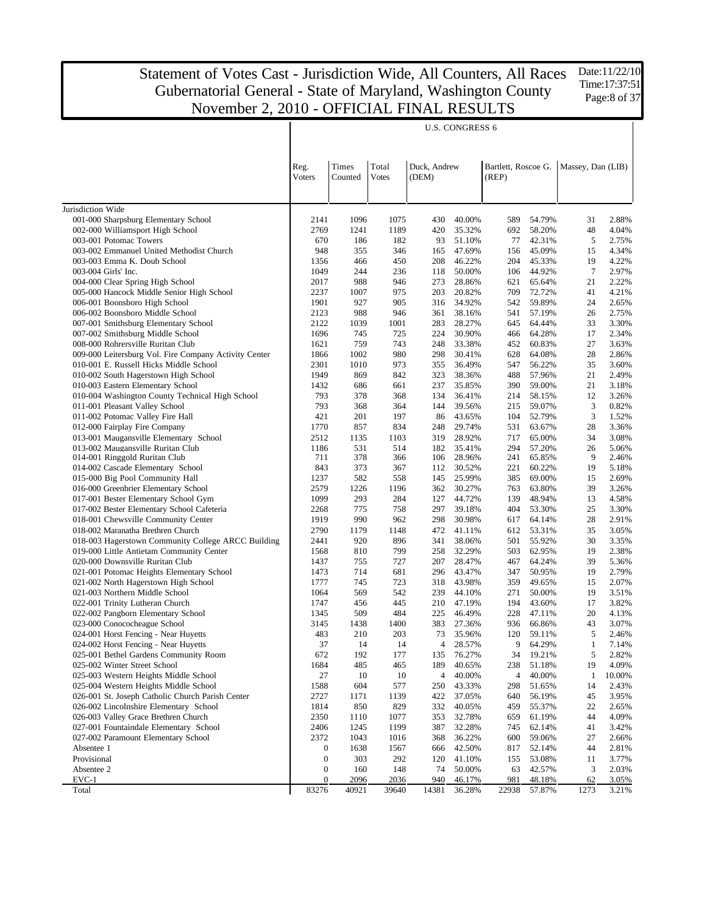# Statement of Votes Cast - Jurisdiction Wide, All Counters, All Races
## Gubernatorial General - State of Maryland, Washington County
## November 2, 2010 - OFFICIAL FINAL RESULTS

Date:11/22/10
Time:17:37:51

| | U.S. CONGRESS 6 | | | | | | | | |
|---|---|---|---|---|---|---|---|---|---|
| | Reg. Voters | Times Counted | Total Votes | Duck, Andrew (DEM) | | Bartlett, Roscoe G. (REP) | | Massey, Dan (LIB) | |
| Jurisdiction Wide | | | | | | | | | |
| 001-000 Sharpsburg Elementary School | 2141 | 1096 | 1075 | 430 | 40.00% | 589 | 54.79% | 31 | 2.88% |
| 002-000 Williamsport High School | 2769 | 1241 | 1189 | 420 | 35.32% | 692 | 58.20% | 48 | 4.04% |
| 003-001 Potomac Towers | 670 | 186 | 182 | 93 | 51.10% | 77 | 42.31% | 5 | 2.75% |
| 003-002 Emmanuel United Methodist Church | 948 | 355 | 346 | 165 | 47.69% | 156 | 45.09% | 15 | 4.34% |
| 003-003 Emma K. Doub School | 1356 | 466 | 450 | 208 | 46.22% | 204 | 45.33% | 19 | 4.22% |
| 003-004 Girls' Inc. | 1049 | 244 | 236 | 118 | 50.00% | 106 | 44.92% | 7 | 2.97% |
| 004-000 Clear Spring High School | 2017 | 988 | 946 | 273 | 28.86% | 621 | 65.64% | 21 | 2.22% |
| 005-000 Hancock Middle Senior High School | 2237 | 1007 | 975 | 203 | 20.82% | 709 | 72.72% | 41 | 4.21% |
| 006-001 Boonsboro High School | 1901 | 927 | 905 | 316 | 34.92% | 542 | 59.89% | 24 | 2.65% |
| 006-002 Boonsboro Middle School | 2123 | 988 | 946 | 361 | 38.16% | 541 | 57.19% | 26 | 2.75% |
| 007-001 Smithsburg Elementary School | 2122 | 1039 | 1001 | 283 | 28.27% | 645 | 64.44% | 33 | 3.30% |
| 007-002 Smithsburg Middle School | 1696 | 745 | 725 | 224 | 30.90% | 466 | 64.28% | 17 | 2.34% |
| 008-000 Rohrersville Ruritan Club | 1621 | 759 | 743 | 248 | 33.38% | 452 | 60.83% | 27 | 3.63% |
| 009-000 Leitersburg Vol. Fire Company Activity Center | 1866 | 1002 | 980 | 298 | 30.41% | 628 | 64.08% | 28 | 2.86% |
| 010-001 E. Russell Hicks Middle School | 2301 | 1010 | 973 | 355 | 36.49% | 547 | 56.22% | 35 | 3.60% |
| 010-002 South Hagerstown High School | 1949 | 869 | 842 | 323 | 38.36% | 488 | 57.96% | 21 | 2.49% |
| 010-003 Eastern Elementary School | 1432 | 686 | 661 | 237 | 35.85% | 390 | 59.00% | 21 | 3.18% |
| 010-004 Washington County Technical High School | 793 | 378 | 368 | 134 | 36.41% | 214 | 58.15% | 12 | 3.26% |
| 011-001 Pleasant Valley School | 793 | 368 | 364 | 144 | 39.56% | 215 | 59.07% | 3 | 0.82% |
| 011-002 Potomac Valley Fire Hall | 421 | 201 | 197 | 86 | 43.65% | 104 | 52.79% | 3 | 1.52% |
| 012-000 Fairplay Fire Company | 1770 | 857 | 834 | 248 | 29.74% | 531 | 63.67% | 28 | 3.36% |
| 013-001 Maugansville Elementary School | 2512 | 1135 | 1103 | 319 | 28.92% | 717 | 65.00% | 34 | 3.08% |
| 013-002 Maugansville Ruritan Club | 1186 | 531 | 514 | 182 | 35.41% | 294 | 57.20% | 26 | 5.06% |
| 014-001 Ringgold Ruritan Club | 711 | 378 | 366 | 106 | 28.96% | 241 | 65.85% | 9 | 2.46% |
| 014-002 Cascade Elementary School | 843 | 373 | 367 | 112 | 30.52% | 221 | 60.22% | 19 | 5.18% |
| 015-000 Big Pool Community Hall | 1237 | 582 | 558 | 145 | 25.99% | 385 | 69.00% | 15 | 2.69% |
| 016-000 Greenbrier Elementary School | 2579 | 1226 | 1196 | 362 | 30.27% | 763 | 63.80% | 39 | 3.26% |
| 017-001 Bester Elementary School Gym | 1099 | 293 | 284 | 127 | 44.72% | 139 | 48.94% | 13 | 4.58% |
| 017-002 Bester Elementary School Cafeteria | 2268 | 775 | 758 | 297 | 39.18% | 404 | 53.30% | 25 | 3.30% |
| 018-001 Chewsville Community Center | 1919 | 990 | 962 | 298 | 30.98% | 617 | 64.14% | 28 | 2.91% |
| 018-002 Maranatha Brethren Church | 2790 | 1179 | 1148 | 472 | 41.11% | 612 | 53.31% | 35 | 3.05% |
| 018-003 Hagerstown Community College ARCC Building | 2441 | 920 | 896 | 341 | 38.06% | 501 | 55.92% | 30 | 3.35% |
| 019-000 Little Antietam Community Center | 1568 | 810 | 799 | 258 | 32.29% | 503 | 62.95% | 19 | 2.38% |
| 020-000 Downsville Ruritan Club | 1437 | 755 | 727 | 207 | 28.47% | 467 | 64.24% | 39 | 5.36% |
| 021-001 Potomac Heights Elementary School | 1473 | 714 | 681 | 296 | 43.47% | 347 | 50.95% | 19 | 2.79% |
| 021-002 North Hagerstown High School | 1777 | 745 | 723 | 318 | 43.98% | 359 | 49.65% | 15 | 2.07% |
| 021-003 Northern Middle School | 1064 | 569 | 542 | 239 | 44.10% | 271 | 50.00% | 19 | 3.51% |
| 022-001 Trinity Lutheran Church | 1747 | 456 | 445 | 210 | 47.19% | 194 | 43.60% | 17 | 3.82% |
| 022-002 Pangborn Elementary School | 1345 | 509 | 484 | 225 | 46.49% | 228 | 47.11% | 20 | 4.13% |
| 023-000 Conococheague School | 3145 | 1438 | 1400 | 383 | 27.36% | 936 | 66.86% | 43 | 3.07% |
| 024-001 Horst Fencing - Near Huyetts | 483 | 210 | 203 | 73 | 35.96% | 120 | 59.11% | 5 | 2.46% |
| 024-002 Horst Fencing - Near Huyetts | 37 | 14 | 14 | 4 | 28.57% | 9 | 64.29% | 1 | 7.14% |
| 025-001 Bethel Gardens Community Room | 672 | 192 | 177 | 135 | 76.27% | 34 | 19.21% | 5 | 2.82% |
| 025-002 Winter Street School | 1684 | 485 | 465 | 189 | 40.65% | 238 | 51.18% | 19 | 4.09% |
| 025-003 Western Heights Middle School | 27 | 10 | 10 | 4 | 40.00% | 4 | 40.00% | 1 | 10.00% |
| 025-004 Western Heights Middle School | 1588 | 604 | 577 | 250 | 43.33% | 298 | 51.65% | 14 | 2.43% |
| 026-001 St. Joseph Catholic Church Parish Center | 2727 | 1171 | 1139 | 422 | 37.05% | 640 | 56.19% | 45 | 3.95% |
| 026-002 Lincolnshire Elementary School | 1814 | 850 | 829 | 332 | 40.05% | 459 | 55.37% | 22 | 2.65% |
| 026-003 Valley Grace Brethren Church | 2350 | 1110 | 1077 | 353 | 32.78% | 659 | 61.19% | 44 | 4.09% |
| 027-001 Fountaindale Elementary School | 2406 | 1245 | 1199 | 387 | 32.28% | 745 | 62.14% | 41 | 3.42% |
| 027-002 Paramount Elementary School | 2372 | 1043 | 1016 | 368 | 36.22% | 600 | 59.06% | 27 | 2.66% |
| Absentee 1 | 0 | 1638 | 1567 | 666 | 42.50% | 817 | 52.14% | 44 | 2.81% |
| Provisional | 0 | 303 | 292 | 120 | 41.10% | 155 | 53.08% | 11 | 3.77% |
| Absentee 2 | 0 | 160 | 148 | 74 | 50.00% | 63 | 42.57% | 3 | 2.03% |
| EVC-1 | 0 | 2096 | 2036 | 940 | 46.17% | 981 | 48.18% | 62 | 3.05% |
| Total | 83276 | 40921 | 39640 | 14381 | 36.28% | 22938 | 57.87% | 1273 | 3.21% |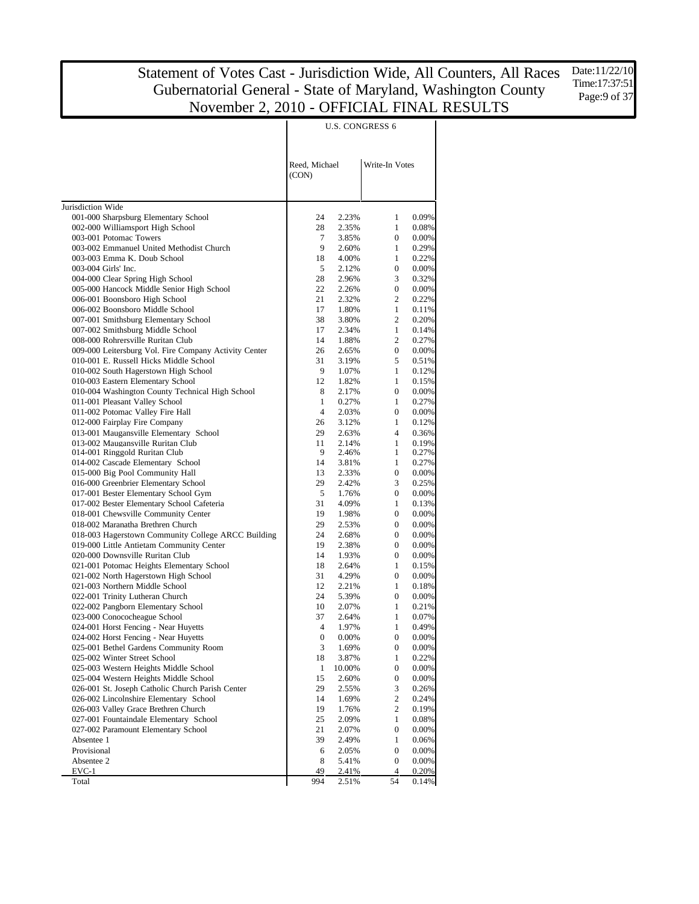# Statement of Votes Cast - Jurisdiction Wide, All Counters, All Races
## Gubernatorial General - State of Maryland, Washington County
## November 2, 2010 - OFFICIAL FINAL RESULTS

Date:11/22/10
Time:17:37:51

| | U.S. CONGRESS 6 | | | |
|---|---|---|---|---|
| | Reed, Michael (CON) | | Write-In Votes | |
| Jurisdiction Wide | | | | |
| 001-000 Sharpsburg Elementary School | 24 | 2.23% | 1 | 0.09% |
| 002-000 Williamsport High School | 28 | 2.35% | 1 | 0.08% |
| 003-001 Potomac Towers | 7 | 3.85% | 0 | 0.00% |
| 003-002 Emmanuel United Methodist Church | 9 | 2.60% | 1 | 0.29% |
| 003-003 Emma K. Doub School | 18 | 4.00% | 1 | 0.22% |
| 003-004 Girls' Inc. | 5 | 2.12% | 0 | 0.00% |
| 004-000 Clear Spring High School | 28 | 2.96% | 3 | 0.32% |
| 005-000 Hancock Middle Senior High School | 22 | 2.26% | 0 | 0.00% |
| 006-001 Boonsboro High School | 21 | 2.32% | 2 | 0.22% |
| 006-002 Boonsboro Middle School | 17 | 1.80% | 1 | 0.11% |
| 007-001 Smithsburg Elementary School | 38 | 3.80% | 2 | 0.20% |
| 007-002 Smithsburg Middle School | 17 | 2.34% | 1 | 0.14% |
| 008-000 Rohrersville Ruritan Club | 14 | 1.88% | 2 | 0.27% |
| 009-000 Leitersburg Vol. Fire Company Activity Center | 26 | 2.65% | 0 | 0.00% |
| 010-001 E. Russell Hicks Middle School | 31 | 3.19% | 5 | 0.51% |
| 010-002 South Hagerstown High School | 9 | 1.07% | 1 | 0.12% |
| 010-003 Eastern Elementary School | 12 | 1.82% | 1 | 0.15% |
| 010-004 Washington County Technical High School | 8 | 2.17% | 0 | 0.00% |
| 011-001 Pleasant Valley School | 1 | 0.27% | 1 | 0.27% |
| 011-002 Potomac Valley Fire Hall | 4 | 2.03% | 0 | 0.00% |
| 012-000 Fairplay Fire Company | 26 | 3.12% | 1 | 0.12% |
| 013-001 Maugansville Elementary School | 29 | 2.63% | 4 | 0.36% |
| 013-002 Maugansville Ruritan Club | 11 | 2.14% | 1 | 0.19% |
| 014-001 Ringgold Ruritan Club | 9 | 2.46% | 1 | 0.27% |
| 014-002 Cascade Elementary School | 14 | 3.81% | 1 | 0.27% |
| 015-000 Big Pool Community Hall | 13 | 2.33% | 0 | 0.00% |
| 016-000 Greenbrier Elementary School | 29 | 2.42% | 3 | 0.25% |
| 017-001 Bester Elementary School Gym | 5 | 1.76% | 0 | 0.00% |
| 017-002 Bester Elementary School Cafeteria | 31 | 4.09% | 1 | 0.13% |
| 018-001 Chewsville Community Center | 19 | 1.98% | 0 | 0.00% |
| 018-002 Maranatha Brethren Church | 29 | 2.53% | 0 | 0.00% |
| 018-003 Hagerstown Community College ARCC Building | 24 | 2.68% | 0 | 0.00% |
| 019-000 Little Antietam Community Center | 19 | 2.38% | 0 | 0.00% |
| 020-000 Downsville Ruritan Club | 14 | 1.93% | 0 | 0.00% |
| 021-001 Potomac Heights Elementary School | 18 | 2.64% | 1 | 0.15% |
| 021-002 North Hagerstown High School | 31 | 4.29% | 0 | 0.00% |
| 021-003 Northern Middle School | 12 | 2.21% | 1 | 0.18% |
| 022-001 Trinity Lutheran Church | 24 | 5.39% | 0 | 0.00% |
| 022-002 Pangborn Elementary School | 10 | 2.07% | 1 | 0.21% |
| 023-000 Conococheague School | 37 | 2.64% | 1 | 0.07% |
| 024-001 Horst Fencing - Near Huyetts | 4 | 1.97% | 1 | 0.49% |
| 024-002 Horst Fencing - Near Huyetts | 0 | 0.00% | 0 | 0.00% |
| 025-001 Bethel Gardens Community Room | 3 | 1.69% | 0 | 0.00% |
| 025-002 Winter Street School | 18 | 3.87% | 1 | 0.22% |
| 025-003 Western Heights Middle School | 1 | 10.00% | 0 | 0.00% |
| 025-004 Western Heights Middle School | 15 | 2.60% | 0 | 0.00% |
| 026-001 St. Joseph Catholic Church Parish Center | 29 | 2.55% | 3 | 0.26% |
| 026-002 Lincolnshire Elementary School | 14 | 1.69% | 2 | 0.24% |
| 026-003 Valley Grace Brethren Church | 19 | 1.76% | 2 | 0.19% |
| 027-001 Fountaindale Elementary School | 25 | 2.09% | 1 | 0.08% |
| 027-002 Paramount Elementary School | 21 | 2.07% | 0 | 0.00% |
| Absentee 1 | 39 | 2.49% | 1 | 0.06% |
| Provisional | 6 | 2.05% | 0 | 0.00% |
| Absentee 2 | 8 | 5.41% | 0 | 0.00% |
| EVC-1 | 49 | 2.41% | 4 | 0.20% |
| Total | 994 | 2.51% | 54 | 0.14% |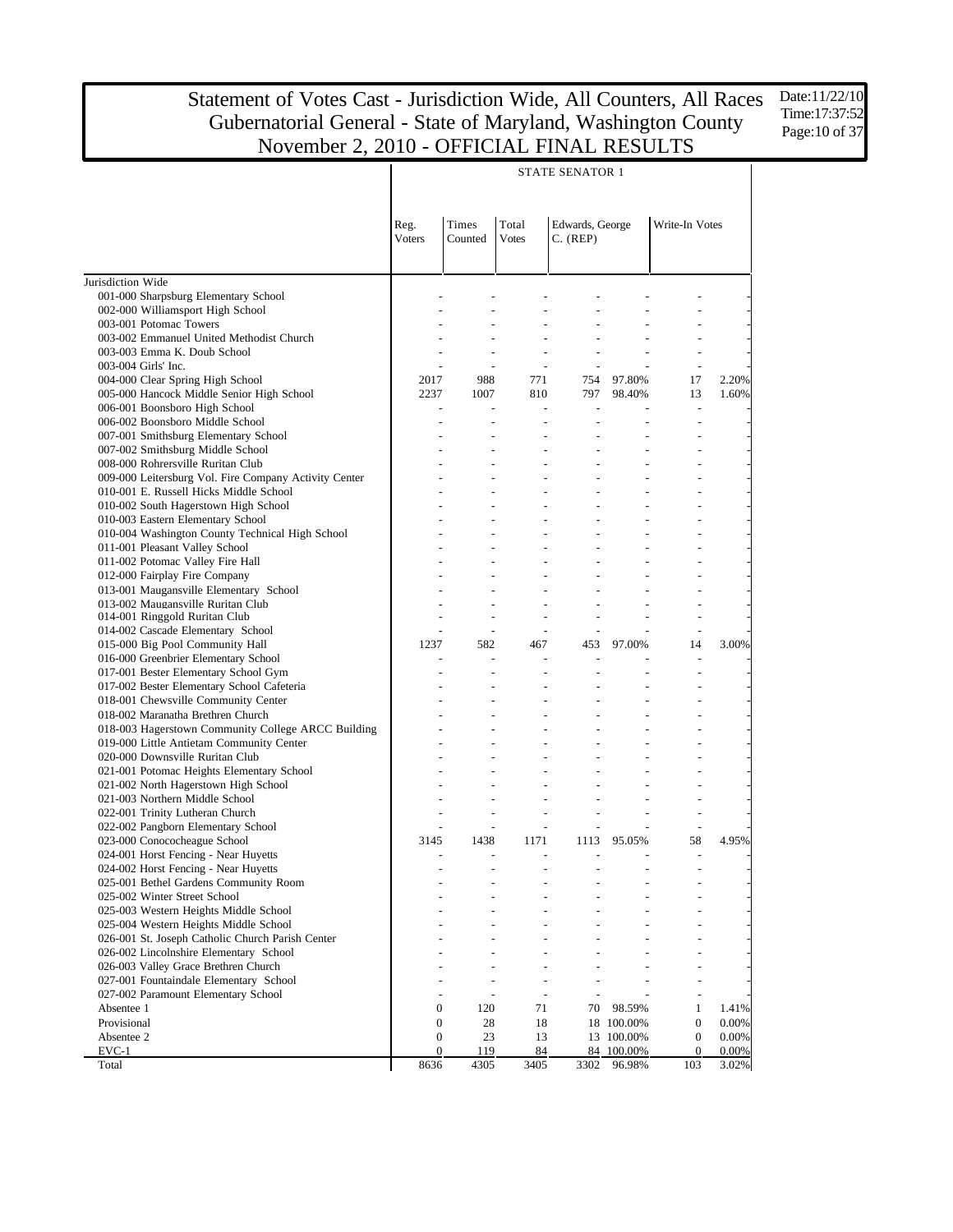# Statement of Votes Cast - Jurisdiction Wide, All Counters, All Races
## Gubernatorial General - State of Maryland, Washington County
## November 2, 2010 - OFFICIAL FINAL RESULTS

Date:11/22/10
Time:17:37:52

| | STATE SENATOR 1 | | | | | | |
|---|---|---|---|---|---|---|---|
| | Reg. Voters | Times Counted | Total Votes | Edwards, George C. (REP) | | Write-In Votes | |
| Jurisdiction Wide | | | | | | | |
| 001-000 Sharpsburg Elementary School | - | - | - | - | - | - | - |
| 002-000 Williamsport High School | - | - | - | - | - | - | - |
| 003-001 Potomac Towers | - | - | - | - | - | - | - |
| 003-002 Emmanuel United Methodist Church | - | - | - | - | - | - | - |
| 003-003 Emma K. Doub School | - | - | - | - | - | - | - |
| 003-004 Girls' Inc. | - | - | - | - | - | - | - |
| 004-000 Clear Spring High School | 2017 | 988 | 771 | 754 | 97.80% | 17 | 2.20% |
| 005-000 Hancock Middle Senior High School | 2237 | 1007 | 810 | 797 | 98.40% | 13 | 1.60% |
| 006-001 Boonsboro High School | - | - | - | - | - | - | - |
| 006-002 Boonsboro Middle School | - | - | - | - | - | - | - |
| 007-001 Smithsburg Elementary School | - | - | - | - | - | - | - |
| 007-002 Smithsburg Middle School | - | - | - | - | - | - | - |
| 008-000 Rohrersville Ruritan Club | - | - | - | - | - | - | - |
| 009-000 Leitersburg Vol. Fire Company Activity Center | - | - | - | - | - | - | - |
| 010-001 E. Russell Hicks Middle School | - | - | - | - | - | - | - |
| 010-002 South Hagerstown High School | - | - | - | - | - | - | - |
| 010-003 Eastern Elementary School | - | - | - | - | - | - | - |
| 010-004 Washington County Technical High School | - | - | - | - | - | - | - |
| 011-001 Pleasant Valley School | - | - | - | - | - | - | - |
| 011-002 Potomac Valley Fire Hall | - | - | - | - | - | - | - |
| 012-000 Fairplay Fire Company | - | - | - | - | - | - | - |
| 013-001 Maugansville Elementary School | - | - | - | - | - | - | - |
| 013-002 Maugansville Ruritan Club | - | - | - | - | - | - | - |
| 014-001 Ringgold Ruritan Club | - | - | - | - | - | - | - |
| 014-002 Cascade Elementary School | - | - | - | - | - | - | - |
| 015-000 Big Pool Community Hall | 1237 | 582 | 467 | 453 | 97.00% | 14 | 3.00% |
| 016-000 Greenbrier Elementary School | - | - | - | - | - | - | - |
| 017-001 Bester Elementary School Gym | - | - | - | - | - | - | - |
| 017-002 Bester Elementary School Cafeteria | - | - | - | - | - | - | - |
| 018-001 Chewsville Community Center | - | - | - | - | - | - | - |
| 018-002 Maranatha Brethren Church | - | - | - | - | - | - | - |
| 018-003 Hagerstown Community College ARCC Building | - | - | - | - | - | - | - |
| 019-000 Little Antietam Community Center | - | - | - | - | - | - | - |
| 020-000 Downsville Ruritan Club | - | - | - | - | - | - | - |
| 021-001 Potomac Heights Elementary School | - | - | - | - | - | - | - |
| 021-002 North Hagerstown High School | - | - | - | - | - | - | - |
| 021-003 Northern Middle School | - | - | - | - | - | - | - |
| 022-001 Trinity Lutheran Church | - | - | - | - | - | - | - |
| 022-002 Pangborn Elementary School | - | - | - | - | - | - | - |
| 023-000 Conococheague School | 3145 | 1438 | 1171 | 1113 | 95.05% | 58 | 4.95% |
| 024-001 Horst Fencing - Near Huyetts | - | - | - | - | - | - | - |
| 024-002 Horst Fencing - Near Huyetts | - | - | - | - | - | - | - |
| 025-001 Bethel Gardens Community Room | - | - | - | - | - | - | - |
| 025-002 Winter Street School | - | - | - | - | - | - | - |
| 025-003 Western Heights Middle School | - | - | - | - | - | - | - |
| 025-004 Western Heights Middle School | - | - | - | - | - | - | - |
| 026-001 St. Joseph Catholic Church Parish Center | - | - | - | - | - | - | - |
| 026-002 Lincolnshire Elementary School | - | - | - | - | - | - | - |
| 026-003 Valley Grace Brethren Church | - | - | - | - | - | - | - |
| 027-001 Fountaindale Elementary School | - | - | - | - | - | - | - |
| 027-002 Paramount Elementary School | - | - | - | - | - | - | - |
| Absentee 1 | 0 | 120 | 71 | 70 | 98.59% | 1 | 1.41% |
| Provisional | 0 | 28 | 18 | 18 | 100.00% | 0 | 0.00% |
| Absentee 2 | 0 | 23 | 13 | 13 | 100.00% | 0 | 0.00% |
| EVC-1 | 0 | 119 | 84 | 84 | 100.00% | 0 | 0.00% |
| Total | 8636 | 4305 | 3405 | 3302 | 96.98% | 103 | 3.02% |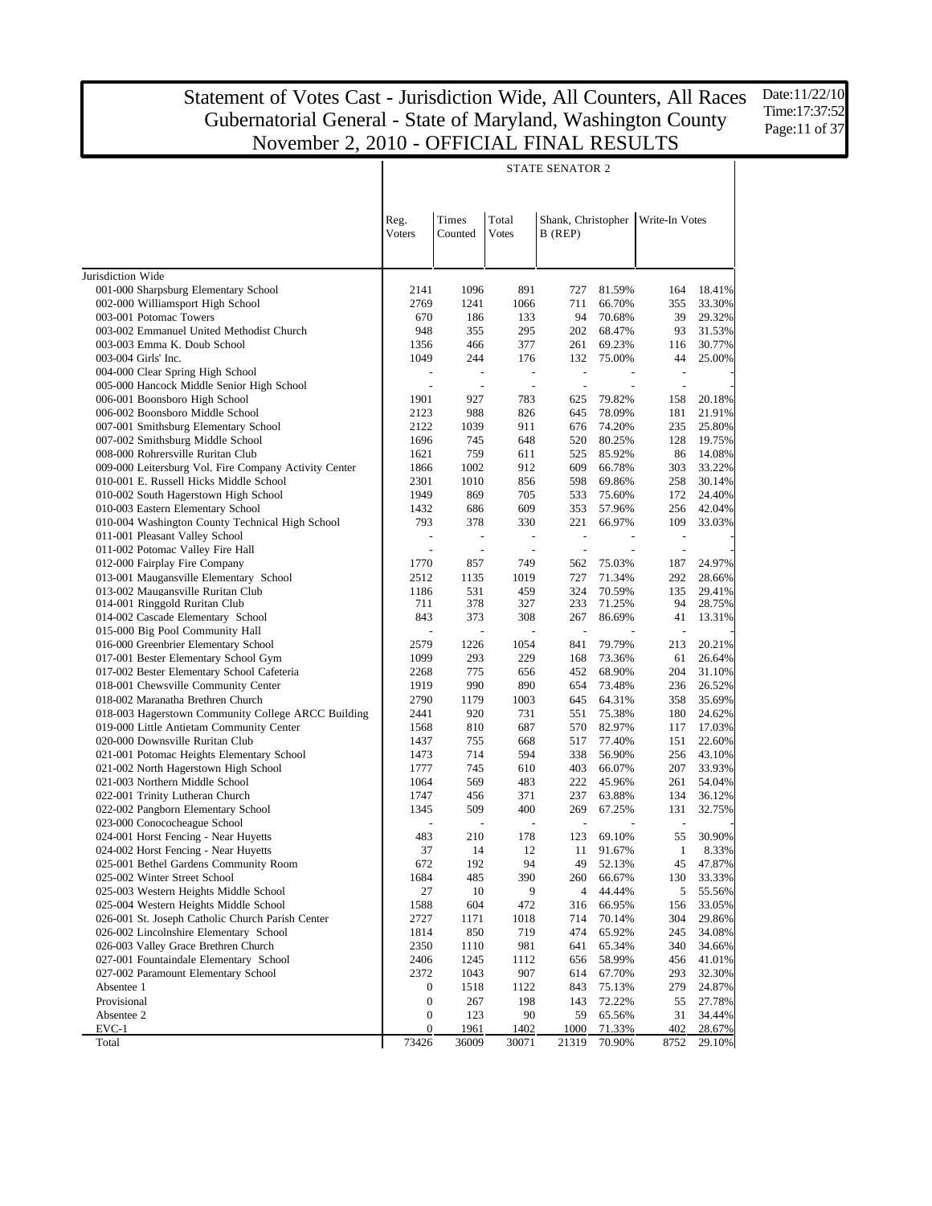# Statement of Votes Cast - Jurisdiction Wide, All Counters, All Races
# Gubernatorial General - State of Maryland, Washington County
# November 2, 2010 - OFFICIAL FINAL RESULTS

Date:11/22/10
Time:17:37:52

## STATE SENATOR 2

| | Reg. Voters | Times Counted | Total Votes | Shank, Christopher B (REP) | | Write-In Votes | |
|---|---|---|---|---|---|---|---|
| Jurisdiction Wide | | | | | | | |
| 001-000 Sharpsburg Elementary School | 2141 | 1096 | 891 | 727 | 81.59% | 164 | 18.41% |
| 002-000 Williamsport High School | 2769 | 1241 | 1066 | 711 | 66.70% | 355 | 33.30% |
| 003-001 Potomac Towers | 670 | 186 | 133 | 94 | 70.68% | 39 | 29.32% |
| 003-002 Emmanuel United Methodist Church | 948 | 355 | 295 | 202 | 68.47% | 93 | 31.53% |
| 003-003 Emma K. Doub School | 1356 | 466 | 377 | 261 | 69.23% | 116 | 30.77% |
| 003-004 Girls' Inc. | 1049 | 244 | 176 | 132 | 75.00% | 44 | 25.00% |
| 004-000 Clear Spring High School | - | - | - | - | - | - | - |
| 005-000 Hancock Middle Senior High School | - | - | - | - | - | - | - |
| 006-001 Boonsboro High School | 1901 | 927 | 783 | 625 | 79.82% | 158 | 20.18% |
| 006-002 Boonsboro Middle School | 2123 | 988 | 826 | 645 | 78.09% | 181 | 21.91% |
| 007-001 Smithsburg Elementary School | 2122 | 1039 | 911 | 676 | 74.20% | 235 | 25.80% |
| 007-002 Smithsburg Middle School | 1696 | 745 | 648 | 520 | 80.25% | 128 | 19.75% |
| 008-000 Rohrersville Ruritan Club | 1621 | 759 | 611 | 525 | 85.92% | 86 | 14.08% |
| 009-000 Leitersburg Vol. Fire Company Activity Center | 1866 | 1002 | 912 | 609 | 66.78% | 303 | 33.22% |
| 010-001 E. Russell Hicks Middle School | 2301 | 1010 | 856 | 598 | 69.86% | 258 | 30.14% |
| 010-002 South Hagerstown High School | 1949 | 869 | 705 | 533 | 75.60% | 172 | 24.40% |
| 010-003 Eastern Elementary School | 1432 | 686 | 609 | 353 | 57.96% | 256 | 42.04% |
| 010-004 Washington County Technical High School | 793 | 378 | 330 | 221 | 66.97% | 109 | 33.03% |
| 011-001 Pleasant Valley School | - | - | - | - | - | - | - |
| 011-002 Potomac Valley Fire Hall | - | - | - | - | - | - | - |
| 012-000 Fairplay Fire Company | 1770 | 857 | 749 | 562 | 75.03% | 187 | 24.97% |
| 013-001 Maugansville Elementary School | 2512 | 1135 | 1019 | 727 | 71.34% | 292 | 28.66% |
| 013-002 Maugansville Ruritan Club | 1186 | 531 | 459 | 324 | 70.59% | 135 | 29.41% |
| 014-001 Ringgold Ruritan Club | 711 | 378 | 327 | 233 | 71.25% | 94 | 28.75% |
| 014-002 Cascade Elementary School | 843 | 373 | 308 | 267 | 86.69% | 41 | 13.31% |
| 015-000 Big Pool Community Hall | - | - | - | - | - | - | - |
| 016-000 Greenbrier Elementary School | 2579 | 1226 | 1054 | 841 | 79.79% | 213 | 20.21% |
| 017-001 Bester Elementary School Gym | 1099 | 293 | 229 | 168 | 73.36% | 61 | 26.64% |
| 017-002 Bester Elementary School Cafeteria | 2268 | 775 | 656 | 452 | 68.90% | 204 | 31.10% |
| 018-001 Chewsville Community Center | 1919 | 990 | 890 | 654 | 73.48% | 236 | 26.52% |
| 018-002 Maranatha Brethren Church | 2790 | 1179 | 1003 | 645 | 64.31% | 358 | 35.69% |
| 018-003 Hagerstown Community College ARCC Building | 2441 | 920 | 731 | 551 | 75.38% | 180 | 24.62% |
| 019-000 Little Antietam Community Center | 1568 | 810 | 687 | 570 | 82.97% | 117 | 17.03% |
| 020-000 Downsville Ruritan Club | 1437 | 755 | 668 | 517 | 77.40% | 151 | 22.60% |
| 021-001 Potomac Heights Elementary School | 1473 | 714 | 594 | 338 | 56.90% | 256 | 43.10% |
| 021-002 North Hagerstown High School | 1777 | 745 | 610 | 403 | 66.07% | 207 | 33.93% |
| 021-003 Northern Middle School | 1064 | 569 | 483 | 222 | 45.96% | 261 | 54.04% |
| 022-001 Trinity Lutheran Church | 1747 | 456 | 371 | 237 | 63.88% | 134 | 36.12% |
| 022-002 Pangborn Elementary School | 1345 | 509 | 400 | 269 | 67.25% | 131 | 32.75% |
| 023-000 Conococheague School | - | - | - | - | - | - | - |
| 024-001 Horst Fencing - Near Huyetts | 483 | 210 | 178 | 123 | 69.10% | 55 | 30.90% |
| 024-002 Horst Fencing - Near Huyetts | 37 | 14 | 12 | 11 | 91.67% | 1 | 8.33% |
| 025-001 Bethel Gardens Community Room | 672 | 192 | 94 | 49 | 52.13% | 45 | 47.87% |
| 025-002 Winter Street School | 1684 | 485 | 390 | 260 | 66.67% | 130 | 33.33% |
| 025-003 Western Heights Middle School | 27 | 10 | 9 | 4 | 44.44% | 5 | 55.56% |
| 025-004 Western Heights Middle School | 1588 | 604 | 472 | 316 | 66.95% | 156 | 33.05% |
| 026-001 St. Joseph Catholic Church Parish Center | 2727 | 1171 | 1018 | 714 | 70.14% | 304 | 29.86% |
| 026-002 Lincolnshire Elementary School | 1814 | 850 | 719 | 474 | 65.92% | 245 | 34.08% |
| 026-003 Valley Grace Brethren Church | 2350 | 1110 | 981 | 641 | 65.34% | 340 | 34.66% |
| 027-001 Fountaindale Elementary School | 2406 | 1245 | 1112 | 656 | 58.99% | 456 | 41.01% |
| 027-002 Paramount Elementary School | 2372 | 1043 | 907 | 614 | 67.70% | 293 | 32.30% |
| Absentee 1 | 0 | 1518 | 1122 | 843 | 75.13% | 279 | 24.87% |
| Provisional | 0 | 267 | 198 | 143 | 72.22% | 55 | 27.78% |
| Absentee 2 | 0 | 123 | 90 | 59 | 65.56% | 31 | 34.44% |
| EVC-1 | 0 | 1961 | 1402 | 1000 | 71.33% | 402 | 28.67% |
| Total | 73426 | 36009 | 30071 | 21319 | 70.90% | 8752 | 29.10% |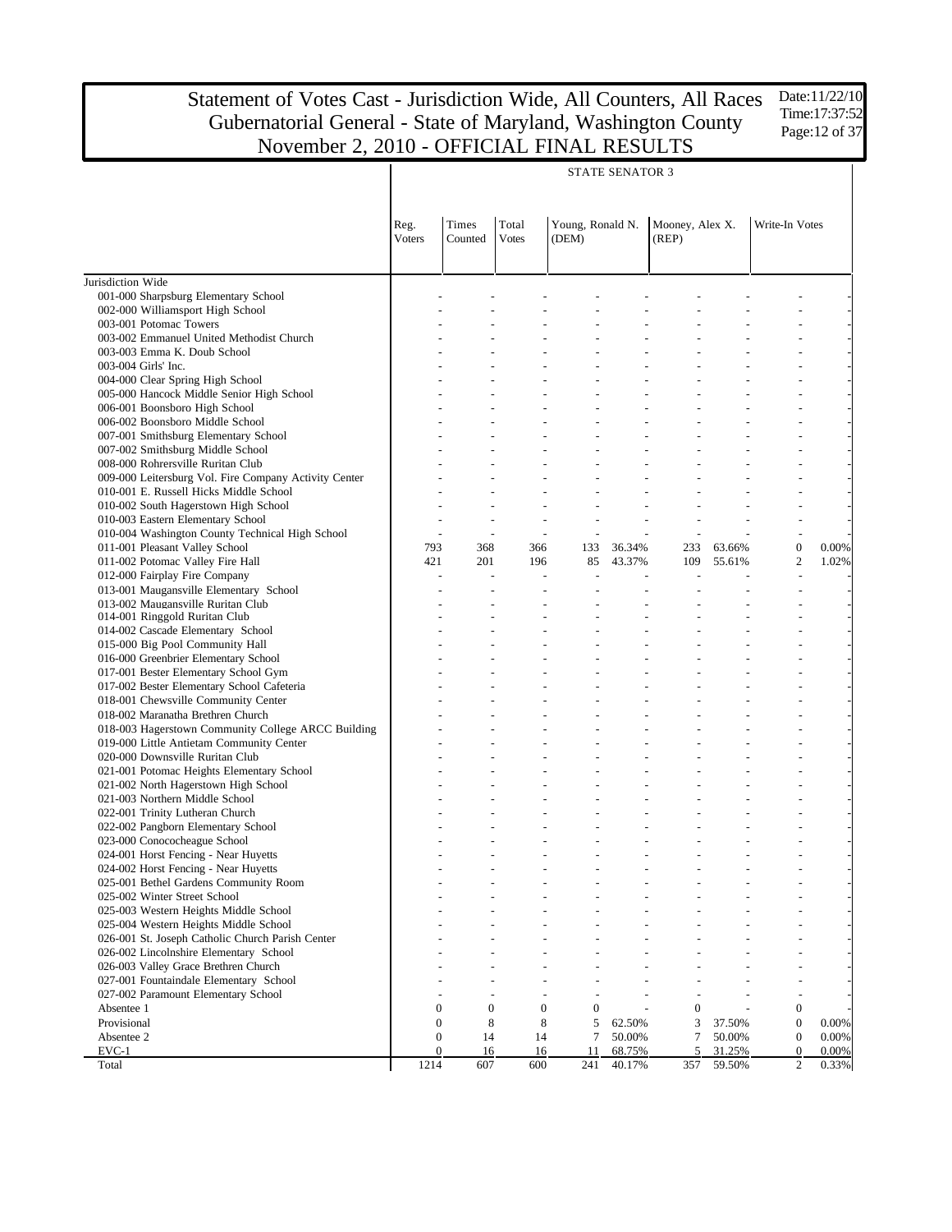# Statement of Votes Cast - Jurisdiction Wide, All Counters, All Races
# Gubernatorial General - State of Maryland, Washington County
# November 2, 2010 - OFFICIAL FINAL RESULTS

Date:11/22/10
Time:17:37:52

## STATE SENATOR 3

| | Reg. Voters | Times Counted | Total Votes | Young, Ronald N. (DEM) | | Mooney, Alex X. (REP) | | Write-In Votes | |
|---|---|---|---|---|---|---|---|---|---|
| Jurisdiction Wide | | | | | | | | | |
| 001-000 Sharpsburg Elementary School | - | - | - | - | - | - | - | - | - |
| 002-000 Williamsport High School | - | - | - | - | - | - | - | - | - |
| 003-001 Potomac Towers | - | - | - | - | - | - | - | - | - |
| 003-002 Emmanuel United Methodist Church | - | - | - | - | - | - | - | - | - |
| 003-003 Emma K. Doub School | - | - | - | - | - | - | - | - | - |
| 003-004 Girls' Inc. | - | - | - | - | - | - | - | - | - |
| 004-000 Clear Spring High School | - | - | - | - | - | - | - | - | - |
| 005-000 Hancock Middle Senior High School | - | - | - | - | - | - | - | - | - |
| 006-001 Boonsboro High School | - | - | - | - | - | - | - | - | - |
| 006-002 Boonsboro Middle School | - | - | - | - | - | - | - | - | - |
| 007-001 Smithsburg Elementary School | - | - | - | - | - | - | - | - | - |
| 007-002 Smithsburg Middle School | - | - | - | - | - | - | - | - | - |
| 008-000 Rohrersville Ruritan Club | - | - | - | - | - | - | - | - | - |
| 009-000 Leitersburg Vol. Fire Company Activity Center | - | - | - | - | - | - | - | - | - |
| 010-001 E. Russell Hicks Middle School | - | - | - | - | - | - | - | - | - |
| 010-002 South Hagerstown High School | - | - | - | - | - | - | - | - | - |
| 010-003 Eastern Elementary School | - | - | - | - | - | - | - | - | - |
| 010-004 Washington County Technical High School | - | - | - | - | - | - | - | - | - |
| 011-001 Pleasant Valley School | 793 | 368 | 366 | 133 | 36.34% | 233 | 63.66% | 0 | 0.00% |
| 011-002 Potomac Valley Fire Hall | 421 | 201 | 196 | 85 | 43.37% | 109 | 55.61% | 2 | 1.02% |
| 012-000 Fairplay Fire Company | - | - | - | - | - | - | - | - | - |
| 013-001 Maugansville Elementary School | - | - | - | - | - | - | - | - | - |
| 013-002 Maugansville Ruritan Club | - | - | - | - | - | - | - | - | - |
| 014-001 Ringgold Ruritan Club | - | - | - | - | - | - | - | - | - |
| 014-002 Cascade Elementary School | - | - | - | - | - | - | - | - | - |
| 015-000 Big Pool Community Hall | - | - | - | - | - | - | - | - | - |
| 016-000 Greenbrier Elementary School | - | - | - | - | - | - | - | - | - |
| 017-001 Bester Elementary School Gym | - | - | - | - | - | - | - | - | - |
| 017-002 Bester Elementary School Cafeteria | - | - | - | - | - | - | - | - | - |
| 018-001 Chewsville Community Center | - | - | - | - | - | - | - | - | - |
| 018-002 Maranatha Brethren Church | - | - | - | - | - | - | - | - | - |
| 018-003 Hagerstown Community College ARCC Building | - | - | - | - | - | - | - | - | - |
| 019-000 Little Antietam Community Center | - | - | - | - | - | - | - | - | - |
| 020-000 Downsville Ruritan Club | - | - | - | - | - | - | - | - | - |
| 021-001 Potomac Heights Elementary School | - | - | - | - | - | - | - | - | - |
| 021-002 North Hagerstown High School | - | - | - | - | - | - | - | - | - |
| 021-003 Northern Middle School | - | - | - | - | - | - | - | - | - |
| 022-001 Trinity Lutheran Church | - | - | - | - | - | - | - | - | - |
| 022-002 Pangborn Elementary School | - | - | - | - | - | - | - | - | - |
| 023-000 Conococheague School | - | - | - | - | - | - | - | - | - |
| 024-001 Horst Fencing - Near Huyetts | - | - | - | - | - | - | - | - | - |
| 024-002 Horst Fencing - Near Huyetts | - | - | - | - | - | - | - | - | - |
| 025-001 Bethel Gardens Community Room | - | - | - | - | - | - | - | - | - |
| 025-002 Winter Street School | - | - | - | - | - | - | - | - | - |
| 025-003 Western Heights Middle School | - | - | - | - | - | - | - | - | - |
| 025-004 Western Heights Middle School | - | - | - | - | - | - | - | - | - |
| 026-001 St. Joseph Catholic Church Parish Center | - | - | - | - | - | - | - | - | - |
| 026-002 Lincolnshire Elementary School | - | - | - | - | - | - | - | - | - |
| 026-003 Valley Grace Brethren Church | - | - | - | - | - | - | - | - | - |
| 027-001 Fountaindale Elementary School | - | - | - | - | - | - | - | - | - |
| 027-002 Paramount Elementary School | - | - | - | - | - | - | - | - | - |
| Absentee 1 | 0 | 0 | 0 | 0 | - | 0 | - | 0 | - |
| Provisional | 0 | 8 | 8 | 5 | 62.50% | 3 | 37.50% | 0 | 0.00% |
| Absentee 2 | 0 | 14 | 14 | 7 | 50.00% | 7 | 50.00% | 0 | 0.00% |
| EVC-1 | 0 | 16 | 16 | 11 | 68.75% | 5 | 31.25% | 0 | 0.00% |
| Total | 1214 | 607 | 600 | 241 | 40.17% | 357 | 59.50% | 2 | 0.33% |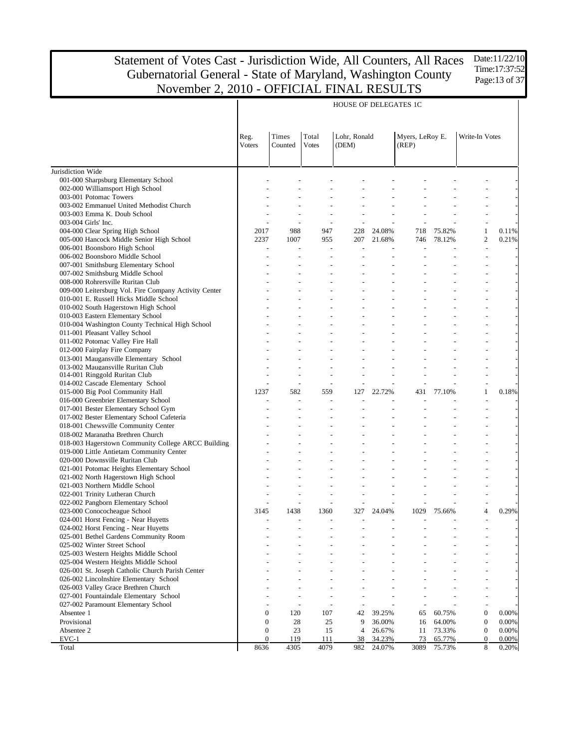# Statement of Votes Cast - Jurisdiction Wide, All Counters, All Races
# Gubernatorial General - State of Maryland, Washington County
# November 2, 2010 - OFFICIAL FINAL RESULTS

Date:11/22/10
Time:17:37:52

| | HOUSE OF DELEGATES 1C | | | | | | | | |
|---|---|---|---|---|---|---|---|---|---|
| | Reg. Voters | Times Counted | Total Votes | Lohr, Ronald (DEM) | | Myers, LeRoy E. (REP) | | Write-In Votes | |
| Jurisdiction Wide | | | | | | | | | |
| 001-000 Sharpsburg Elementary School | - | - | - | - | - | - | - | - | - |
| 002-000 Williamsport High School | - | - | - | - | - | - | - | - | - |
| 003-001 Potomac Towers | - | - | - | - | - | - | - | - | - |
| 003-002 Emmanuel United Methodist Church | - | - | - | - | - | - | - | - | - |
| 003-003 Emma K. Doub School | - | - | - | - | - | - | - | - | - |
| 003-004 Girls' Inc. | - | - | - | - | - | - | - | - | - |
| 004-000 Clear Spring High School | 2017 | 988 | 947 | 228 | 24.08% | 718 | 75.82% | 1 | 0.11% |
| 005-000 Hancock Middle Senior High School | 2237 | 1007 | 955 | 207 | 21.68% | 746 | 78.12% | 2 | 0.21% |
| 006-001 Boonsboro High School | - | - | - | - | - | - | - | - | - |
| 006-002 Boonsboro Middle School | - | - | - | - | - | - | - | - | - |
| 007-001 Smithsburg Elementary School | - | - | - | - | - | - | - | - | - |
| 007-002 Smithsburg Middle School | - | - | - | - | - | - | - | - | - |
| 008-000 Rohrersville Ruritan Club | - | - | - | - | - | - | - | - | - |
| 009-000 Leitersburg Vol. Fire Company Activity Center | - | - | - | - | - | - | - | - | - |
| 010-001 E. Russell Hicks Middle School | - | - | - | - | - | - | - | - | - |
| 010-002 South Hagerstown High School | - | - | - | - | - | - | - | - | - |
| 010-003 Eastern Elementary School | - | - | - | - | - | - | - | - | - |
| 010-004 Washington County Technical High School | - | - | - | - | - | - | - | - | - |
| 011-001 Pleasant Valley School | - | - | - | - | - | - | - | - | - |
| 011-002 Potomac Valley Fire Hall | - | - | - | - | - | - | - | - | - |
| 012-000 Fairplay Fire Company | - | - | - | - | - | - | - | - | - |
| 013-001 Maugansville Elementary School | - | - | - | - | - | - | - | - | - |
| 013-002 Maugansville Ruritan Club | - | - | - | - | - | - | - | - | - |
| 014-001 Ringgold Ruritan Club | - | - | - | - | - | - | - | - | - |
| 014-002 Cascade Elementary School | - | - | - | - | - | - | - | - | - |
| 015-000 Big Pool Community Hall | 1237 | 582 | 559 | 127 | 22.72% | 431 | 77.10% | 1 | 0.18% |
| 016-000 Greenbrier Elementary School | - | - | - | - | - | - | - | - | - |
| 017-001 Bester Elementary School Gym | - | - | - | - | - | - | - | - | - |
| 017-002 Bester Elementary School Cafeteria | - | - | - | - | - | - | - | - | - |
| 018-001 Chewsville Community Center | - | - | - | - | - | - | - | - | - |
| 018-002 Maranatha Brethren Church | - | - | - | - | - | - | - | - | - |
| 018-003 Hagerstown Community College ARCC Building | - | - | - | - | - | - | - | - | - |
| 019-000 Little Antietam Community Center | - | - | - | - | - | - | - | - | - |
| 020-000 Downsville Ruritan Club | - | - | - | - | - | - | - | - | - |
| 021-001 Potomac Heights Elementary School | - | - | - | - | - | - | - | - | - |
| 021-002 North Hagerstown High School | - | - | - | - | - | - | - | - | - |
| 021-003 Northern Middle School | - | - | - | - | - | - | - | - | - |
| 022-001 Trinity Lutheran Church | - | - | - | - | - | - | - | - | - |
| 022-002 Pangborn Elementary School | - | - | - | - | - | - | - | - | - |
| 023-000 Conococheague School | 3145 | 1438 | 1360 | 327 | 24.04% | 1029 | 75.66% | 4 | 0.29% |
| 024-001 Horst Fencing - Near Huyetts | - | - | - | - | - | - | - | - | - |
| 024-002 Horst Fencing - Near Huyetts | - | - | - | - | - | - | - | - | - |
| 025-001 Bethel Gardens Community Room | - | - | - | - | - | - | - | - | - |
| 025-002 Winter Street School | - | - | - | - | - | - | - | - | - |
| 025-003 Western Heights Middle School | - | - | - | - | - | - | - | - | - |
| 025-004 Western Heights Middle School | - | - | - | - | - | - | - | - | - |
| 026-001 St. Joseph Catholic Church Parish Center | - | - | - | - | - | - | - | - | - |
| 026-002 Lincolnshire Elementary School | - | - | - | - | - | - | - | - | - |
| 026-003 Valley Grace Brethren Church | - | - | - | - | - | - | - | - | - |
| 027-001 Fountaindale Elementary School | - | - | - | - | - | - | - | - | - |
| 027-002 Paramount Elementary School | - | - | - | - | - | - | - | - | - |
| Absentee 1 | 0 | 120 | 107 | 42 | 39.25% | 65 | 60.75% | 0 | 0.00% |
| Provisional | 0 | 28 | 25 | 9 | 36.00% | 16 | 64.00% | 0 | 0.00% |
| Absentee 2 | 0 | 23 | 15 | 4 | 26.67% | 11 | 73.33% | 0 | 0.00% |
| EVC-1 | 0 | 119 | 111 | 38 | 34.23% | 73 | 65.77% | 0 | 0.00% |
| Total | 8636 | 4305 | 4079 | 982 | 24.07% | 3089 | 75.73% | 8 | 0.20% |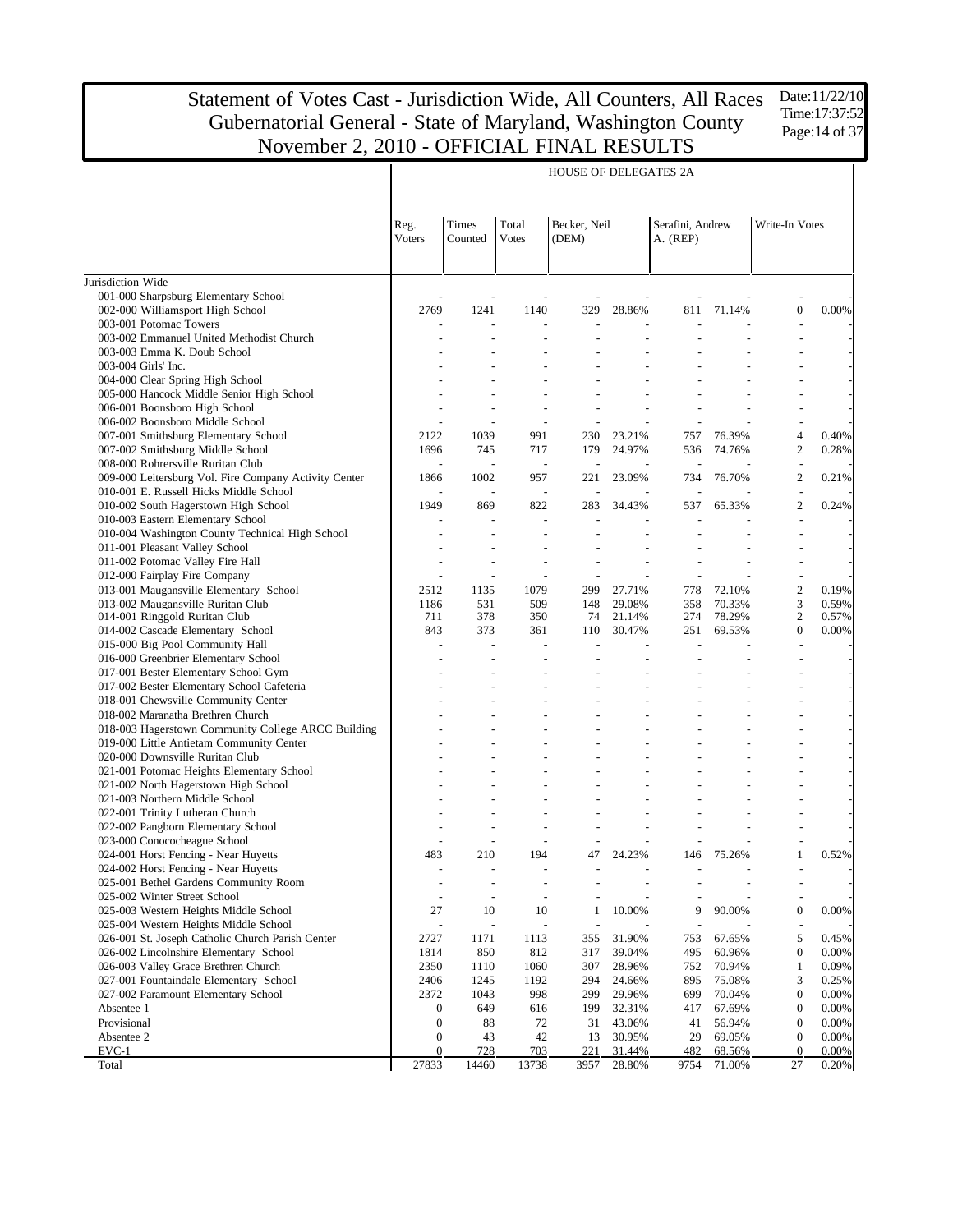# Statement of Votes Cast - Jurisdiction Wide, All Counters, All Races
## Gubernatorial General - State of Maryland, Washington County
## November 2, 2010 - OFFICIAL FINAL RESULTS

Date:11/22/10
Time:17:37:52

HOUSE OF DELEGATES 2A

| | Reg. Voters | Times Counted | Total Votes | Becker, Neil (DEM) | | Serafini, Andrew A. (REP) | | Write-In Votes | |
|---|---|---|---|---|---|---|---|---|---|
| Jurisdiction Wide | | | | | | | | | |
| 001-000 Sharpsburg Elementary School | - | - | - | - | - | - | - | - | - |
| 002-000 Williamsport High School | 2769 | 1241 | 1140 | 329 | 28.86% | 811 | 71.14% | 0 | 0.00% |
| 003-001 Potomac Towers | - | - | - | - | - | - | - | - | - |
| 003-002 Emmanuel United Methodist Church | - | - | - | - | - | - | - | - | - |
| 003-003 Emma K. Doub School | - | - | - | - | - | - | - | - | - |
| 003-004 Girls' Inc. | - | - | - | - | - | - | - | - | - |
| 004-000 Clear Spring High School | - | - | - | - | - | - | - | - | - |
| 005-000 Hancock Middle Senior High School | - | - | - | - | - | - | - | - | - |
| 006-001 Boonsboro High School | - | - | - | - | - | - | - | - | - |
| 006-002 Boonsboro Middle School | - | - | - | - | - | - | - | - | - |
| 007-001 Smithsburg Elementary School | 2122 | 1039 | 991 | 230 | 23.21% | 757 | 76.39% | 4 | 0.40% |
| 007-002 Smithsburg Middle School | 1696 | 745 | 717 | 179 | 24.97% | 536 | 74.76% | 2 | 0.28% |
| 008-000 Rohrersville Ruritan Club | - | - | - | - | - | - | - | - | - |
| 009-000 Leitersburg Vol. Fire Company Activity Center | 1866 | 1002 | 957 | 221 | 23.09% | 734 | 76.70% | 2 | 0.21% |
| 010-001 E. Russell Hicks Middle School | - | - | - | - | - | - | - | - | - |
| 010-002 South Hagerstown High School | 1949 | 869 | 822 | 283 | 34.43% | 537 | 65.33% | 2 | 0.24% |
| 010-003 Eastern Elementary School | - | - | - | - | - | - | - | - | - |
| 010-004 Washington County Technical High School | - | - | - | - | - | - | - | - | - |
| 011-001 Pleasant Valley School | - | - | - | - | - | - | - | - | - |
| 011-002 Potomac Valley Fire Hall | - | - | - | - | - | - | - | - | - |
| 012-000 Fairplay Fire Company | - | - | - | - | - | - | - | - | - |
| 013-001 Maugansville Elementary School | 2512 | 1135 | 1079 | 299 | 27.71% | 778 | 72.10% | 2 | 0.19% |
| 013-002 Maugansville Ruritan Club | 1186 | 531 | 509 | 148 | 29.08% | 358 | 70.33% | 3 | 0.59% |
| 014-001 Ringgold Ruritan Club | 711 | 378 | 350 | 74 | 21.14% | 274 | 78.29% | 2 | 0.57% |
| 014-002 Cascade Elementary School | 843 | 373 | 361 | 110 | 30.47% | 251 | 69.53% | 0 | 0.00% |
| 015-000 Big Pool Community Hall | - | - | - | - | - | - | - | - | - |
| 016-000 Greenbrier Elementary School | - | - | - | - | - | - | - | - | - |
| 017-001 Bester Elementary School Gym | - | - | - | - | - | - | - | - | - |
| 017-002 Bester Elementary School Cafeteria | - | - | - | - | - | - | - | - | - |
| 018-001 Chewsville Community Center | - | - | - | - | - | - | - | - | - |
| 018-002 Maranatha Brethren Church | - | - | - | - | - | - | - | - | - |
| 018-003 Hagerstown Community College ARCC Building | - | - | - | - | - | - | - | - | - |
| 019-000 Little Antietam Community Center | - | - | - | - | - | - | - | - | - |
| 020-000 Downsville Ruritan Club | - | - | - | - | - | - | - | - | - |
| 021-001 Potomac Heights Elementary School | - | - | - | - | - | - | - | - | - |
| 021-002 North Hagerstown High School | - | - | - | - | - | - | - | - | - |
| 021-003 Northern Middle School | - | - | - | - | - | - | - | - | - |
| 022-001 Trinity Lutheran Church | - | - | - | - | - | - | - | - | - |
| 022-002 Pangborn Elementary School | - | - | - | - | - | - | - | - | - |
| 023-000 Conococheague School | - | - | - | - | - | - | - | - | - |
| 024-001 Horst Fencing - Near Huyetts | 483 | 210 | 194 | 47 | 24.23% | 146 | 75.26% | 1 | 0.52% |
| 024-002 Horst Fencing - Near Huyetts | - | - | - | - | - | - | - | - | - |
| 025-001 Bethel Gardens Community Room | - | - | - | - | - | - | - | - | - |
| 025-002 Winter Street School | - | - | - | - | - | - | - | - | - |
| 025-003 Western Heights Middle School | 27 | 10 | 10 | 1 | 10.00% | 9 | 90.00% | 0 | 0.00% |
| 025-004 Western Heights Middle School | - | - | - | - | - | - | - | - | - |
| 026-001 St. Joseph Catholic Church Parish Center | 2727 | 1171 | 1113 | 355 | 31.90% | 753 | 67.65% | 5 | 0.45% |
| 026-002 Lincolnshire Elementary School | 1814 | 850 | 812 | 317 | 39.04% | 495 | 60.96% | 0 | 0.00% |
| 026-003 Valley Grace Brethren Church | 2350 | 1110 | 1060 | 307 | 28.96% | 752 | 70.94% | 1 | 0.09% |
| 027-001 Fountaindale Elementary School | 2406 | 1245 | 1192 | 294 | 24.66% | 895 | 75.08% | 3 | 0.25% |
| 027-002 Paramount Elementary School | 2372 | 1043 | 998 | 299 | 29.96% | 699 | 70.04% | 0 | 0.00% |
| Absentee 1 | 0 | 649 | 616 | 199 | 32.31% | 417 | 67.69% | 0 | 0.00% |
| Provisional | 0 | 88 | 72 | 31 | 43.06% | 41 | 56.94% | 0 | 0.00% |
| Absentee 2 | 0 | 43 | 42 | 13 | 30.95% | 29 | 69.05% | 0 | 0.00% |
| EVC-1 | 0 | 728 | 703 | 221 | 31.44% | 482 | 68.56% | 0 | 0.00% |
| Total | 27833 | 14460 | 13738 | 3957 | 28.80% | 9754 | 71.00% | 27 | 0.20% |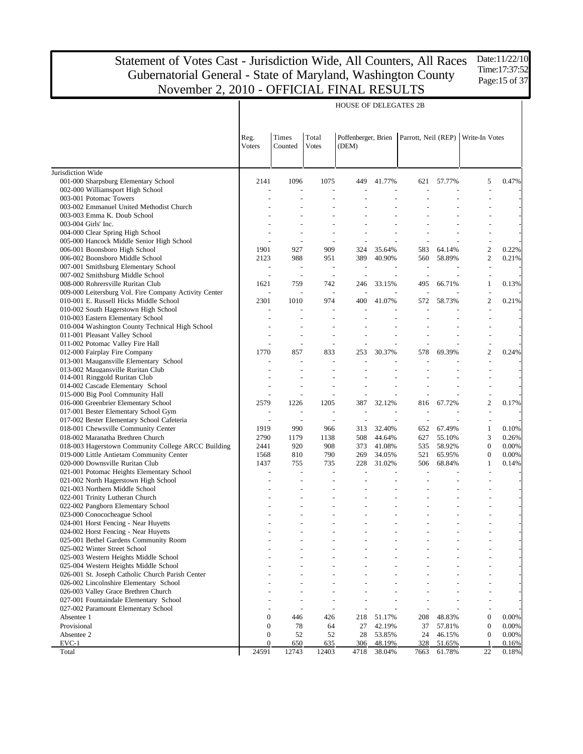# Statement of Votes Cast - Jurisdiction Wide, All Counters, All Races
# Gubernatorial General - State of Maryland, Washington County
# November 2, 2010 - OFFICIAL FINAL RESULTS

Date:11/22/10
Time:17:37:52

**HOUSE OF DELEGATES 2B**

| | Reg. Voters | Times Counted | Total Votes | Poffenberger, Brien (DEM) | | Parrott, Neil (REP) | | Write-In Votes | |
|---|---|---|---|---|---|---|---|---|---|
| Jurisdiction Wide | | | | | | | | | |
| 001-000 Sharpsburg Elementary School | 2141 | 1096 | 1075 | 449 | 41.77% | 621 | 57.77% | 5 | 0.47% |
| 002-000 Williamsport High School | - | - | - | - | - | - | - | - | - |
| 003-001 Potomac Towers | - | - | - | - | - | - | - | - | - |
| 003-002 Emmanuel United Methodist Church | - | - | - | - | - | - | - | - | - |
| 003-003 Emma K. Doub School | - | - | - | - | - | - | - | - | - |
| 003-004 Girls' Inc. | - | - | - | - | - | - | - | - | - |
| 004-000 Clear Spring High School | - | - | - | - | - | - | - | - | - |
| 005-000 Hancock Middle Senior High School | - | - | - | - | - | - | - | - | - |
| 006-001 Boonsboro High School | 1901 | 927 | 909 | 324 | 35.64% | 583 | 64.14% | 2 | 0.22% |
| 006-002 Boonsboro Middle School | 2123 | 988 | 951 | 389 | 40.90% | 560 | 58.89% | 2 | 0.21% |
| 007-001 Smithsburg Elementary School | - | - | - | - | - | - | - | - | - |
| 007-002 Smithsburg Middle School | - | - | - | - | - | - | - | - | - |
| 008-000 Rohrersville Ruritan Club | 1621 | 759 | 742 | 246 | 33.15% | 495 | 66.71% | 1 | 0.13% |
| 009-000 Leitersburg Vol. Fire Company Activity Center | - | - | - | - | - | - | - | - | - |
| 010-001 E. Russell Hicks Middle School | 2301 | 1010 | 974 | 400 | 41.07% | 572 | 58.73% | 2 | 0.21% |
| 010-002 South Hagerstown High School | - | - | - | - | - | - | - | - | - |
| 010-003 Eastern Elementary School | - | - | - | - | - | - | - | - | - |
| 010-004 Washington County Technical High School | - | - | - | - | - | - | - | - | - |
| 011-001 Pleasant Valley School | - | - | - | - | - | - | - | - | - |
| 011-002 Potomac Valley Fire Hall | - | - | - | - | - | - | - | - | - |
| 012-000 Fairplay Fire Company | 1770 | 857 | 833 | 253 | 30.37% | 578 | 69.39% | 2 | 0.24% |
| 013-001 Maugansville Elementary School | - | - | - | - | - | - | - | - | - |
| 013-002 Maugansville Ruritan Club | - | - | - | - | - | - | - | - | - |
| 014-001 Ringgold Ruritan Club | - | - | - | - | - | - | - | - | - |
| 014-002 Cascade Elementary School | - | - | - | - | - | - | - | - | - |
| 015-000 Big Pool Community Hall | - | - | - | - | - | - | - | - | - |
| 016-000 Greenbrier Elementary School | 2579 | 1226 | 1205 | 387 | 32.12% | 816 | 67.72% | 2 | 0.17% |
| 017-001 Bester Elementary School Gym | - | - | - | - | - | - | - | - | - |
| 017-002 Bester Elementary School Cafeteria | - | - | - | - | - | - | - | - | - |
| 018-001 Chewsville Community Center | 1919 | 990 | 966 | 313 | 32.40% | 652 | 67.49% | 1 | 0.10% |
| 018-002 Maranatha Brethren Church | 2790 | 1179 | 1138 | 508 | 44.64% | 627 | 55.10% | 3 | 0.26% |
| 018-003 Hagerstown Community College ARCC Building | 2441 | 920 | 908 | 373 | 41.08% | 535 | 58.92% | 0 | 0.00% |
| 019-000 Little Antietam Community Center | 1568 | 810 | 790 | 269 | 34.05% | 521 | 65.95% | 0 | 0.00% |
| 020-000 Downsville Ruritan Club | 1437 | 755 | 735 | 228 | 31.02% | 506 | 68.84% | 1 | 0.14% |
| 021-001 Potomac Heights Elementary School | - | - | - | - | - | - | - | - | - |
| 021-002 North Hagerstown High School | - | - | - | - | - | - | - | - | - |
| 021-003 Northern Middle School | - | - | - | - | - | - | - | - | - |
| 022-001 Trinity Lutheran Church | - | - | - | - | - | - | - | - | - |
| 022-002 Pangborn Elementary School | - | - | - | - | - | - | - | - | - |
| 023-000 Conococheague School | - | - | - | - | - | - | - | - | - |
| 024-001 Horst Fencing - Near Huyetts | - | - | - | - | - | - | - | - | - |
| 024-002 Horst Fencing - Near Huyetts | - | - | - | - | - | - | - | - | - |
| 025-001 Bethel Gardens Community Room | - | - | - | - | - | - | - | - | - |
| 025-002 Winter Street School | - | - | - | - | - | - | - | - | - |
| 025-003 Western Heights Middle School | - | - | - | - | - | - | - | - | - |
| 025-004 Western Heights Middle School | - | - | - | - | - | - | - | - | - |
| 026-001 St. Joseph Catholic Church Parish Center | - | - | - | - | - | - | - | - | - |
| 026-002 Lincolnshire Elementary School | - | - | - | - | - | - | - | - | - |
| 026-003 Valley Grace Brethren Church | - | - | - | - | - | - | - | - | - |
| 027-001 Fountaindale Elementary School | - | - | - | - | - | - | - | - | - |
| 027-002 Paramount Elementary School | - | - | - | - | - | - | - | - | - |
| Absentee 1 | 0 | 446 | 426 | 218 | 51.17% | 208 | 48.83% | 0 | 0.00% |
| Provisional | 0 | 78 | 64 | 27 | 42.19% | 37 | 57.81% | 0 | 0.00% |
| Absentee 2 | 0 | 52 | 52 | 28 | 53.85% | 24 | 46.15% | 0 | 0.00% |
| EVC-1 | 0 | 650 | 635 | 306 | 48.19% | 328 | 51.65% | 1 | 0.16% |
| Total | 24591 | 12743 | 12403 | 4718 | 38.04% | 7663 | 61.78% | 22 | 0.18% |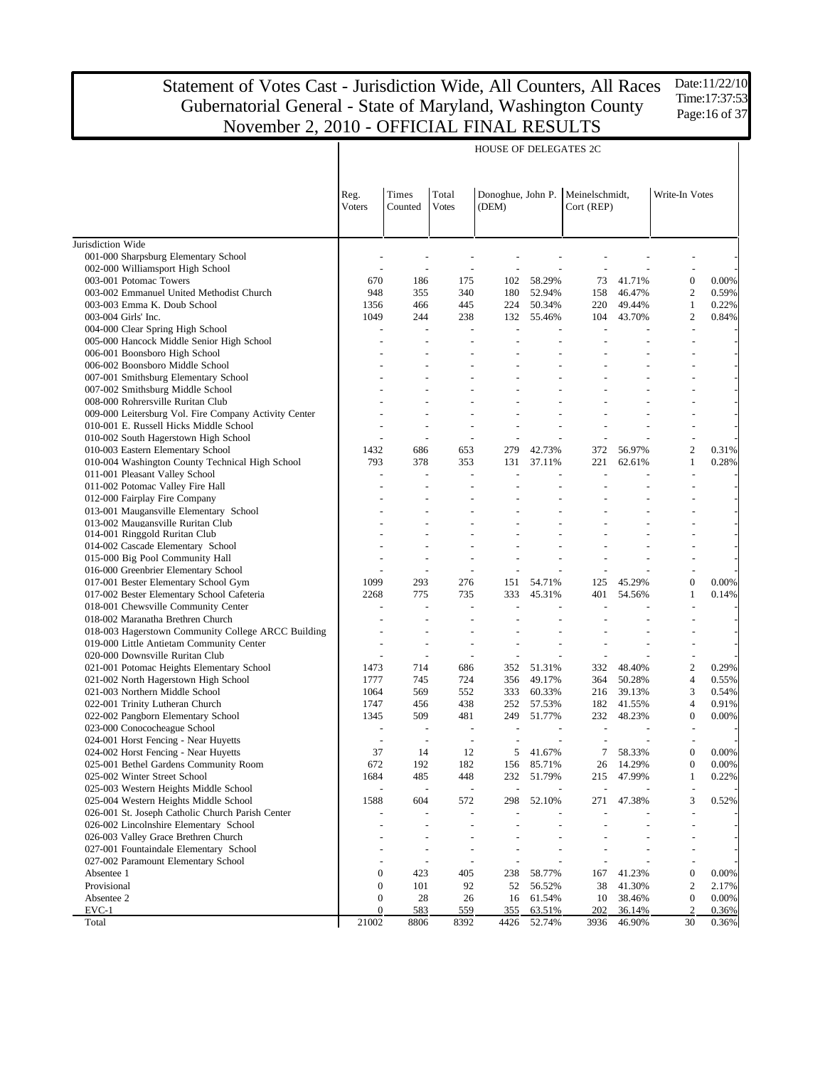# Statement of Votes Cast - Jurisdiction Wide, All Counters, All Races
# Gubernatorial General - State of Maryland, Washington County
# November 2, 2010 - OFFICIAL FINAL RESULTS

Date:11/22/10
Time:17:37:53

| | HOUSE OF DELEGATES 2C | | | | | | | | |
|---|---|---|---|---|---|---|---|---|---|
| | Reg. Voters | Times Counted | Total Votes | Donoghue, John P. (DEM) | | Meinelschmidt, Cort (REP) | | Write-In Votes | |
| Jurisdiction Wide | | | | | | | | | |
| 001-000 Sharpsburg Elementary School | - | - | - | - | - | - | - | - | - |
| 002-000 Williamsport High School | - | - | - | - | - | - | - | - | - |
| 003-001 Potomac Towers | 670 | 186 | 175 | 102 | 58.29% | 73 | 41.71% | 0 | 0.00% |
| 003-002 Emmanuel United Methodist Church | 948 | 355 | 340 | 180 | 52.94% | 158 | 46.47% | 2 | 0.59% |
| 003-003 Emma K. Doub School | 1356 | 466 | 445 | 224 | 50.34% | 220 | 49.44% | 1 | 0.22% |
| 003-004 Girls' Inc. | 1049 | 244 | 238 | 132 | 55.46% | 104 | 43.70% | 2 | 0.84% |
| 004-000 Clear Spring High School | - | - | - | - | - | - | - | - | - |
| 005-000 Hancock Middle Senior High School | - | - | - | - | - | - | - | - | - |
| 006-001 Boonsboro High School | - | - | - | - | - | - | - | - | - |
| 006-002 Boonsboro Middle School | - | - | - | - | - | - | - | - | - |
| 007-001 Smithsburg Elementary School | - | - | - | - | - | - | - | - | - |
| 007-002 Smithsburg Middle School | - | - | - | - | - | - | - | - | - |
| 008-000 Rohrersville Ruritan Club | - | - | - | - | - | - | - | - | - |
| 009-000 Leitersburg Vol. Fire Company Activity Center | - | - | - | - | - | - | - | - | - |
| 010-001 E. Russell Hicks Middle School | - | - | - | - | - | - | - | - | - |
| 010-002 South Hagerstown High School | - | - | - | - | - | - | - | - | - |
| 010-003 Eastern Elementary School | 1432 | 686 | 653 | 279 | 42.73% | 372 | 56.97% | 2 | 0.31% |
| 010-004 Washington County Technical High School | 793 | 378 | 353 | 131 | 37.11% | 221 | 62.61% | 1 | 0.28% |
| 011-001 Pleasant Valley School | - | - | - | - | - | - | - | - | - |
| 011-002 Potomac Valley Fire Hall | - | - | - | - | - | - | - | - | - |
| 012-000 Fairplay Fire Company | - | - | - | - | - | - | - | - | - |
| 013-001 Maugansville Elementary School | - | - | - | - | - | - | - | - | - |
| 013-002 Maugansville Ruritan Club | - | - | - | - | - | - | - | - | - |
| 014-001 Ringgold Ruritan Club | - | - | - | - | - | - | - | - | - |
| 014-002 Cascade Elementary School | - | - | - | - | - | - | - | - | - |
| 015-000 Big Pool Community Hall | - | - | - | - | - | - | - | - | - |
| 016-000 Greenbrier Elementary School | - | - | - | - | - | - | - | - | - |
| 017-001 Bester Elementary School Gym | 1099 | 293 | 276 | 151 | 54.71% | 125 | 45.29% | 0 | 0.00% |
| 017-002 Bester Elementary School Cafeteria | 2268 | 775 | 735 | 333 | 45.31% | 401 | 54.56% | 1 | 0.14% |
| 018-001 Chewsville Community Center | - | - | - | - | - | - | - | - | - |
| 018-002 Maranatha Brethren Church | - | - | - | - | - | - | - | - | - |
| 018-003 Hagerstown Community College ARCC Building | - | - | - | - | - | - | - | - | - |
| 019-000 Little Antietam Community Center | - | - | - | - | - | - | - | - | - |
| 020-000 Downsville Ruritan Club | - | - | - | - | - | - | - | - | - |
| 021-001 Potomac Heights Elementary School | 1473 | 714 | 686 | 352 | 51.31% | 332 | 48.40% | 2 | 0.29% |
| 021-002 North Hagerstown High School | 1777 | 745 | 724 | 356 | 49.17% | 364 | 50.28% | 4 | 0.55% |
| 021-003 Northern Middle School | 1064 | 569 | 552 | 333 | 60.33% | 216 | 39.13% | 3 | 0.54% |
| 022-001 Trinity Lutheran Church | 1747 | 456 | 438 | 252 | 57.53% | 182 | 41.55% | 4 | 0.91% |
| 022-002 Pangborn Elementary School | 1345 | 509 | 481 | 249 | 51.77% | 232 | 48.23% | 0 | 0.00% |
| 023-000 Conococheague School | - | - | - | - | - | - | - | - | - |
| 024-001 Horst Fencing - Near Huyetts | - | - | - | - | - | - | - | - | - |
| 024-002 Horst Fencing - Near Huyetts | 37 | 14 | 12 | 5 | 41.67% | 7 | 58.33% | 0 | 0.00% |
| 025-001 Bethel Gardens Community Room | 672 | 192 | 182 | 156 | 85.71% | 26 | 14.29% | 0 | 0.00% |
| 025-002 Winter Street School | 1684 | 485 | 448 | 232 | 51.79% | 215 | 47.99% | 1 | 0.22% |
| 025-003 Western Heights Middle School | - | - | - | - | - | - | - | - | - |
| 025-004 Western Heights Middle School | 1588 | 604 | 572 | 298 | 52.10% | 271 | 47.38% | 3 | 0.52% |
| 026-001 St. Joseph Catholic Church Parish Center | - | - | - | - | - | - | - | - | - |
| 026-002 Lincolnshire Elementary School | - | - | - | - | - | - | - | - | - |
| 026-003 Valley Grace Brethren Church | - | - | - | - | - | - | - | - | - |
| 027-001 Fountaindale Elementary School | - | - | - | - | - | - | - | - | - |
| 027-002 Paramount Elementary School | - | - | - | - | - | - | - | - | - |
| Absentee 1 | 0 | 423 | 405 | 238 | 58.77% | 167 | 41.23% | 0 | 0.00% |
| Provisional | 0 | 101 | 92 | 52 | 56.52% | 38 | 41.30% | 2 | 2.17% |
| Absentee 2 | 0 | 28 | 26 | 16 | 61.54% | 10 | 38.46% | 0 | 0.00% |
| EVC-1 | 0 | 583 | 559 | 355 | 63.51% | 202 | 36.14% | 2 | 0.36% |
| Total | 21002 | 8806 | 8392 | 4426 | 52.74% | 3936 | 46.90% | 30 | 0.36% |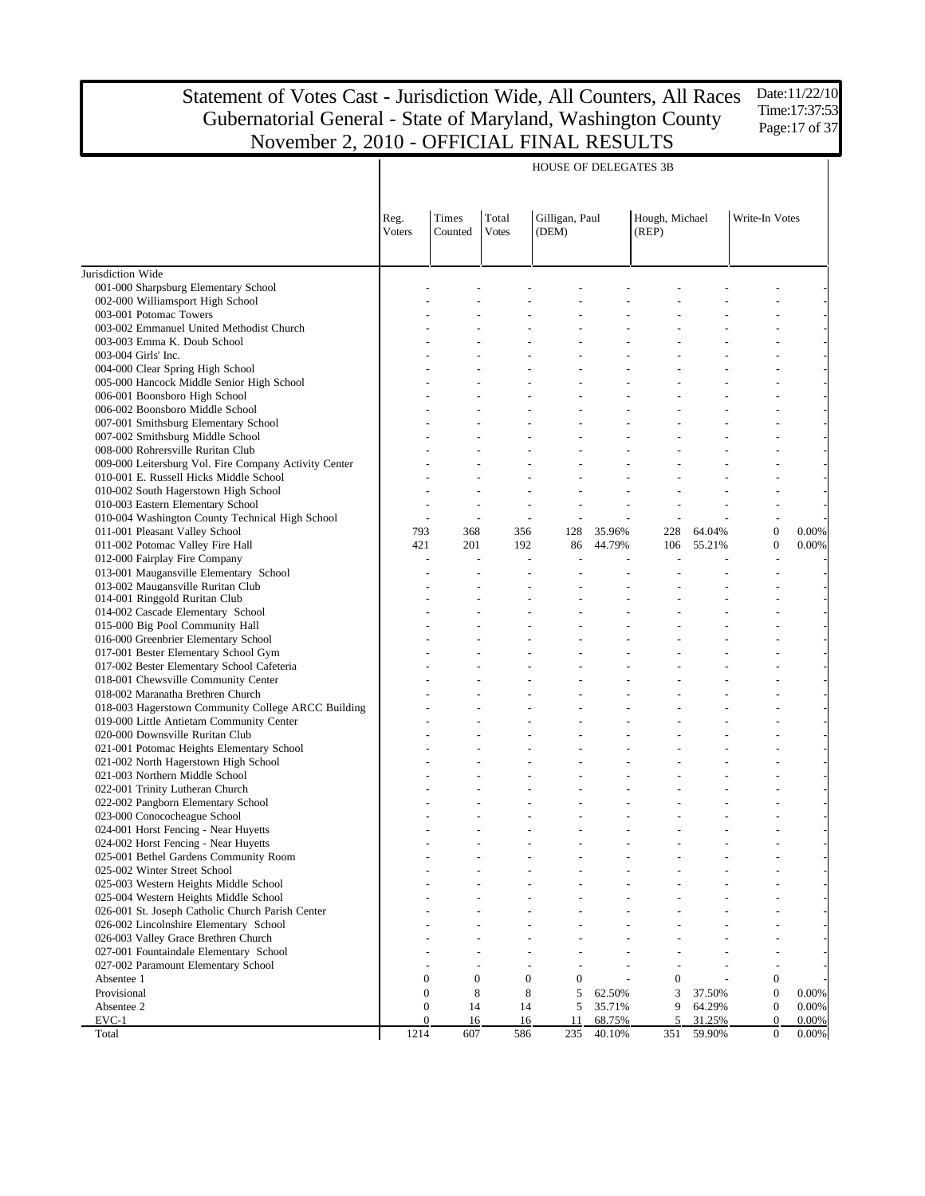# Statement of Votes Cast - Jurisdiction Wide, All Counters, All Races
# Gubernatorial General - State of Maryland, Washington County
# November 2, 2010 - OFFICIAL FINAL RESULTS

Date:11/22/10
Time:17:37:53

## HOUSE OF DELEGATES 3B

| | Reg. Voters | Times Counted | Total Votes | Gilligan, Paul (DEM) | | Hough, Michael (REP) | | Write-In Votes | |
|---|---|---|---|---|---|---|---|---|---|
| Jurisdiction Wide | | | | | | | | | |
| 001-000 Sharpsburg Elementary School | - | - | - | - | - | - | - | - | - |
| 002-000 Williamsport High School | - | - | - | - | - | - | - | - | - |
| 003-001 Potomac Towers | - | - | - | - | - | - | - | - | - |
| 003-002 Emmanuel United Methodist Church | - | - | - | - | - | - | - | - | - |
| 003-003 Emma K. Doub School | - | - | - | - | - | - | - | - | - |
| 003-004 Girls' Inc. | - | - | - | - | - | - | - | - | - |
| 004-000 Clear Spring High School | - | - | - | - | - | - | - | - | - |
| 005-000 Hancock Middle Senior High School | - | - | - | - | - | - | - | - | - |
| 006-001 Boonsboro High School | - | - | - | - | - | - | - | - | - |
| 006-002 Boonsboro Middle School | - | - | - | - | - | - | - | - | - |
| 007-001 Smithsburg Elementary School | - | - | - | - | - | - | - | - | - |
| 007-002 Smithsburg Middle School | - | - | - | - | - | - | - | - | - |
| 008-000 Rohrersville Ruritan Club | - | - | - | - | - | - | - | - | - |
| 009-000 Leitersburg Vol. Fire Company Activity Center | - | - | - | - | - | - | - | - | - |
| 010-001 E. Russell Hicks Middle School | - | - | - | - | - | - | - | - | - |
| 010-002 South Hagerstown High School | - | - | - | - | - | - | - | - | - |
| 010-003 Eastern Elementary School | - | - | - | - | - | - | - | - | - |
| 010-004 Washington County Technical High School | - | - | - | - | - | - | - | - | - |
| 011-001 Pleasant Valley School | 793 | 368 | 356 | 128 | 35.96% | 228 | 64.04% | 0 | 0.00% |
| 011-002 Potomac Valley Fire Hall | 421 | 201 | 192 | 86 | 44.79% | 106 | 55.21% | 0 | 0.00% |
| 012-000 Fairplay Fire Company | - | - | - | - | - | - | - | - | - |
| 013-001 Maugansville Elementary School | - | - | - | - | - | - | - | - | - |
| 013-002 Maugansville Ruritan Club | - | - | - | - | - | - | - | - | - |
| 014-001 Ringgold Ruritan Club | - | - | - | - | - | - | - | - | - |
| 014-002 Cascade Elementary School | - | - | - | - | - | - | - | - | - |
| 015-000 Big Pool Community Hall | - | - | - | - | - | - | - | - | - |
| 016-000 Greenbrier Elementary School | - | - | - | - | - | - | - | - | - |
| 017-001 Bester Elementary School Gym | - | - | - | - | - | - | - | - | - |
| 017-002 Bester Elementary School Cafeteria | - | - | - | - | - | - | - | - | - |
| 018-001 Chewsville Community Center | - | - | - | - | - | - | - | - | - |
| 018-002 Maranatha Brethren Church | - | - | - | - | - | - | - | - | - |
| 018-003 Hagerstown Community College ARCC Building | - | - | - | - | - | - | - | - | - |
| 019-000 Little Antietam Community Center | - | - | - | - | - | - | - | - | - |
| 020-000 Downsville Ruritan Club | - | - | - | - | - | - | - | - | - |
| 021-001 Potomac Heights Elementary School | - | - | - | - | - | - | - | - | - |
| 021-002 North Hagerstown High School | - | - | - | - | - | - | - | - | - |
| 021-003 Northern Middle School | - | - | - | - | - | - | - | - | - |
| 022-001 Trinity Lutheran Church | - | - | - | - | - | - | - | - | - |
| 022-002 Pangborn Elementary School | - | - | - | - | - | - | - | - | - |
| 023-000 Conococheague School | - | - | - | - | - | - | - | - | - |
| 024-001 Horst Fencing - Near Huyetts | - | - | - | - | - | - | - | - | - |
| 024-002 Horst Fencing - Near Huyetts | - | - | - | - | - | - | - | - | - |
| 025-001 Bethel Gardens Community Room | - | - | - | - | - | - | - | - | - |
| 025-002 Winter Street School | - | - | - | - | - | - | - | - | - |
| 025-003 Western Heights Middle School | - | - | - | - | - | - | - | - | - |
| 025-004 Western Heights Middle School | - | - | - | - | - | - | - | - | - |
| 026-001 St. Joseph Catholic Church Parish Center | - | - | - | - | - | - | - | - | - |
| 026-002 Lincolnshire Elementary School | - | - | - | - | - | - | - | - | - |
| 026-003 Valley Grace Brethren Church | - | - | - | - | - | - | - | - | - |
| 027-001 Fountaindale Elementary School | - | - | - | - | - | - | - | - | - |
| 027-002 Paramount Elementary School | - | - | - | - | - | - | - | - | - |
| Absentee 1 | 0 | 0 | 0 | 0 | - | 0 | - | 0 | - |
| Provisional | 0 | 8 | 8 | 5 | 62.50% | 3 | 37.50% | 0 | 0.00% |
| Absentee 2 | 0 | 14 | 14 | 5 | 35.71% | 9 | 64.29% | 0 | 0.00% |
| EVC-1 | 0 | 16 | 16 | 11 | 68.75% | 5 | 31.25% | 0 | 0.00% |
| Total | 1214 | 607 | 586 | 235 | 40.10% | 351 | 59.90% | 0 | 0.00% |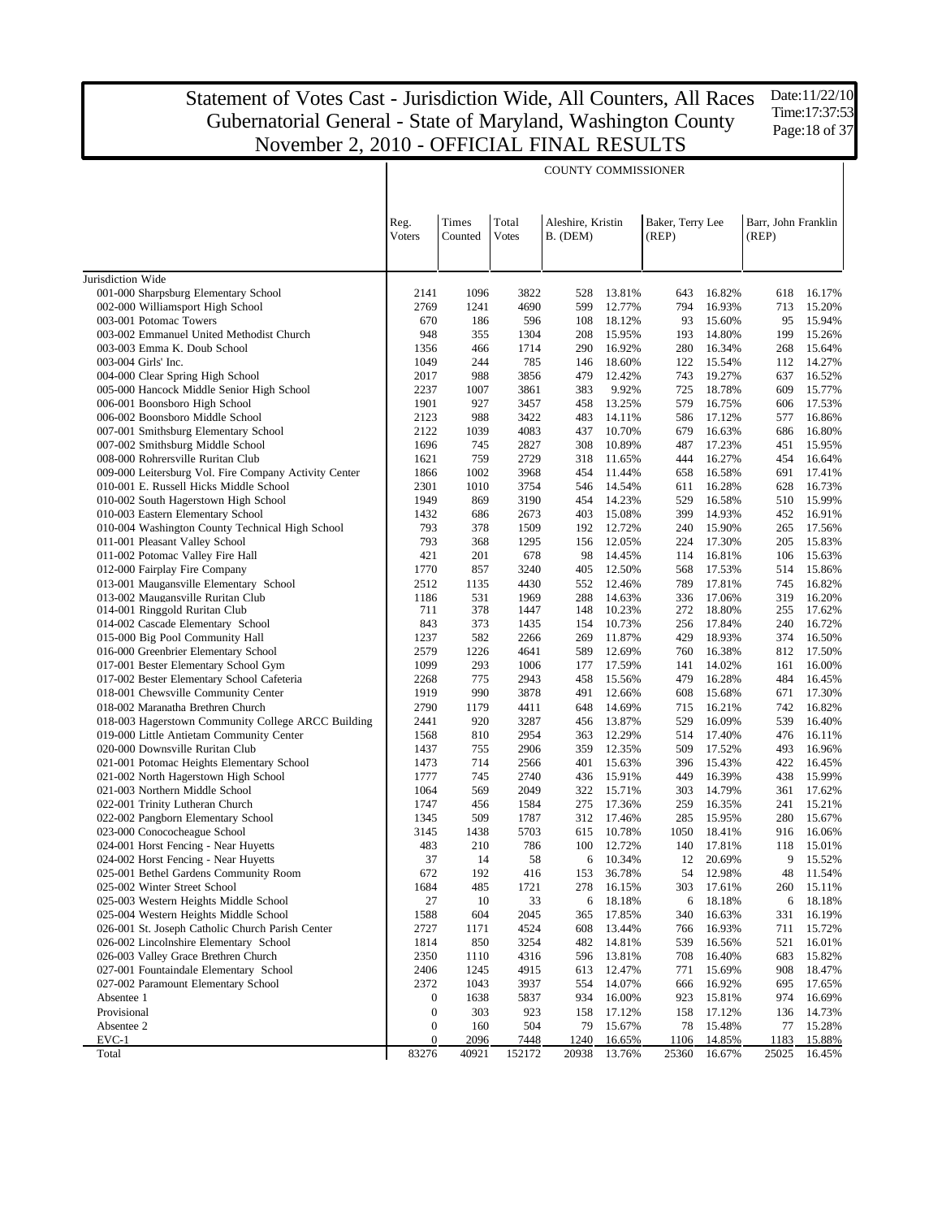# Statement of Votes Cast - Jurisdiction Wide, All Counters, All Races
## Gubernatorial General - State of Maryland, Washington County
## November 2, 2010 - OFFICIAL FINAL RESULTS

Date:11/22/10
Time:17:37:53

COUNTY COMMISSIONER

| | Reg. Voters | Times Counted | Total Votes | Aleshire, Kristin B. (DEM) | | Baker, Terry Lee (REP) | | Barr, John Franklin (REP) | |
|---|---|---|---|---|---|---|---|---|---|
| Jurisdiction Wide | | | | | | | | | |
| 001-000 Sharpsburg Elementary School | 2141 | 1096 | 3822 | 528 | 13.81% | 643 | 16.82% | 618 | 16.17% |
| 002-000 Williamsport High School | 2769 | 1241 | 4690 | 599 | 12.77% | 794 | 16.93% | 713 | 15.20% |
| 003-001 Potomac Towers | 670 | 186 | 596 | 108 | 18.12% | 93 | 15.60% | 95 | 15.94% |
| 003-002 Emmanuel United Methodist Church | 948 | 355 | 1304 | 208 | 15.95% | 193 | 14.80% | 199 | 15.26% |
| 003-003 Emma K. Doub School | 1356 | 466 | 1714 | 290 | 16.92% | 280 | 16.34% | 268 | 15.64% |
| 003-004 Girls' Inc. | 1049 | 244 | 785 | 146 | 18.60% | 122 | 15.54% | 112 | 14.27% |
| 004-000 Clear Spring High School | 2017 | 988 | 3856 | 479 | 12.42% | 743 | 19.27% | 637 | 16.52% |
| 005-000 Hancock Middle Senior High School | 2237 | 1007 | 3861 | 383 | 9.92% | 725 | 18.78% | 609 | 15.77% |
| 006-001 Boonsboro High School | 1901 | 927 | 3457 | 458 | 13.25% | 579 | 16.75% | 606 | 17.53% |
| 006-002 Boonsboro Middle School | 2123 | 988 | 3422 | 483 | 14.11% | 586 | 17.12% | 577 | 16.86% |
| 007-001 Smithsburg Elementary School | 2122 | 1039 | 4083 | 437 | 10.70% | 679 | 16.63% | 686 | 16.80% |
| 007-002 Smithsburg Middle School | 1696 | 745 | 2827 | 308 | 10.89% | 487 | 17.23% | 451 | 15.95% |
| 008-000 Rohrersville Ruritan Club | 1621 | 759 | 2729 | 318 | 11.65% | 444 | 16.27% | 454 | 16.64% |
| 009-000 Leitersburg Vol. Fire Company Activity Center | 1866 | 1002 | 3968 | 454 | 11.44% | 658 | 16.58% | 691 | 17.41% |
| 010-001 E. Russell Hicks Middle School | 2301 | 1010 | 3754 | 546 | 14.54% | 611 | 16.28% | 628 | 16.73% |
| 010-002 South Hagerstown High School | 1949 | 869 | 3190 | 454 | 14.23% | 529 | 16.58% | 510 | 15.99% |
| 010-003 Eastern Elementary School | 1432 | 686 | 2673 | 403 | 15.08% | 399 | 14.93% | 452 | 16.91% |
| 010-004 Washington County Technical High School | 793 | 378 | 1509 | 192 | 12.72% | 240 | 15.90% | 265 | 17.56% |
| 011-001 Pleasant Valley School | 793 | 368 | 1295 | 156 | 12.05% | 224 | 17.30% | 205 | 15.83% |
| 011-002 Potomac Valley Fire Hall | 421 | 201 | 678 | 98 | 14.45% | 114 | 16.81% | 106 | 15.63% |
| 012-000 Fairplay Fire Company | 1770 | 857 | 3240 | 405 | 12.50% | 568 | 17.53% | 514 | 15.86% |
| 013-001 Maugansville Elementary School | 2512 | 1135 | 4430 | 552 | 12.46% | 789 | 17.81% | 745 | 16.82% |
| 013-002 Maugansville Ruritan Club | 1186 | 531 | 1969 | 288 | 14.63% | 336 | 17.06% | 319 | 16.20% |
| 014-001 Ringgold Ruritan Club | 711 | 378 | 1447 | 148 | 10.23% | 272 | 18.80% | 255 | 17.62% |
| 014-002 Cascade Elementary School | 843 | 373 | 1435 | 154 | 10.73% | 256 | 17.84% | 240 | 16.72% |
| 015-000 Big Pool Community Hall | 1237 | 582 | 2266 | 269 | 11.87% | 429 | 18.93% | 374 | 16.50% |
| 016-000 Greenbrier Elementary School | 2579 | 1226 | 4641 | 589 | 12.69% | 760 | 16.38% | 812 | 17.50% |
| 017-001 Bester Elementary School Gym | 1099 | 293 | 1006 | 177 | 17.59% | 141 | 14.02% | 161 | 16.00% |
| 017-002 Bester Elementary School Cafeteria | 2268 | 775 | 2943 | 458 | 15.56% | 479 | 16.28% | 484 | 16.45% |
| 018-001 Chewsville Community Center | 1919 | 990 | 3878 | 491 | 12.66% | 608 | 15.68% | 671 | 17.30% |
| 018-002 Maranatha Brethren Church | 2790 | 1179 | 4411 | 648 | 14.69% | 715 | 16.21% | 742 | 16.82% |
| 018-003 Hagerstown Community College ARCC Building | 2441 | 920 | 3287 | 456 | 13.87% | 529 | 16.09% | 539 | 16.40% |
| 019-000 Little Antietam Community Center | 1568 | 810 | 2954 | 363 | 12.29% | 514 | 17.40% | 476 | 16.11% |
| 020-000 Downsville Ruritan Club | 1437 | 755 | 2906 | 359 | 12.35% | 509 | 17.52% | 493 | 16.96% |
| 021-001 Potomac Heights Elementary School | 1473 | 714 | 2566 | 401 | 15.63% | 396 | 15.43% | 422 | 16.45% |
| 021-002 North Hagerstown High School | 1777 | 745 | 2740 | 436 | 15.91% | 449 | 16.39% | 438 | 15.99% |
| 021-003 Northern Middle School | 1064 | 569 | 2049 | 322 | 15.71% | 303 | 14.79% | 361 | 17.62% |
| 022-001 Trinity Lutheran Church | 1747 | 456 | 1584 | 275 | 17.36% | 259 | 16.35% | 241 | 15.21% |
| 022-002 Pangborn Elementary School | 1345 | 509 | 1787 | 312 | 17.46% | 285 | 15.95% | 280 | 15.67% |
| 023-000 Conococheague School | 3145 | 1438 | 5703 | 615 | 10.78% | 1050 | 18.41% | 916 | 16.06% |
| 024-001 Horst Fencing - Near Huyetts | 483 | 210 | 786 | 100 | 12.72% | 140 | 17.81% | 118 | 15.01% |
| 024-002 Horst Fencing - Near Huyetts | 37 | 14 | 58 | 6 | 10.34% | 12 | 20.69% | 9 | 15.52% |
| 025-001 Bethel Gardens Community Room | 672 | 192 | 416 | 153 | 36.78% | 54 | 12.98% | 48 | 11.54% |
| 025-002 Winter Street School | 1684 | 485 | 1721 | 278 | 16.15% | 303 | 17.61% | 260 | 15.11% |
| 025-003 Western Heights Middle School | 27 | 10 | 33 | 6 | 18.18% | 6 | 18.18% | 6 | 18.18% |
| 025-004 Western Heights Middle School | 1588 | 604 | 2045 | 365 | 17.85% | 340 | 16.63% | 331 | 16.19% |
| 026-001 St. Joseph Catholic Church Parish Center | 2727 | 1171 | 4524 | 608 | 13.44% | 766 | 16.93% | 711 | 15.72% |
| 026-002 Lincolnshire Elementary School | 1814 | 850 | 3254 | 482 | 14.81% | 539 | 16.56% | 521 | 16.01% |
| 026-003 Valley Grace Brethren Church | 2350 | 1110 | 4316 | 596 | 13.81% | 708 | 16.40% | 683 | 15.82% |
| 027-001 Fountaindale Elementary School | 2406 | 1245 | 4915 | 613 | 12.47% | 771 | 15.69% | 908 | 18.47% |
| 027-002 Paramount Elementary School | 2372 | 1043 | 3937 | 554 | 14.07% | 666 | 16.92% | 695 | 17.65% |
| Absentee 1 | 0 | 1638 | 5837 | 934 | 16.00% | 923 | 15.81% | 974 | 16.69% |
| Provisional | 0 | 303 | 923 | 158 | 17.12% | 158 | 17.12% | 136 | 14.73% |
| Absentee 2 | 0 | 160 | 504 | 79 | 15.67% | 78 | 15.48% | 77 | 15.28% |
| EVC-1 | 0 | 2096 | 7448 | 1240 | 16.65% | 1106 | 14.85% | 1183 | 15.88% |
| Total | 83276 | 40921 | 152172 | 20938 | 13.76% | 25360 | 16.67% | 25025 | 16.45% |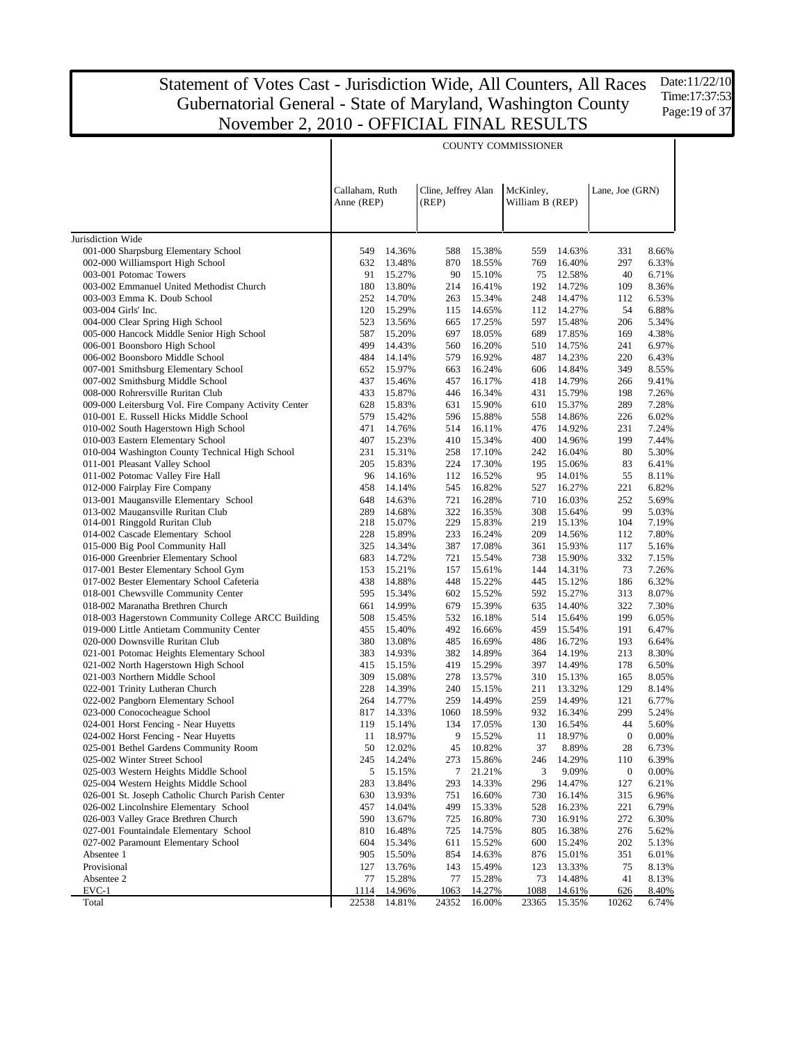# Statement of Votes Cast - Jurisdiction Wide, All Counters, All Races
# Gubernatorial General - State of Maryland, Washington County
# November 2, 2010 - OFFICIAL FINAL RESULTS

Date:11/22/10
Time:17:37:53

## COUNTY COMMISSIONER

| | Callaham, Ruth Anne (REP) | | Cline, Jeffrey Alan (REP) | | McKinley, William B (REP) | | Lane, Joe (GRN) | |
|---|---|---|---|---|---|---|---|---|
| Jurisdiction Wide | | | | | | | | |
| 001-000 Sharpsburg Elementary School | 549 | 14.36% | 588 | 15.38% | 559 | 14.63% | 331 | 8.66% |
| 002-000 Williamsport High School | 632 | 13.48% | 870 | 18.55% | 769 | 16.40% | 297 | 6.33% |
| 003-001 Potomac Towers | 91 | 15.27% | 90 | 15.10% | 75 | 12.58% | 40 | 6.71% |
| 003-002 Emmanuel United Methodist Church | 180 | 13.80% | 214 | 16.41% | 192 | 14.72% | 109 | 8.36% |
| 003-003 Emma K. Doub School | 252 | 14.70% | 263 | 15.34% | 248 | 14.47% | 112 | 6.53% |
| 003-004 Girls' Inc. | 120 | 15.29% | 115 | 14.65% | 112 | 14.27% | 54 | 6.88% |
| 004-000 Clear Spring High School | 523 | 13.56% | 665 | 17.25% | 597 | 15.48% | 206 | 5.34% |
| 005-000 Hancock Middle Senior High School | 587 | 15.20% | 697 | 18.05% | 689 | 17.85% | 169 | 4.38% |
| 006-001 Boonsboro High School | 499 | 14.43% | 560 | 16.20% | 510 | 14.75% | 241 | 6.97% |
| 006-002 Boonsboro Middle School | 484 | 14.14% | 579 | 16.92% | 487 | 14.23% | 220 | 6.43% |
| 007-001 Smithsburg Elementary School | 652 | 15.97% | 663 | 16.24% | 606 | 14.84% | 349 | 8.55% |
| 007-002 Smithsburg Middle School | 437 | 15.46% | 457 | 16.17% | 418 | 14.79% | 266 | 9.41% |
| 008-000 Rohrersville Ruritan Club | 433 | 15.87% | 446 | 16.34% | 431 | 15.79% | 198 | 7.26% |
| 009-000 Leitersburg Vol. Fire Company Activity Center | 628 | 15.83% | 631 | 15.90% | 610 | 15.37% | 289 | 7.28% |
| 010-001 E. Russell Hicks Middle School | 579 | 15.42% | 596 | 15.88% | 558 | 14.86% | 226 | 6.02% |
| 010-002 South Hagerstown High School | 471 | 14.76% | 514 | 16.11% | 476 | 14.92% | 231 | 7.24% |
| 010-003 Eastern Elementary School | 407 | 15.23% | 410 | 15.34% | 400 | 14.96% | 199 | 7.44% |
| 010-004 Washington County Technical High School | 231 | 15.31% | 258 | 17.10% | 242 | 16.04% | 80 | 5.30% |
| 011-001 Pleasant Valley School | 205 | 15.83% | 224 | 17.30% | 195 | 15.06% | 83 | 6.41% |
| 011-002 Potomac Valley Fire Hall | 96 | 14.16% | 112 | 16.52% | 95 | 14.01% | 55 | 8.11% |
| 012-000 Fairplay Fire Company | 458 | 14.14% | 545 | 16.82% | 527 | 16.27% | 221 | 6.82% |
| 013-001 Maugansville Elementary School | 648 | 14.63% | 721 | 16.28% | 710 | 16.03% | 252 | 5.69% |
| 013-002 Maugansville Ruritan Club | 289 | 14.68% | 322 | 16.35% | 308 | 15.64% | 99 | 5.03% |
| 014-001 Ringgold Ruritan Club | 218 | 15.07% | 229 | 15.83% | 219 | 15.13% | 104 | 7.19% |
| 014-002 Cascade Elementary School | 228 | 15.89% | 233 | 16.24% | 209 | 14.56% | 112 | 7.80% |
| 015-000 Big Pool Community Hall | 325 | 14.34% | 387 | 17.08% | 361 | 15.93% | 117 | 5.16% |
| 016-000 Greenbrier Elementary School | 683 | 14.72% | 721 | 15.54% | 738 | 15.90% | 332 | 7.15% |
| 017-001 Bester Elementary School Gym | 153 | 15.21% | 157 | 15.61% | 144 | 14.31% | 73 | 7.26% |
| 017-002 Bester Elementary School Cafeteria | 438 | 14.88% | 448 | 15.22% | 445 | 15.12% | 186 | 6.32% |
| 018-001 Chewsville Community Center | 595 | 15.34% | 602 | 15.52% | 592 | 15.27% | 313 | 8.07% |
| 018-002 Maranatha Brethren Church | 661 | 14.99% | 679 | 15.39% | 635 | 14.40% | 322 | 7.30% |
| 018-003 Hagerstown Community College ARCC Building | 508 | 15.45% | 532 | 16.18% | 514 | 15.64% | 199 | 6.05% |
| 019-000 Little Antietam Community Center | 455 | 15.40% | 492 | 16.66% | 459 | 15.54% | 191 | 6.47% |
| 020-000 Downsville Ruritan Club | 380 | 13.08% | 485 | 16.69% | 486 | 16.72% | 193 | 6.64% |
| 021-001 Potomac Heights Elementary School | 383 | 14.93% | 382 | 14.89% | 364 | 14.19% | 213 | 8.30% |
| 021-002 North Hagerstown High School | 415 | 15.15% | 419 | 15.29% | 397 | 14.49% | 178 | 6.50% |
| 021-003 Northern Middle School | 309 | 15.08% | 278 | 13.57% | 310 | 15.13% | 165 | 8.05% |
| 022-001 Trinity Lutheran Church | 228 | 14.39% | 240 | 15.15% | 211 | 13.32% | 129 | 8.14% |
| 022-002 Pangborn Elementary School | 264 | 14.77% | 259 | 14.49% | 259 | 14.49% | 121 | 6.77% |
| 023-000 Conococheague School | 817 | 14.33% | 1060 | 18.59% | 932 | 16.34% | 299 | 5.24% |
| 024-001 Horst Fencing - Near Huyetts | 119 | 15.14% | 134 | 17.05% | 130 | 16.54% | 44 | 5.60% |
| 024-002 Horst Fencing - Near Huyetts | 11 | 18.97% | 9 | 15.52% | 11 | 18.97% | 0 | 0.00% |
| 025-001 Bethel Gardens Community Room | 50 | 12.02% | 45 | 10.82% | 37 | 8.89% | 28 | 6.73% |
| 025-002 Winter Street School | 245 | 14.24% | 273 | 15.86% | 246 | 14.29% | 110 | 6.39% |
| 025-003 Western Heights Middle School | 5 | 15.15% | 7 | 21.21% | 3 | 9.09% | 0 | 0.00% |
| 025-004 Western Heights Middle School | 283 | 13.84% | 293 | 14.33% | 296 | 14.47% | 127 | 6.21% |
| 026-001 St. Joseph Catholic Church Parish Center | 630 | 13.93% | 751 | 16.60% | 730 | 16.14% | 315 | 6.96% |
| 026-002 Lincolnshire Elementary School | 457 | 14.04% | 499 | 15.33% | 528 | 16.23% | 221 | 6.79% |
| 026-003 Valley Grace Brethren Church | 590 | 13.67% | 725 | 16.80% | 730 | 16.91% | 272 | 6.30% |
| 027-001 Fountaindale Elementary School | 810 | 16.48% | 725 | 14.75% | 805 | 16.38% | 276 | 5.62% |
| 027-002 Paramount Elementary School | 604 | 15.34% | 611 | 15.52% | 600 | 15.24% | 202 | 5.13% |
| Absentee 1 | 905 | 15.50% | 854 | 14.63% | 876 | 15.01% | 351 | 6.01% |
| Provisional | 127 | 13.76% | 143 | 15.49% | 123 | 13.33% | 75 | 8.13% |
| Absentee 2 | 77 | 15.28% | 77 | 15.28% | 73 | 14.48% | 41 | 8.13% |
| EVC-1 | 1114 | 14.96% | 1063 | 14.27% | 1088 | 14.61% | 626 | 8.40% |
| Total | 22538 | 14.81% | 24352 | 16.00% | 23365 | 15.35% | 10262 | 6.74% |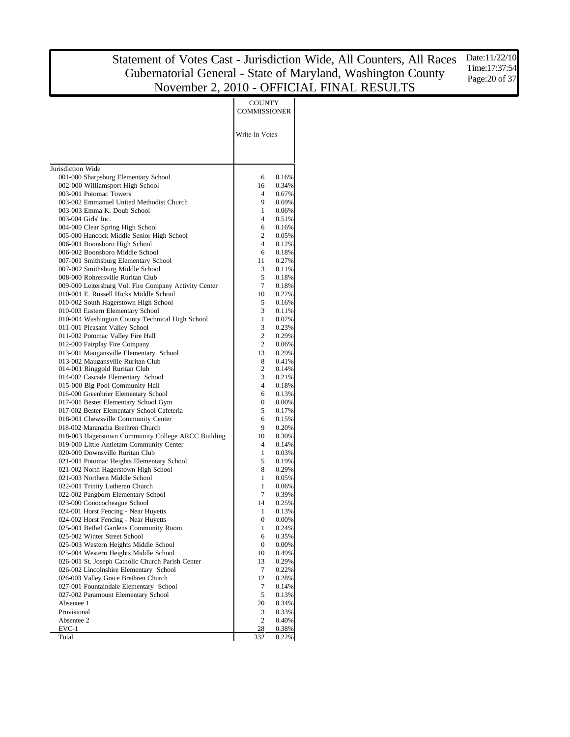# Statement of Votes Cast - Jurisdiction Wide, All Counters, All Races
## Gubernatorial General - State of Maryland, Washington County
## November 2, 2010 - OFFICIAL FINAL RESULTS

Date:11/22/10
Time:17:37:54

| | COUNTY COMMISSIONER | |
|---|---|---|
| | Write-In Votes | |
| Jurisdiction Wide | | |
| 001-000 Sharpsburg Elementary School | 6 | 0.16% |
| 002-000 Williamsport High School | 16 | 0.34% |
| 003-001 Potomac Towers | 4 | 0.67% |
| 003-002 Emmanuel United Methodist Church | 9 | 0.69% |
| 003-003 Emma K. Doub School | 1 | 0.06% |
| 003-004 Girls' Inc. | 4 | 0.51% |
| 004-000 Clear Spring High School | 6 | 0.16% |
| 005-000 Hancock Middle Senior High School | 2 | 0.05% |
| 006-001 Boonsboro High School | 4 | 0.12% |
| 006-002 Boonsboro Middle School | 6 | 0.18% |
| 007-001 Smithsburg Elementary School | 11 | 0.27% |
| 007-002 Smithsburg Middle School | 3 | 0.11% |
| 008-000 Rohrersville Ruritan Club | 5 | 0.18% |
| 009-000 Leitersburg Vol. Fire Company Activity Center | 7 | 0.18% |
| 010-001 E. Russell Hicks Middle School | 10 | 0.27% |
| 010-002 South Hagerstown High School | 5 | 0.16% |
| 010-003 Eastern Elementary School | 3 | 0.11% |
| 010-004 Washington County Technical High School | 1 | 0.07% |
| 011-001 Pleasant Valley School | 3 | 0.23% |
| 011-002 Potomac Valley Fire Hall | 2 | 0.29% |
| 012-000 Fairplay Fire Company | 2 | 0.06% |
| 013-001 Maugansville Elementary School | 13 | 0.29% |
| 013-002 Maugansville Ruritan Club | 8 | 0.41% |
| 014-001 Ringgold Ruritan Club | 2 | 0.14% |
| 014-002 Cascade Elementary School | 3 | 0.21% |
| 015-000 Big Pool Community Hall | 4 | 0.18% |
| 016-000 Greenbrier Elementary School | 6 | 0.13% |
| 017-001 Bester Elementary School Gym | 0 | 0.00% |
| 017-002 Bester Elementary School Cafeteria | 5 | 0.17% |
| 018-001 Chewsville Community Center | 6 | 0.15% |
| 018-002 Maranatha Brethren Church | 9 | 0.20% |
| 018-003 Hagerstown Community College ARCC Building | 10 | 0.30% |
| 019-000 Little Antietam Community Center | 4 | 0.14% |
| 020-000 Downsville Ruritan Club | 1 | 0.03% |
| 021-001 Potomac Heights Elementary School | 5 | 0.19% |
| 021-002 North Hagerstown High School | 8 | 0.29% |
| 021-003 Northern Middle School | 1 | 0.05% |
| 022-001 Trinity Lutheran Church | 1 | 0.06% |
| 022-002 Pangborn Elementary School | 7 | 0.39% |
| 023-000 Conococheague School | 14 | 0.25% |
| 024-001 Horst Fencing - Near Huyetts | 1 | 0.13% |
| 024-002 Horst Fencing - Near Huyetts | 0 | 0.00% |
| 025-001 Bethel Gardens Community Room | 1 | 0.24% |
| 025-002 Winter Street School | 6 | 0.35% |
| 025-003 Western Heights Middle School | 0 | 0.00% |
| 025-004 Western Heights Middle School | 10 | 0.49% |
| 026-001 St. Joseph Catholic Church Parish Center | 13 | 0.29% |
| 026-002 Lincolnshire Elementary School | 7 | 0.22% |
| 026-003 Valley Grace Brethren Church | 12 | 0.28% |
| 027-001 Fountaindale Elementary School | 7 | 0.14% |
| 027-002 Paramount Elementary School | 5 | 0.13% |
| Absentee 1 | 20 | 0.34% |
| Provisional | 3 | 0.33% |
| Absentee 2 | 2 | 0.40% |
| EVC-1 | 28 | 0.38% |
| Total | 332 | 0.22% |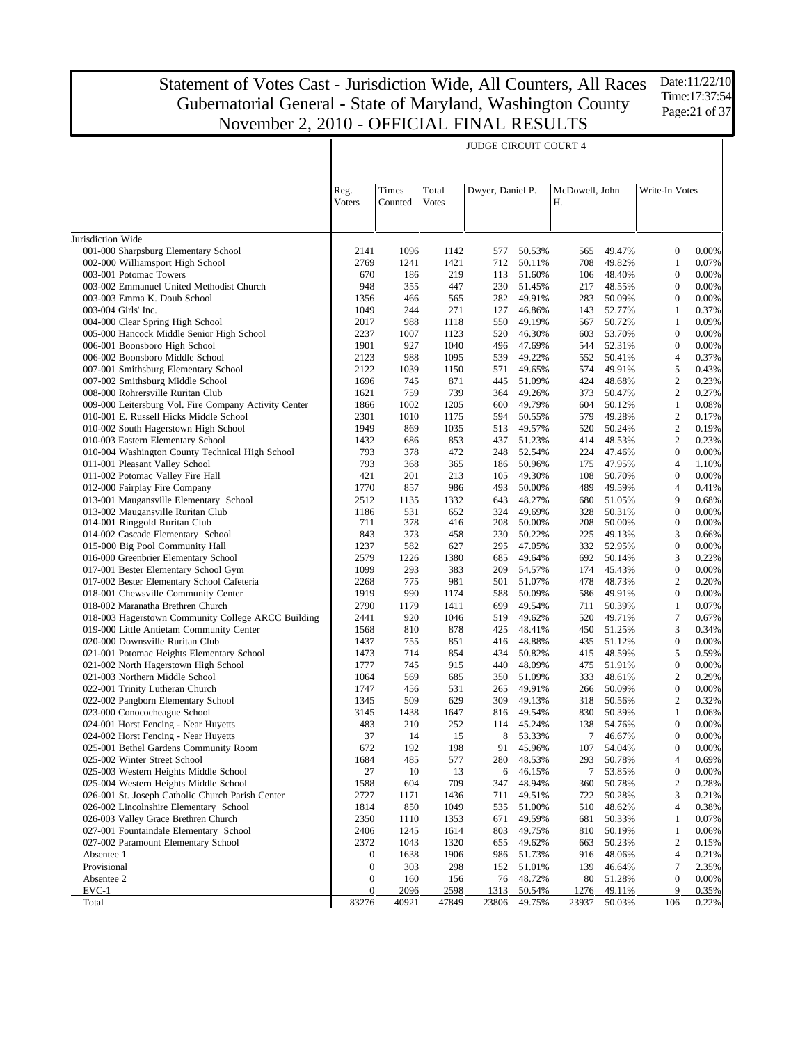# Statement of Votes Cast - Jurisdiction Wide, All Counters, All Races
# Gubernatorial General - State of Maryland, Washington County
# November 2, 2010 - OFFICIAL FINAL RESULTS

Date:11/22/10
Time:17:37:54

## JUDGE CIRCUIT COURT 4

| | Reg. Voters | Times Counted | Total Votes | Dwyer, Daniel P. | | McDowell, John H. | | Write-In Votes | |
|---|---|---|---|---|---|---|---|---|---|
| **Jurisdiction Wide** | | | | | | | | | |
| 001-000 Sharpsburg Elementary School | 2141 | 1096 | 1142 | 577 | 50.53% | 565 | 49.47% | 0 | 0.00% |
| 002-000 Williamsport High School | 2769 | 1241 | 1421 | 712 | 50.11% | 708 | 49.82% | 1 | 0.07% |
| 003-001 Potomac Towers | 670 | 186 | 219 | 113 | 51.60% | 106 | 48.40% | 0 | 0.00% |
| 003-002 Emmanuel United Methodist Church | 948 | 355 | 447 | 230 | 51.45% | 217 | 48.55% | 0 | 0.00% |
| 003-003 Emma K. Doub School | 1356 | 466 | 565 | 282 | 49.91% | 283 | 50.09% | 0 | 0.00% |
| 003-004 Girls' Inc. | 1049 | 244 | 271 | 127 | 46.86% | 143 | 52.77% | 1 | 0.37% |
| 004-000 Clear Spring High School | 2017 | 988 | 1118 | 550 | 49.19% | 567 | 50.72% | 1 | 0.09% |
| 005-000 Hancock Middle Senior High School | 2237 | 1007 | 1123 | 520 | 46.30% | 603 | 53.70% | 0 | 0.00% |
| 006-001 Boonsboro High School | 1901 | 927 | 1040 | 496 | 47.69% | 544 | 52.31% | 0 | 0.00% |
| 006-002 Boonsboro Middle School | 2123 | 988 | 1095 | 539 | 49.22% | 552 | 50.41% | 4 | 0.37% |
| 007-001 Smithsburg Elementary School | 2122 | 1039 | 1150 | 571 | 49.65% | 574 | 49.91% | 5 | 0.43% |
| 007-002 Smithsburg Middle School | 1696 | 745 | 871 | 445 | 51.09% | 424 | 48.68% | 2 | 0.23% |
| 008-000 Rohrersville Ruritan Club | 1621 | 759 | 739 | 364 | 49.26% | 373 | 50.47% | 2 | 0.27% |
| 009-000 Leitersburg Vol. Fire Company Activity Center | 1866 | 1002 | 1205 | 600 | 49.79% | 604 | 50.12% | 1 | 0.08% |
| 010-001 E. Russell Hicks Middle School | 2301 | 1010 | 1175 | 594 | 50.55% | 579 | 49.28% | 2 | 0.17% |
| 010-002 South Hagerstown High School | 1949 | 869 | 1035 | 513 | 49.57% | 520 | 50.24% | 2 | 0.19% |
| 010-003 Eastern Elementary School | 1432 | 686 | 853 | 437 | 51.23% | 414 | 48.53% | 2 | 0.23% |
| 010-004 Washington County Technical High School | 793 | 378 | 472 | 248 | 52.54% | 224 | 47.46% | 0 | 0.00% |
| 011-001 Pleasant Valley School | 793 | 368 | 365 | 186 | 50.96% | 175 | 47.95% | 4 | 1.10% |
| 011-002 Potomac Valley Fire Hall | 421 | 201 | 213 | 105 | 49.30% | 108 | 50.70% | 0 | 0.00% |
| 012-000 Fairplay Fire Company | 1770 | 857 | 986 | 493 | 50.00% | 489 | 49.59% | 4 | 0.41% |
| 013-001 Maugansville Elementary School | 2512 | 1135 | 1332 | 643 | 48.27% | 680 | 51.05% | 9 | 0.68% |
| 013-002 Maugansville Ruritan Club | 1186 | 531 | 652 | 324 | 49.69% | 328 | 50.31% | 0 | 0.00% |
| 014-001 Ringgold Ruritan Club | 711 | 378 | 416 | 208 | 50.00% | 208 | 50.00% | 0 | 0.00% |
| 014-002 Cascade Elementary School | 843 | 373 | 458 | 230 | 50.22% | 225 | 49.13% | 3 | 0.66% |
| 015-000 Big Pool Community Hall | 1237 | 582 | 627 | 295 | 47.05% | 332 | 52.95% | 0 | 0.00% |
| 016-000 Greenbrier Elementary School | 2579 | 1226 | 1380 | 685 | 49.64% | 692 | 50.14% | 3 | 0.22% |
| 017-001 Bester Elementary School Gym | 1099 | 293 | 383 | 209 | 54.57% | 174 | 45.43% | 0 | 0.00% |
| 017-002 Bester Elementary School Cafeteria | 2268 | 775 | 981 | 501 | 51.07% | 478 | 48.73% | 2 | 0.20% |
| 018-001 Chewsville Community Center | 1919 | 990 | 1174 | 588 | 50.09% | 586 | 49.91% | 0 | 0.00% |
| 018-002 Maranatha Brethren Church | 2790 | 1179 | 1411 | 699 | 49.54% | 711 | 50.39% | 1 | 0.07% |
| 018-003 Hagerstown Community College ARCC Building | 2441 | 920 | 1046 | 519 | 49.62% | 520 | 49.71% | 7 | 0.67% |
| 019-000 Little Antietam Community Center | 1568 | 810 | 878 | 425 | 48.41% | 450 | 51.25% | 3 | 0.34% |
| 020-000 Downsville Ruritan Club | 1437 | 755 | 851 | 416 | 48.88% | 435 | 51.12% | 0 | 0.00% |
| 021-001 Potomac Heights Elementary School | 1473 | 714 | 854 | 434 | 50.82% | 415 | 48.59% | 5 | 0.59% |
| 021-002 North Hagerstown High School | 1777 | 745 | 915 | 440 | 48.09% | 475 | 51.91% | 0 | 0.00% |
| 021-003 Northern Middle School | 1064 | 569 | 685 | 350 | 51.09% | 333 | 48.61% | 2 | 0.29% |
| 022-001 Trinity Lutheran Church | 1747 | 456 | 531 | 265 | 49.91% | 266 | 50.09% | 0 | 0.00% |
| 022-002 Pangborn Elementary School | 1345 | 509 | 629 | 309 | 49.13% | 318 | 50.56% | 2 | 0.32% |
| 023-000 Conococheague School | 3145 | 1438 | 1647 | 816 | 49.54% | 830 | 50.39% | 1 | 0.06% |
| 024-001 Horst Fencing - Near Huyetts | 483 | 210 | 252 | 114 | 45.24% | 138 | 54.76% | 0 | 0.00% |
| 024-002 Horst Fencing - Near Huyetts | 37 | 14 | 15 | 8 | 53.33% | 7 | 46.67% | 0 | 0.00% |
| 025-001 Bethel Gardens Community Room | 672 | 192 | 198 | 91 | 45.96% | 107 | 54.04% | 0 | 0.00% |
| 025-002 Winter Street School | 1684 | 485 | 577 | 280 | 48.53% | 293 | 50.78% | 4 | 0.69% |
| 025-003 Western Heights Middle School | 27 | 10 | 13 | 6 | 46.15% | 7 | 53.85% | 0 | 0.00% |
| 025-004 Western Heights Middle School | 1588 | 604 | 709 | 347 | 48.94% | 360 | 50.78% | 2 | 0.28% |
| 026-001 St. Joseph Catholic Church Parish Center | 2727 | 1171 | 1436 | 711 | 49.51% | 722 | 50.28% | 3 | 0.21% |
| 026-002 Lincolnshire Elementary School | 1814 | 850 | 1049 | 535 | 51.00% | 510 | 48.62% | 4 | 0.38% |
| 026-003 Valley Grace Brethren Church | 2350 | 1110 | 1353 | 671 | 49.59% | 681 | 50.33% | 1 | 0.07% |
| 027-001 Fountaindale Elementary School | 2406 | 1245 | 1614 | 803 | 49.75% | 810 | 50.19% | 1 | 0.06% |
| 027-002 Paramount Elementary School | 2372 | 1043 | 1320 | 655 | 49.62% | 663 | 50.23% | 2 | 0.15% |
| Absentee 1 | 0 | 1638 | 1906 | 986 | 51.73% | 916 | 48.06% | 4 | 0.21% |
| Provisional | 0 | 303 | 298 | 152 | 51.01% | 139 | 46.64% | 7 | 2.35% |
| Absentee 2 | 0 | 160 | 156 | 76 | 48.72% | 80 | 51.28% | 0 | 0.00% |
| EVC-1 | 0 | 2096 | 2598 | 1313 | 50.54% | 1276 | 49.11% | 9 | 0.35% |
| Total | 83276 | 40921 | 47849 | 23806 | 49.75% | 23937 | 50.03% | 106 | 0.22% |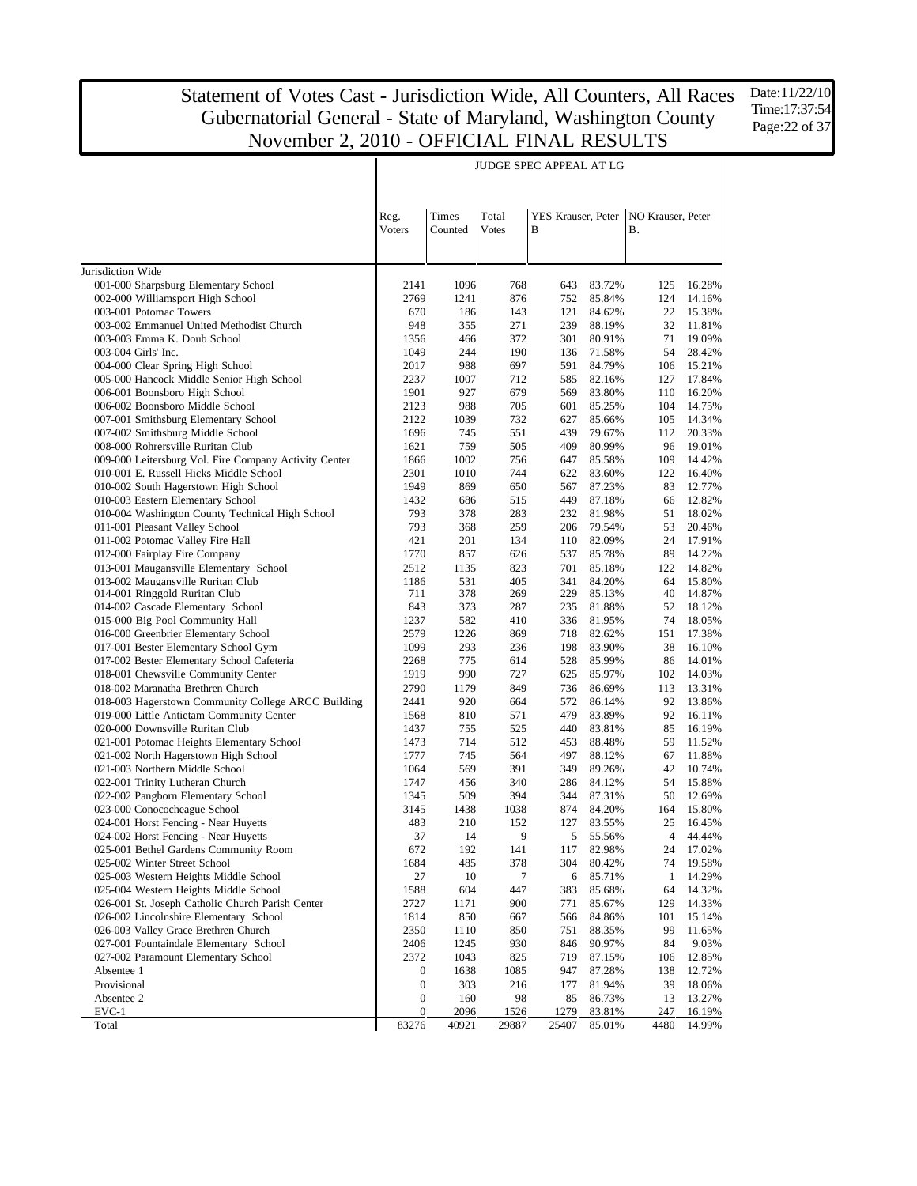# Statement of Votes Cast - Jurisdiction Wide, All Counters, All Races
# Gubernatorial General - State of Maryland, Washington County
# November 2, 2010 - OFFICIAL FINAL RESULTS

Date:11/22/10
Time:17:37:54

JUDGE SPEC APPEAL AT LG

| | Reg. Voters | Times Counted | Total Votes | YES Krauser, Peter B | | NO Krauser, Peter B. | |
|---|---|---|---|---|---|---|---|
| Jurisdiction Wide | | | | | | | |
| 001-000 Sharpsburg Elementary School | 2141 | 1096 | 768 | 643 | 83.72% | 125 | 16.28% |
| 002-000 Williamsport High School | 2769 | 1241 | 876 | 752 | 85.84% | 124 | 14.16% |
| 003-001 Potomac Towers | 670 | 186 | 143 | 121 | 84.62% | 22 | 15.38% |
| 003-002 Emmanuel United Methodist Church | 948 | 355 | 271 | 239 | 88.19% | 32 | 11.81% |
| 003-003 Emma K. Doub School | 1356 | 466 | 372 | 301 | 80.91% | 71 | 19.09% |
| 003-004 Girls' Inc. | 1049 | 244 | 190 | 136 | 71.58% | 54 | 28.42% |
| 004-000 Clear Spring High School | 2017 | 988 | 697 | 591 | 84.79% | 106 | 15.21% |
| 005-000 Hancock Middle Senior High School | 2237 | 1007 | 712 | 585 | 82.16% | 127 | 17.84% |
| 006-001 Boonsboro High School | 1901 | 927 | 679 | 569 | 83.80% | 110 | 16.20% |
| 006-002 Boonsboro Middle School | 2123 | 988 | 705 | 601 | 85.25% | 104 | 14.75% |
| 007-001 Smithsburg Elementary School | 2122 | 1039 | 732 | 627 | 85.66% | 105 | 14.34% |
| 007-002 Smithsburg Middle School | 1696 | 745 | 551 | 439 | 79.67% | 112 | 20.33% |
| 008-000 Rohrersville Ruritan Club | 1621 | 759 | 505 | 409 | 80.99% | 96 | 19.01% |
| 009-000 Leitersburg Vol. Fire Company Activity Center | 1866 | 1002 | 756 | 647 | 85.58% | 109 | 14.42% |
| 010-001 E. Russell Hicks Middle School | 2301 | 1010 | 744 | 622 | 83.60% | 122 | 16.40% |
| 010-002 South Hagerstown High School | 1949 | 869 | 650 | 567 | 87.23% | 83 | 12.77% |
| 010-003 Eastern Elementary School | 1432 | 686 | 515 | 449 | 87.18% | 66 | 12.82% |
| 010-004 Washington County Technical High School | 793 | 378 | 283 | 232 | 81.98% | 51 | 18.02% |
| 011-001 Pleasant Valley School | 793 | 368 | 259 | 206 | 79.54% | 53 | 20.46% |
| 011-002 Potomac Valley Fire Hall | 421 | 201 | 134 | 110 | 82.09% | 24 | 17.91% |
| 012-000 Fairplay Fire Company | 1770 | 857 | 626 | 537 | 85.78% | 89 | 14.22% |
| 013-001 Maugansville Elementary School | 2512 | 1135 | 823 | 701 | 85.18% | 122 | 14.82% |
| 013-002 Maugansville Ruritan Club | 1186 | 531 | 405 | 341 | 84.20% | 64 | 15.80% |
| 014-001 Ringgold Ruritan Club | 711 | 378 | 269 | 229 | 85.13% | 40 | 14.87% |
| 014-002 Cascade Elementary School | 843 | 373 | 287 | 235 | 81.88% | 52 | 18.12% |
| 015-000 Big Pool Community Hall | 1237 | 582 | 410 | 336 | 81.95% | 74 | 18.05% |
| 016-000 Greenbrier Elementary School | 2579 | 1226 | 869 | 718 | 82.62% | 151 | 17.38% |
| 017-001 Bester Elementary School Gym | 1099 | 293 | 236 | 198 | 83.90% | 38 | 16.10% |
| 017-002 Bester Elementary School Cafeteria | 2268 | 775 | 614 | 528 | 85.99% | 86 | 14.01% |
| 018-001 Chewsville Community Center | 1919 | 990 | 727 | 625 | 85.97% | 102 | 14.03% |
| 018-002 Maranatha Brethren Church | 2790 | 1179 | 849 | 736 | 86.69% | 113 | 13.31% |
| 018-003 Hagerstown Community College ARCC Building | 2441 | 920 | 664 | 572 | 86.14% | 92 | 13.86% |
| 019-000 Little Antietam Community Center | 1568 | 810 | 571 | 479 | 83.89% | 92 | 16.11% |
| 020-000 Downsville Ruritan Club | 1437 | 755 | 525 | 440 | 83.81% | 85 | 16.19% |
| 021-001 Potomac Heights Elementary School | 1473 | 714 | 512 | 453 | 88.48% | 59 | 11.52% |
| 021-002 North Hagerstown High School | 1777 | 745 | 564 | 497 | 88.12% | 67 | 11.88% |
| 021-003 Northern Middle School | 1064 | 569 | 391 | 349 | 89.26% | 42 | 10.74% |
| 022-001 Trinity Lutheran Church | 1747 | 456 | 340 | 286 | 84.12% | 54 | 15.88% |
| 022-002 Pangborn Elementary School | 1345 | 509 | 394 | 344 | 87.31% | 50 | 12.69% |
| 023-000 Conococheague School | 3145 | 1438 | 1038 | 874 | 84.20% | 164 | 15.80% |
| 024-001 Horst Fencing - Near Huyetts | 483 | 210 | 152 | 127 | 83.55% | 25 | 16.45% |
| 024-002 Horst Fencing - Near Huyetts | 37 | 14 | 9 | 5 | 55.56% | 4 | 44.44% |
| 025-001 Bethel Gardens Community Room | 672 | 192 | 141 | 117 | 82.98% | 24 | 17.02% |
| 025-002 Winter Street School | 1684 | 485 | 378 | 304 | 80.42% | 74 | 19.58% |
| 025-003 Western Heights Middle School | 27 | 10 | 7 | 6 | 85.71% | 1 | 14.29% |
| 025-004 Western Heights Middle School | 1588 | 604 | 447 | 383 | 85.68% | 64 | 14.32% |
| 026-001 St. Joseph Catholic Church Parish Center | 2727 | 1171 | 900 | 771 | 85.67% | 129 | 14.33% |
| 026-002 Lincolnshire Elementary School | 1814 | 850 | 667 | 566 | 84.86% | 101 | 15.14% |
| 026-003 Valley Grace Brethren Church | 2350 | 1110 | 850 | 751 | 88.35% | 99 | 11.65% |
| 027-001 Fountaindale Elementary School | 2406 | 1245 | 930 | 846 | 90.97% | 84 | 9.03% |
| 027-002 Paramount Elementary School | 2372 | 1043 | 825 | 719 | 87.15% | 106 | 12.85% |
| Absentee 1 | 0 | 1638 | 1085 | 947 | 87.28% | 138 | 12.72% |
| Provisional | 0 | 303 | 216 | 177 | 81.94% | 39 | 18.06% |
| Absentee 2 | 0 | 160 | 98 | 85 | 86.73% | 13 | 13.27% |
| EVC-1 | 0 | 2096 | 1526 | 1279 | 83.81% | 247 | 16.19% |
| Total | 83276 | 40921 | 29887 | 25407 | 85.01% | 4480 | 14.99% |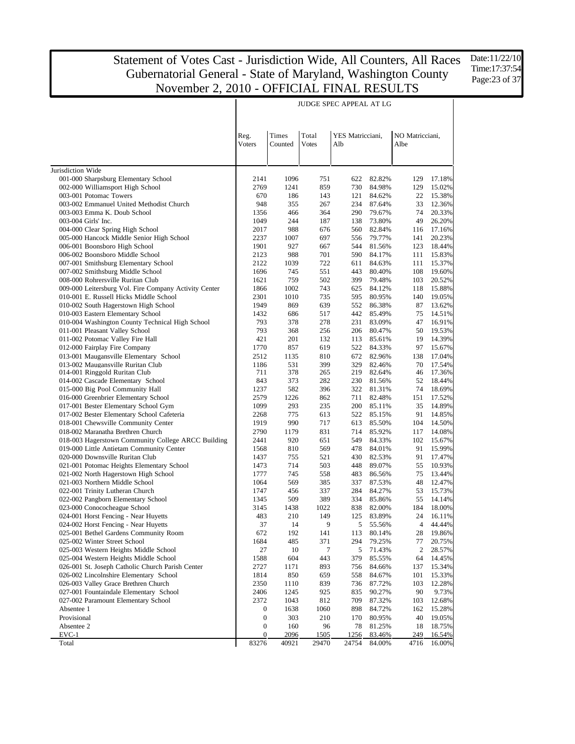# Statement of Votes Cast - Jurisdiction Wide, All Counters, All Races
# Gubernatorial General - State of Maryland, Washington County
# November 2, 2010 - OFFICIAL FINAL RESULTS

Date:11/22/10
Time:17:37:54

| | | | | JUDGE SPEC APPEAL AT LG | | | |
|---|---|---|---|---|---|---|---|
| | Reg. Voters | Times Counted | Total Votes | YES Matricciani, Alb | | NO Matricciani, Albe | |
| Jurisdiction Wide | | | | | | | |
| 001-000 Sharpsburg Elementary School | 2141 | 1096 | 751 | 622 | 82.82% | 129 | 17.18% |
| 002-000 Williamsport High School | 2769 | 1241 | 859 | 730 | 84.98% | 129 | 15.02% |
| 003-001 Potomac Towers | 670 | 186 | 143 | 121 | 84.62% | 22 | 15.38% |
| 003-002 Emmanuel United Methodist Church | 948 | 355 | 267 | 234 | 87.64% | 33 | 12.36% |
| 003-003 Emma K. Doub School | 1356 | 466 | 364 | 290 | 79.67% | 74 | 20.33% |
| 003-004 Girls' Inc. | 1049 | 244 | 187 | 138 | 73.80% | 49 | 26.20% |
| 004-000 Clear Spring High School | 2017 | 988 | 676 | 560 | 82.84% | 116 | 17.16% |
| 005-000 Hancock Middle Senior High School | 2237 | 1007 | 697 | 556 | 79.77% | 141 | 20.23% |
| 006-001 Boonsboro High School | 1901 | 927 | 667 | 544 | 81.56% | 123 | 18.44% |
| 006-002 Boonsboro Middle School | 2123 | 988 | 701 | 590 | 84.17% | 111 | 15.83% |
| 007-001 Smithsburg Elementary School | 2122 | 1039 | 722 | 611 | 84.63% | 111 | 15.37% |
| 007-002 Smithsburg Middle School | 1696 | 745 | 551 | 443 | 80.40% | 108 | 19.60% |
| 008-000 Rohrersville Ruritan Club | 1621 | 759 | 502 | 399 | 79.48% | 103 | 20.52% |
| 009-000 Leitersburg Vol. Fire Company Activity Center | 1866 | 1002 | 743 | 625 | 84.12% | 118 | 15.88% |
| 010-001 E. Russell Hicks Middle School | 2301 | 1010 | 735 | 595 | 80.95% | 140 | 19.05% |
| 010-002 South Hagerstown High School | 1949 | 869 | 639 | 552 | 86.38% | 87 | 13.62% |
| 010-003 Eastern Elementary School | 1432 | 686 | 517 | 442 | 85.49% | 75 | 14.51% |
| 010-004 Washington County Technical High School | 793 | 378 | 278 | 231 | 83.09% | 47 | 16.91% |
| 011-001 Pleasant Valley School | 793 | 368 | 256 | 206 | 80.47% | 50 | 19.53% |
| 011-002 Potomac Valley Fire Hall | 421 | 201 | 132 | 113 | 85.61% | 19 | 14.39% |
| 012-000 Fairplay Fire Company | 1770 | 857 | 619 | 522 | 84.33% | 97 | 15.67% |
| 013-001 Maugansville Elementary School | 2512 | 1135 | 810 | 672 | 82.96% | 138 | 17.04% |
| 013-002 Maugansville Ruritan Club | 1186 | 531 | 399 | 329 | 82.46% | 70 | 17.54% |
| 014-001 Ringgold Ruritan Club | 711 | 378 | 265 | 219 | 82.64% | 46 | 17.36% |
| 014-002 Cascade Elementary School | 843 | 373 | 282 | 230 | 81.56% | 52 | 18.44% |
| 015-000 Big Pool Community Hall | 1237 | 582 | 396 | 322 | 81.31% | 74 | 18.69% |
| 016-000 Greenbrier Elementary School | 2579 | 1226 | 862 | 711 | 82.48% | 151 | 17.52% |
| 017-001 Bester Elementary School Gym | 1099 | 293 | 235 | 200 | 85.11% | 35 | 14.89% |
| 017-002 Bester Elementary School Cafeteria | 2268 | 775 | 613 | 522 | 85.15% | 91 | 14.85% |
| 018-001 Chewsville Community Center | 1919 | 990 | 717 | 613 | 85.50% | 104 | 14.50% |
| 018-002 Maranatha Brethren Church | 2790 | 1179 | 831 | 714 | 85.92% | 117 | 14.08% |
| 018-003 Hagerstown Community College ARCC Building | 2441 | 920 | 651 | 549 | 84.33% | 102 | 15.67% |
| 019-000 Little Antietam Community Center | 1568 | 810 | 569 | 478 | 84.01% | 91 | 15.99% |
| 020-000 Downsville Ruritan Club | 1437 | 755 | 521 | 430 | 82.53% | 91 | 17.47% |
| 021-001 Potomac Heights Elementary School | 1473 | 714 | 503 | 448 | 89.07% | 55 | 10.93% |
| 021-002 North Hagerstown High School | 1777 | 745 | 558 | 483 | 86.56% | 75 | 13.44% |
| 021-003 Northern Middle School | 1064 | 569 | 385 | 337 | 87.53% | 48 | 12.47% |
| 022-001 Trinity Lutheran Church | 1747 | 456 | 337 | 284 | 84.27% | 53 | 15.73% |
| 022-002 Pangborn Elementary School | 1345 | 509 | 389 | 334 | 85.86% | 55 | 14.14% |
| 023-000 Conococheague School | 3145 | 1438 | 1022 | 838 | 82.00% | 184 | 18.00% |
| 024-001 Horst Fencing - Near Huyetts | 483 | 210 | 149 | 125 | 83.89% | 24 | 16.11% |
| 024-002 Horst Fencing - Near Huyetts | 37 | 14 | 9 | 5 | 55.56% | 4 | 44.44% |
| 025-001 Bethel Gardens Community Room | 672 | 192 | 141 | 113 | 80.14% | 28 | 19.86% |
| 025-002 Winter Street School | 1684 | 485 | 371 | 294 | 79.25% | 77 | 20.75% |
| 025-003 Western Heights Middle School | 27 | 10 | 7 | 5 | 71.43% | 2 | 28.57% |
| 025-004 Western Heights Middle School | 1588 | 604 | 443 | 379 | 85.55% | 64 | 14.45% |
| 026-001 St. Joseph Catholic Church Parish Center | 2727 | 1171 | 893 | 756 | 84.66% | 137 | 15.34% |
| 026-002 Lincolnshire Elementary School | 1814 | 850 | 659 | 558 | 84.67% | 101 | 15.33% |
| 026-003 Valley Grace Brethren Church | 2350 | 1110 | 839 | 736 | 87.72% | 103 | 12.28% |
| 027-001 Fountaindale Elementary School | 2406 | 1245 | 925 | 835 | 90.27% | 90 | 9.73% |
| 027-002 Paramount Elementary School | 2372 | 1043 | 812 | 709 | 87.32% | 103 | 12.68% |
| Absentee 1 | 0 | 1638 | 1060 | 898 | 84.72% | 162 | 15.28% |
| Provisional | 0 | 303 | 210 | 170 | 80.95% | 40 | 19.05% |
| Absentee 2 | 0 | 160 | 96 | 78 | 81.25% | 18 | 18.75% |
| EVC-1 | 0 | 2096 | 1505 | 1256 | 83.46% | 249 | 16.54% |
| Total | 83276 | 40921 | 29470 | 24754 | 84.00% | 4716 | 16.00% |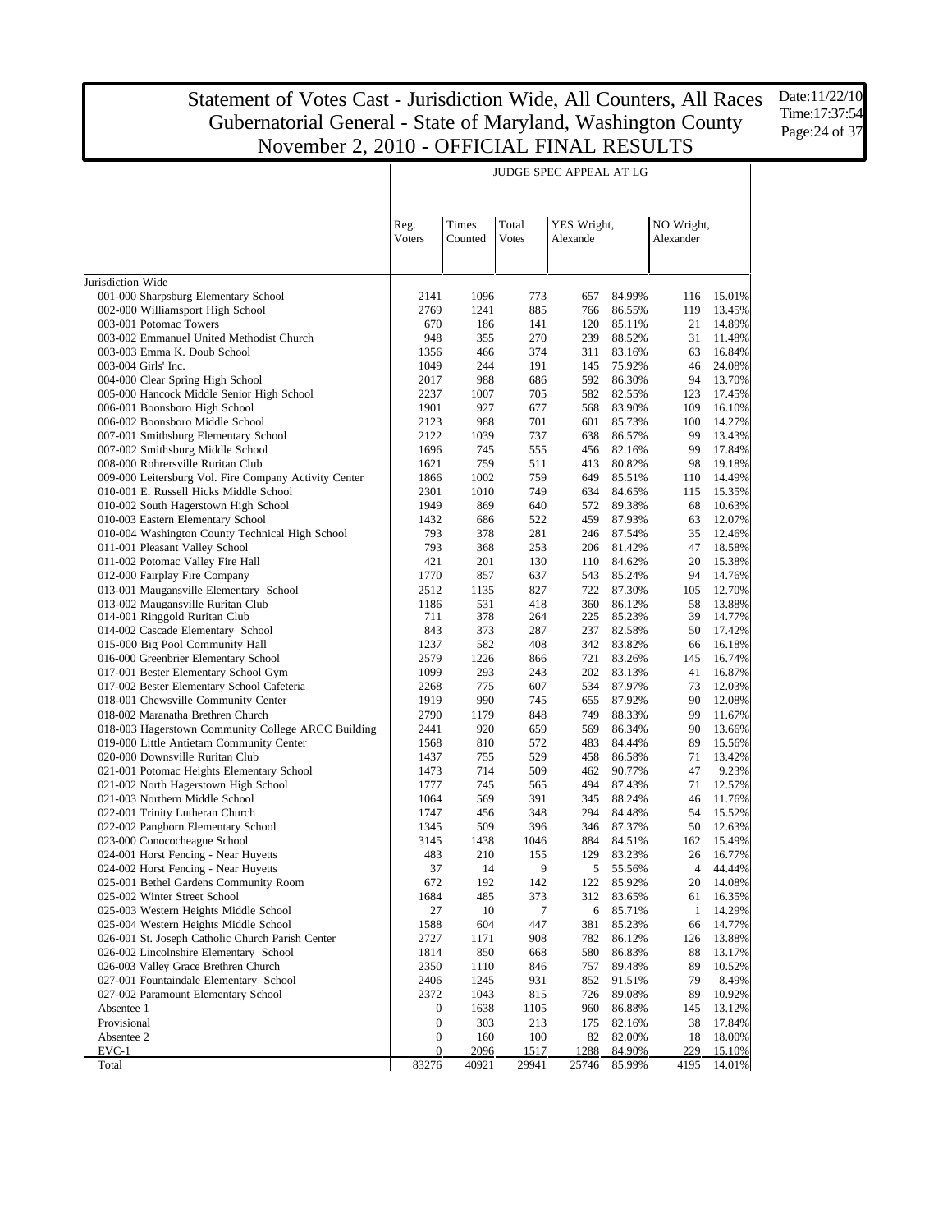# Statement of Votes Cast - Jurisdiction Wide, All Counters, All Races
## Gubernatorial General - State of Maryland, Washington County
## November 2, 2010 - OFFICIAL FINAL RESULTS

Date:11/22/10
Time:17:37:54

**JUDGE SPEC APPEAL AT LG**

| | Reg. Voters | Times Counted | Total Votes | YES Wright, Alexande | | NO Wright, Alexander | |
|---|---|---|---|---|---|---|---|
| Jurisdiction Wide | | | | | | | |
| 001-000 Sharpsburg Elementary School | 2141 | 1096 | 773 | 657 | 84.99% | 116 | 15.01% |
| 002-000 Williamsport High School | 2769 | 1241 | 885 | 766 | 86.55% | 119 | 13.45% |
| 003-001 Potomac Towers | 670 | 186 | 141 | 120 | 85.11% | 21 | 14.89% |
| 003-002 Emmanuel United Methodist Church | 948 | 355 | 270 | 239 | 88.52% | 31 | 11.48% |
| 003-003 Emma K. Doub School | 1356 | 466 | 374 | 311 | 83.16% | 63 | 16.84% |
| 003-004 Girls' Inc. | 1049 | 244 | 191 | 145 | 75.92% | 46 | 24.08% |
| 004-000 Clear Spring High School | 2017 | 988 | 686 | 592 | 86.30% | 94 | 13.70% |
| 005-000 Hancock Middle Senior High School | 2237 | 1007 | 705 | 582 | 82.55% | 123 | 17.45% |
| 006-001 Boonsboro High School | 1901 | 927 | 677 | 568 | 83.90% | 109 | 16.10% |
| 006-002 Boonsboro Middle School | 2123 | 988 | 701 | 601 | 85.73% | 100 | 14.27% |
| 007-001 Smithsburg Elementary School | 2122 | 1039 | 737 | 638 | 86.57% | 99 | 13.43% |
| 007-002 Smithsburg Middle School | 1696 | 745 | 555 | 456 | 82.16% | 99 | 17.84% |
| 008-000 Rohrersville Ruritan Club | 1621 | 759 | 511 | 413 | 80.82% | 98 | 19.18% |
| 009-000 Leitersburg Vol. Fire Company Activity Center | 1866 | 1002 | 759 | 649 | 85.51% | 110 | 14.49% |
| 010-001 E. Russell Hicks Middle School | 2301 | 1010 | 749 | 634 | 84.65% | 115 | 15.35% |
| 010-002 South Hagerstown High School | 1949 | 869 | 640 | 572 | 89.38% | 68 | 10.63% |
| 010-003 Eastern Elementary School | 1432 | 686 | 522 | 459 | 87.93% | 63 | 12.07% |
| 010-004 Washington County Technical High School | 793 | 378 | 281 | 246 | 87.54% | 35 | 12.46% |
| 011-001 Pleasant Valley School | 793 | 368 | 253 | 206 | 81.42% | 47 | 18.58% |
| 011-002 Potomac Valley Fire Hall | 421 | 201 | 130 | 110 | 84.62% | 20 | 15.38% |
| 012-000 Fairplay Fire Company | 1770 | 857 | 637 | 543 | 85.24% | 94 | 14.76% |
| 013-001 Maugansville Elementary School | 2512 | 1135 | 827 | 722 | 87.30% | 105 | 12.70% |
| 013-002 Maugansville Ruritan Club | 1186 | 531 | 418 | 360 | 86.12% | 58 | 13.88% |
| 014-001 Ringgold Ruritan Club | 711 | 378 | 264 | 225 | 85.23% | 39 | 14.77% |
| 014-002 Cascade Elementary School | 843 | 373 | 287 | 237 | 82.58% | 50 | 17.42% |
| 015-000 Big Pool Community Hall | 1237 | 582 | 408 | 342 | 83.82% | 66 | 16.18% |
| 016-000 Greenbrier Elementary School | 2579 | 1226 | 866 | 721 | 83.26% | 145 | 16.74% |
| 017-001 Bester Elementary School Gym | 1099 | 293 | 243 | 202 | 83.13% | 41 | 16.87% |
| 017-002 Bester Elementary School Cafeteria | 2268 | 775 | 607 | 534 | 87.97% | 73 | 12.03% |
| 018-001 Chewsville Community Center | 1919 | 990 | 745 | 655 | 87.92% | 90 | 12.08% |
| 018-002 Maranatha Brethren Church | 2790 | 1179 | 848 | 749 | 88.33% | 99 | 11.67% |
| 018-003 Hagerstown Community College ARCC Building | 2441 | 920 | 659 | 569 | 86.34% | 90 | 13.66% |
| 019-000 Little Antietam Community Center | 1568 | 810 | 572 | 483 | 84.44% | 89 | 15.56% |
| 020-000 Downsville Ruritan Club | 1437 | 755 | 529 | 458 | 86.58% | 71 | 13.42% |
| 021-001 Potomac Heights Elementary School | 1473 | 714 | 509 | 462 | 90.77% | 47 | 9.23% |
| 021-002 North Hagerstown High School | 1777 | 745 | 565 | 494 | 87.43% | 71 | 12.57% |
| 021-003 Northern Middle School | 1064 | 569 | 391 | 345 | 88.24% | 46 | 11.76% |
| 022-001 Trinity Lutheran Church | 1747 | 456 | 348 | 294 | 84.48% | 54 | 15.52% |
| 022-002 Pangborn Elementary School | 1345 | 509 | 396 | 346 | 87.37% | 50 | 12.63% |
| 023-000 Conococheague School | 3145 | 1438 | 1046 | 884 | 84.51% | 162 | 15.49% |
| 024-001 Horst Fencing - Near Huyetts | 483 | 210 | 155 | 129 | 83.23% | 26 | 16.77% |
| 024-002 Horst Fencing - Near Huyetts | 37 | 14 | 9 | 5 | 55.56% | 4 | 44.44% |
| 025-001 Bethel Gardens Community Room | 672 | 192 | 142 | 122 | 85.92% | 20 | 14.08% |
| 025-002 Winter Street School | 1684 | 485 | 373 | 312 | 83.65% | 61 | 16.35% |
| 025-003 Western Heights Middle School | 27 | 10 | 7 | 6 | 85.71% | 1 | 14.29% |
| 025-004 Western Heights Middle School | 1588 | 604 | 447 | 381 | 85.23% | 66 | 14.77% |
| 026-001 St. Joseph Catholic Church Parish Center | 2727 | 1171 | 908 | 782 | 86.12% | 126 | 13.88% |
| 026-002 Lincolnshire Elementary School | 1814 | 850 | 668 | 580 | 86.83% | 88 | 13.17% |
| 026-003 Valley Grace Brethren Church | 2350 | 1110 | 846 | 757 | 89.48% | 89 | 10.52% |
| 027-001 Fountaindale Elementary School | 2406 | 1245 | 931 | 852 | 91.51% | 79 | 8.49% |
| 027-002 Paramount Elementary School | 2372 | 1043 | 815 | 726 | 89.08% | 89 | 10.92% |
| Absentee 1 | 0 | 1638 | 1105 | 960 | 86.88% | 145 | 13.12% |
| Provisional | 0 | 303 | 213 | 175 | 82.16% | 38 | 17.84% |
| Absentee 2 | 0 | 160 | 100 | 82 | 82.00% | 18 | 18.00% |
| EVC-1 | 0 | 2096 | 1517 | 1288 | 84.90% | 229 | 15.10% |
| Total | 83276 | 40921 | 29941 | 25746 | 85.99% | 4195 | 14.01% |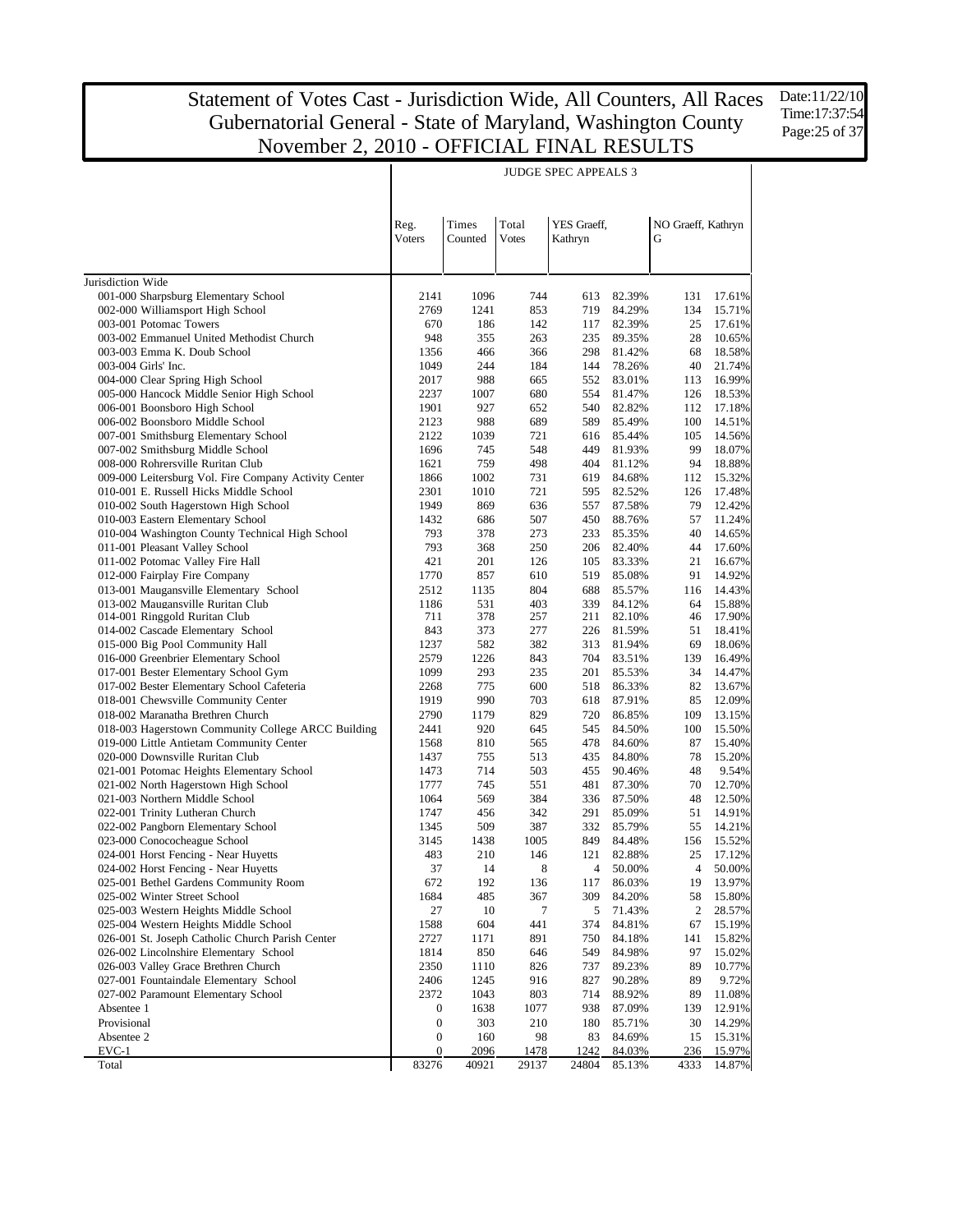# Statement of Votes Cast - Jurisdiction Wide, All Counters, All Races
# Gubernatorial General - State of Maryland, Washington County
# November 2, 2010 - OFFICIAL FINAL RESULTS

Date:11/22/10
Time:17:37:54

| | JUDGE SPEC APPEALS 3 | | | | | | |
|---|---|---|---|---|---|---|---|
| | Reg. Voters | Times Counted | Total Votes | YES Graeff, Kathryn | | NO Graeff, Kathryn G | |
| Jurisdiction Wide | | | | | | | |
| 001-000 Sharpsburg Elementary School | 2141 | 1096 | 744 | 613 | 82.39% | 131 | 17.61% |
| 002-000 Williamsport High School | 2769 | 1241 | 853 | 719 | 84.29% | 134 | 15.71% |
| 003-001 Potomac Towers | 670 | 186 | 142 | 117 | 82.39% | 25 | 17.61% |
| 003-002 Emmanuel United Methodist Church | 948 | 355 | 263 | 235 | 89.35% | 28 | 10.65% |
| 003-003 Emma K. Doub School | 1356 | 466 | 366 | 298 | 81.42% | 68 | 18.58% |
| 003-004 Girls' Inc. | 1049 | 244 | 184 | 144 | 78.26% | 40 | 21.74% |
| 004-000 Clear Spring High School | 2017 | 988 | 665 | 552 | 83.01% | 113 | 16.99% |
| 005-000 Hancock Middle Senior High School | 2237 | 1007 | 680 | 554 | 81.47% | 126 | 18.53% |
| 006-001 Boonsboro High School | 1901 | 927 | 652 | 540 | 82.82% | 112 | 17.18% |
| 006-002 Boonsboro Middle School | 2123 | 988 | 689 | 589 | 85.49% | 100 | 14.51% |
| 007-001 Smithsburg Elementary School | 2122 | 1039 | 721 | 616 | 85.44% | 105 | 14.56% |
| 007-002 Smithsburg Middle School | 1696 | 745 | 548 | 449 | 81.93% | 99 | 18.07% |
| 008-000 Rohrersville Ruritan Club | 1621 | 759 | 498 | 404 | 81.12% | 94 | 18.88% |
| 009-000 Leitersburg Vol. Fire Company Activity Center | 1866 | 1002 | 731 | 619 | 84.68% | 112 | 15.32% |
| 010-001 E. Russell Hicks Middle School | 2301 | 1010 | 721 | 595 | 82.52% | 126 | 17.48% |
| 010-002 South Hagerstown High School | 1949 | 869 | 636 | 557 | 87.58% | 79 | 12.42% |
| 010-003 Eastern Elementary School | 1432 | 686 | 507 | 450 | 88.76% | 57 | 11.24% |
| 010-004 Washington County Technical High School | 793 | 378 | 273 | 233 | 85.35% | 40 | 14.65% |
| 011-001 Pleasant Valley School | 793 | 368 | 250 | 206 | 82.40% | 44 | 17.60% |
| 011-002 Potomac Valley Fire Hall | 421 | 201 | 126 | 105 | 83.33% | 21 | 16.67% |
| 012-000 Fairplay Fire Company | 1770 | 857 | 610 | 519 | 85.08% | 91 | 14.92% |
| 013-001 Maugansville Elementary School | 2512 | 1135 | 804 | 688 | 85.57% | 116 | 14.43% |
| 013-002 Maugansville Ruritan Club | 1186 | 531 | 403 | 339 | 84.12% | 64 | 15.88% |
| 014-001 Ringgold Ruritan Club | 711 | 378 | 257 | 211 | 82.10% | 46 | 17.90% |
| 014-002 Cascade Elementary School | 843 | 373 | 277 | 226 | 81.59% | 51 | 18.41% |
| 015-000 Big Pool Community Hall | 1237 | 582 | 382 | 313 | 81.94% | 69 | 18.06% |
| 016-000 Greenbrier Elementary School | 2579 | 1226 | 843 | 704 | 83.51% | 139 | 16.49% |
| 017-001 Bester Elementary School Gym | 1099 | 293 | 235 | 201 | 85.53% | 34 | 14.47% |
| 017-002 Bester Elementary School Cafeteria | 2268 | 775 | 600 | 518 | 86.33% | 82 | 13.67% |
| 018-001 Chewsville Community Center | 1919 | 990 | 703 | 618 | 87.91% | 85 | 12.09% |
| 018-002 Maranatha Brethren Church | 2790 | 1179 | 829 | 720 | 86.85% | 109 | 13.15% |
| 018-003 Hagerstown Community College ARCC Building | 2441 | 920 | 645 | 545 | 84.50% | 100 | 15.50% |
| 019-000 Little Antietam Community Center | 1568 | 810 | 565 | 478 | 84.60% | 87 | 15.40% |
| 020-000 Downsville Ruritan Club | 1437 | 755 | 513 | 435 | 84.80% | 78 | 15.20% |
| 021-001 Potomac Heights Elementary School | 1473 | 714 | 503 | 455 | 90.46% | 48 | 9.54% |
| 021-002 North Hagerstown High School | 1777 | 745 | 551 | 481 | 87.30% | 70 | 12.70% |
| 021-003 Northern Middle School | 1064 | 569 | 384 | 336 | 87.50% | 48 | 12.50% |
| 022-001 Trinity Lutheran Church | 1747 | 456 | 342 | 291 | 85.09% | 51 | 14.91% |
| 022-002 Pangborn Elementary School | 1345 | 509 | 387 | 332 | 85.79% | 55 | 14.21% |
| 023-000 Conococheague School | 3145 | 1438 | 1005 | 849 | 84.48% | 156 | 15.52% |
| 024-001 Horst Fencing - Near Huyetts | 483 | 210 | 146 | 121 | 82.88% | 25 | 17.12% |
| 024-002 Horst Fencing - Near Huyetts | 37 | 14 | 8 | 4 | 50.00% | 4 | 50.00% |
| 025-001 Bethel Gardens Community Room | 672 | 192 | 136 | 117 | 86.03% | 19 | 13.97% |
| 025-002 Winter Street School | 1684 | 485 | 367 | 309 | 84.20% | 58 | 15.80% |
| 025-003 Western Heights Middle School | 27 | 10 | 7 | 5 | 71.43% | 2 | 28.57% |
| 025-004 Western Heights Middle School | 1588 | 604 | 441 | 374 | 84.81% | 67 | 15.19% |
| 026-001 St. Joseph Catholic Church Parish Center | 2727 | 1171 | 891 | 750 | 84.18% | 141 | 15.82% |
| 026-002 Lincolnshire Elementary School | 1814 | 850 | 646 | 549 | 84.98% | 97 | 15.02% |
| 026-003 Valley Grace Brethren Church | 2350 | 1110 | 826 | 737 | 89.23% | 89 | 10.77% |
| 027-001 Fountaindale Elementary School | 2406 | 1245 | 916 | 827 | 90.28% | 89 | 9.72% |
| 027-002 Paramount Elementary School | 2372 | 1043 | 803 | 714 | 88.92% | 89 | 11.08% |
| Absentee 1 | 0 | 1638 | 1077 | 938 | 87.09% | 139 | 12.91% |
| Provisional | 0 | 303 | 210 | 180 | 85.71% | 30 | 14.29% |
| Absentee 2 | 0 | 160 | 98 | 83 | 84.69% | 15 | 15.31% |
| EVC-1 | 0 | 2096 | 1478 | 1242 | 84.03% | 236 | 15.97% |
| Total | 83276 | 40921 | 29137 | 24804 | 85.13% | 4333 | 14.87% |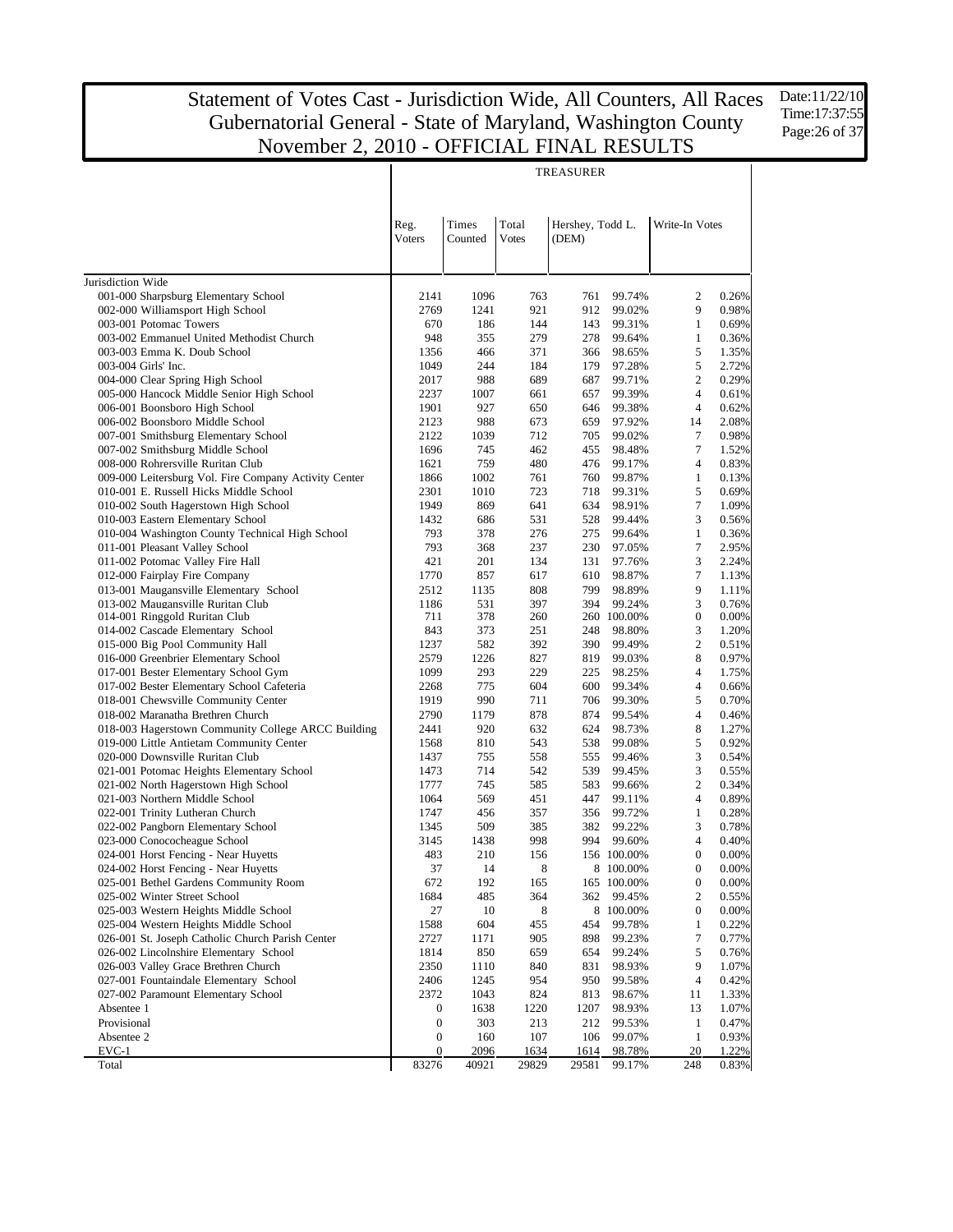# Statement of Votes Cast - Jurisdiction Wide, All Counters, All Races
## Gubernatorial General - State of Maryland, Washington County
## November 2, 2010 - OFFICIAL FINAL RESULTS

Date:11/22/10
Time:17:37:55

### TREASURER

| | Reg. Voters | Times Counted | Total Votes | Hershey, Todd L. (DEM) | | Write-In Votes | |
|---|---|---|---|---|---|---|---|
| Jurisdiction Wide | | | | | | | |
| 001-000 Sharpsburg Elementary School | 2141 | 1096 | 763 | 761 | 99.74% | 2 | 0.26% |
| 002-000 Williamsport High School | 2769 | 1241 | 921 | 912 | 99.02% | 9 | 0.98% |
| 003-001 Potomac Towers | 670 | 186 | 144 | 143 | 99.31% | 1 | 0.69% |
| 003-002 Emmanuel United Methodist Church | 948 | 355 | 279 | 278 | 99.64% | 1 | 0.36% |
| 003-003 Emma K. Doub School | 1356 | 466 | 371 | 366 | 98.65% | 5 | 1.35% |
| 003-004 Girls' Inc. | 1049 | 244 | 184 | 179 | 97.28% | 5 | 2.72% |
| 004-000 Clear Spring High School | 2017 | 988 | 689 | 687 | 99.71% | 2 | 0.29% |
| 005-000 Hancock Middle Senior High School | 2237 | 1007 | 661 | 657 | 99.39% | 4 | 0.61% |
| 006-001 Boonsboro High School | 1901 | 927 | 650 | 646 | 99.38% | 4 | 0.62% |
| 006-002 Boonsboro Middle School | 2123 | 988 | 673 | 659 | 97.92% | 14 | 2.08% |
| 007-001 Smithsburg Elementary School | 2122 | 1039 | 712 | 705 | 99.02% | 7 | 0.98% |
| 007-002 Smithsburg Middle School | 1696 | 745 | 462 | 455 | 98.48% | 7 | 1.52% |
| 008-000 Rohrersville Ruritan Club | 1621 | 759 | 480 | 476 | 99.17% | 4 | 0.83% |
| 009-000 Leitersburg Vol. Fire Company Activity Center | 1866 | 1002 | 761 | 760 | 99.87% | 1 | 0.13% |
| 010-001 E. Russell Hicks Middle School | 2301 | 1010 | 723 | 718 | 99.31% | 5 | 0.69% |
| 010-002 South Hagerstown High School | 1949 | 869 | 641 | 634 | 98.91% | 7 | 1.09% |
| 010-003 Eastern Elementary School | 1432 | 686 | 531 | 528 | 99.44% | 3 | 0.56% |
| 010-004 Washington County Technical High School | 793 | 378 | 276 | 275 | 99.64% | 1 | 0.36% |
| 011-001 Pleasant Valley School | 793 | 368 | 237 | 230 | 97.05% | 7 | 2.95% |
| 011-002 Potomac Valley Fire Hall | 421 | 201 | 134 | 131 | 97.76% | 3 | 2.24% |
| 012-000 Fairplay Fire Company | 1770 | 857 | 617 | 610 | 98.87% | 7 | 1.13% |
| 013-001 Maugansville Elementary School | 2512 | 1135 | 808 | 799 | 98.89% | 9 | 1.11% |
| 013-002 Maugansville Ruritan Club | 1186 | 531 | 397 | 394 | 99.24% | 3 | 0.76% |
| 014-001 Ringgold Ruritan Club | 711 | 378 | 260 | 260 | 100.00% | 0 | 0.00% |
| 014-002 Cascade Elementary School | 843 | 373 | 251 | 248 | 98.80% | 3 | 1.20% |
| 015-000 Big Pool Community Hall | 1237 | 582 | 392 | 390 | 99.49% | 2 | 0.51% |
| 016-000 Greenbrier Elementary School | 2579 | 1226 | 827 | 819 | 99.03% | 8 | 0.97% |
| 017-001 Bester Elementary School Gym | 1099 | 293 | 229 | 225 | 98.25% | 4 | 1.75% |
| 017-002 Bester Elementary School Cafeteria | 2268 | 775 | 604 | 600 | 99.34% | 4 | 0.66% |
| 018-001 Chewsville Community Center | 1919 | 990 | 711 | 706 | 99.30% | 5 | 0.70% |
| 018-002 Maranatha Brethren Church | 2790 | 1179 | 878 | 874 | 99.54% | 4 | 0.46% |
| 018-003 Hagerstown Community College ARCC Building | 2441 | 920 | 632 | 624 | 98.73% | 8 | 1.27% |
| 019-000 Little Antietam Community Center | 1568 | 810 | 543 | 538 | 99.08% | 5 | 0.92% |
| 020-000 Downsville Ruritan Club | 1437 | 755 | 558 | 555 | 99.46% | 3 | 0.54% |
| 021-001 Potomac Heights Elementary School | 1473 | 714 | 542 | 539 | 99.45% | 3 | 0.55% |
| 021-002 North Hagerstown High School | 1777 | 745 | 585 | 583 | 99.66% | 2 | 0.34% |
| 021-003 Northern Middle School | 1064 | 569 | 451 | 447 | 99.11% | 4 | 0.89% |
| 022-001 Trinity Lutheran Church | 1747 | 456 | 357 | 356 | 99.72% | 1 | 0.28% |
| 022-002 Pangborn Elementary School | 1345 | 509 | 385 | 382 | 99.22% | 3 | 0.78% |
| 023-000 Conococheague School | 3145 | 1438 | 998 | 994 | 99.60% | 4 | 0.40% |
| 024-001 Horst Fencing - Near Huyetts | 483 | 210 | 156 | 156 | 100.00% | 0 | 0.00% |
| 024-002 Horst Fencing - Near Huyetts | 37 | 14 | 8 | 8 | 100.00% | 0 | 0.00% |
| 025-001 Bethel Gardens Community Room | 672 | 192 | 165 | 165 | 100.00% | 0 | 0.00% |
| 025-002 Winter Street School | 1684 | 485 | 364 | 362 | 99.45% | 2 | 0.55% |
| 025-003 Western Heights Middle School | 27 | 10 | 8 | 8 | 100.00% | 0 | 0.00% |
| 025-004 Western Heights Middle School | 1588 | 604 | 455 | 454 | 99.78% | 1 | 0.22% |
| 026-001 St. Joseph Catholic Church Parish Center | 2727 | 1171 | 905 | 898 | 99.23% | 7 | 0.77% |
| 026-002 Lincolnshire Elementary School | 1814 | 850 | 659 | 654 | 99.24% | 5 | 0.76% |
| 026-003 Valley Grace Brethren Church | 2350 | 1110 | 840 | 831 | 98.93% | 9 | 1.07% |
| 027-001 Fountaindale Elementary School | 2406 | 1245 | 954 | 950 | 99.58% | 4 | 0.42% |
| 027-002 Paramount Elementary School | 2372 | 1043 | 824 | 813 | 98.67% | 11 | 1.33% |
| Absentee 1 | 0 | 1638 | 1220 | 1207 | 98.93% | 13 | 1.07% |
| Provisional | 0 | 303 | 213 | 212 | 99.53% | 1 | 0.47% |
| Absentee 2 | 0 | 160 | 107 | 106 | 99.07% | 1 | 0.93% |
| EVC-1 | 0 | 2096 | 1634 | 1614 | 98.78% | 20 | 1.22% |
| Total | 83276 | 40921 | 29829 | 29581 | 99.17% | 248 | 0.83% |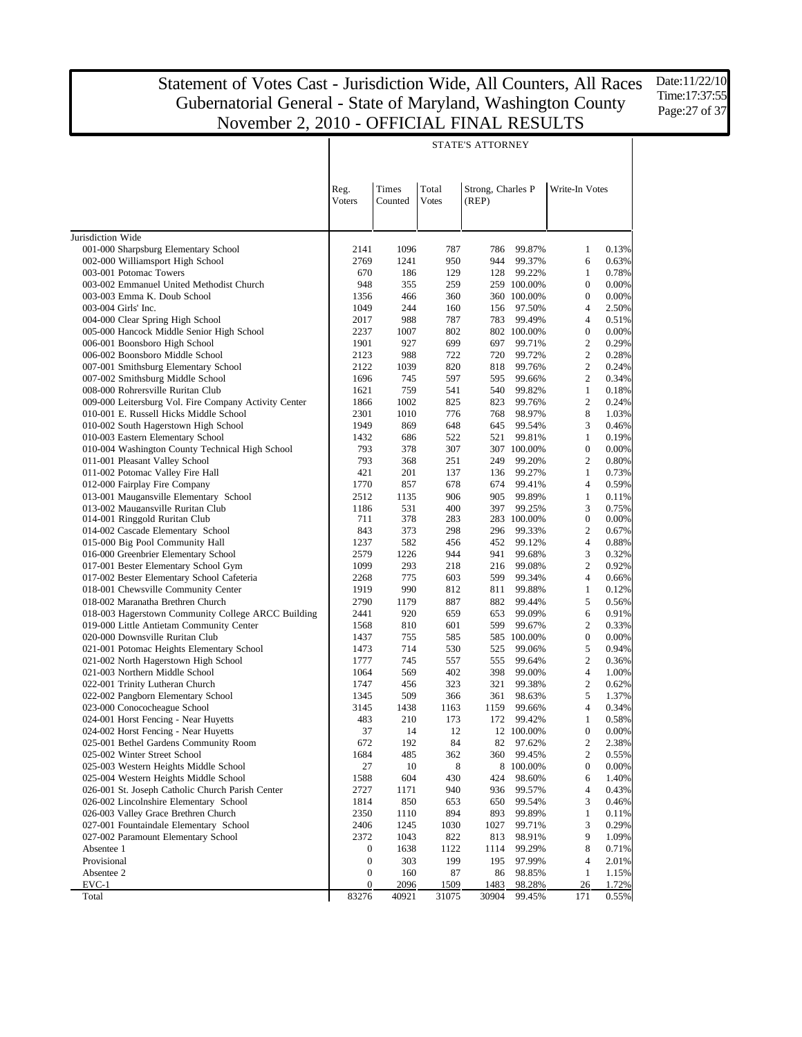# Statement of Votes Cast - Jurisdiction Wide, All Counters, All Races
# Gubernatorial General - State of Maryland, Washington County
# November 2, 2010 - OFFICIAL FINAL RESULTS

Date:11/22/10
Time:17:37:55

## STATE'S ATTORNEY

| | Reg. Voters | Times Counted | Total Votes | Strong, Charles P (REP) | | Write-In Votes | |
|---|---|---|---|---|---|---|---|
| **Jurisdiction Wide** | | | | | | | |
| 001-000 Sharpsburg Elementary School | 2141 | 1096 | 787 | 786 | 99.87% | 1 | 0.13% |
| 002-000 Williamsport High School | 2769 | 1241 | 950 | 944 | 99.37% | 6 | 0.63% |
| 003-001 Potomac Towers | 670 | 186 | 129 | 128 | 99.22% | 1 | 0.78% |
| 003-002 Emmanuel United Methodist Church | 948 | 355 | 259 | 259 | 100.00% | 0 | 0.00% |
| 003-003 Emma K. Doub School | 1356 | 466 | 360 | 360 | 100.00% | 0 | 0.00% |
| 003-004 Girls' Inc. | 1049 | 244 | 160 | 156 | 97.50% | 4 | 2.50% |
| 004-000 Clear Spring High School | 2017 | 988 | 787 | 783 | 99.49% | 4 | 0.51% |
| 005-000 Hancock Middle Senior High School | 2237 | 1007 | 802 | 802 | 100.00% | 0 | 0.00% |
| 006-001 Boonsboro High School | 1901 | 927 | 699 | 697 | 99.71% | 2 | 0.29% |
| 006-002 Boonsboro Middle School | 2123 | 988 | 722 | 720 | 99.72% | 2 | 0.28% |
| 007-001 Smithsburg Elementary School | 2122 | 1039 | 820 | 818 | 99.76% | 2 | 0.24% |
| 007-002 Smithsburg Middle School | 1696 | 745 | 597 | 595 | 99.66% | 2 | 0.34% |
| 008-000 Rohrersville Ruritan Club | 1621 | 759 | 541 | 540 | 99.82% | 1 | 0.18% |
| 009-000 Leitersburg Vol. Fire Company Activity Center | 1866 | 1002 | 825 | 823 | 99.76% | 2 | 0.24% |
| 010-001 E. Russell Hicks Middle School | 2301 | 1010 | 776 | 768 | 98.97% | 8 | 1.03% |
| 010-002 South Hagerstown High School | 1949 | 869 | 648 | 645 | 99.54% | 3 | 0.46% |
| 010-003 Eastern Elementary School | 1432 | 686 | 522 | 521 | 99.81% | 1 | 0.19% |
| 010-004 Washington County Technical High School | 793 | 378 | 307 | 307 | 100.00% | 0 | 0.00% |
| 011-001 Pleasant Valley School | 793 | 368 | 251 | 249 | 99.20% | 2 | 0.80% |
| 011-002 Potomac Valley Fire Hall | 421 | 201 | 137 | 136 | 99.27% | 1 | 0.73% |
| 012-000 Fairplay Fire Company | 1770 | 857 | 678 | 674 | 99.41% | 4 | 0.59% |
| 013-001 Maugansville Elementary School | 2512 | 1135 | 906 | 905 | 99.89% | 1 | 0.11% |
| 013-002 Maugansville Ruritan Club | 1186 | 531 | 400 | 397 | 99.25% | 3 | 0.75% |
| 014-001 Ringgold Ruritan Club | 711 | 378 | 283 | 283 | 100.00% | 0 | 0.00% |
| 014-002 Cascade Elementary School | 843 | 373 | 298 | 296 | 99.33% | 2 | 0.67% |
| 015-000 Big Pool Community Hall | 1237 | 582 | 456 | 452 | 99.12% | 4 | 0.88% |
| 016-000 Greenbrier Elementary School | 2579 | 1226 | 944 | 941 | 99.68% | 3 | 0.32% |
| 017-001 Bester Elementary School Gym | 1099 | 293 | 218 | 216 | 99.08% | 2 | 0.92% |
| 017-002 Bester Elementary School Cafeteria | 2268 | 775 | 603 | 599 | 99.34% | 4 | 0.66% |
| 018-001 Chewsville Community Center | 1919 | 990 | 812 | 811 | 99.88% | 1 | 0.12% |
| 018-002 Maranatha Brethren Church | 2790 | 1179 | 887 | 882 | 99.44% | 5 | 0.56% |
| 018-003 Hagerstown Community College ARCC Building | 2441 | 920 | 659 | 653 | 99.09% | 6 | 0.91% |
| 019-000 Little Antietam Community Center | 1568 | 810 | 601 | 599 | 99.67% | 2 | 0.33% |
| 020-000 Downsville Ruritan Club | 1437 | 755 | 585 | 585 | 100.00% | 0 | 0.00% |
| 021-001 Potomac Heights Elementary School | 1473 | 714 | 530 | 525 | 99.06% | 5 | 0.94% |
| 021-002 North Hagerstown High School | 1777 | 745 | 557 | 555 | 99.64% | 2 | 0.36% |
| 021-003 Northern Middle School | 1064 | 569 | 402 | 398 | 99.00% | 4 | 1.00% |
| 022-001 Trinity Lutheran Church | 1747 | 456 | 323 | 321 | 99.38% | 2 | 0.62% |
| 022-002 Pangborn Elementary School | 1345 | 509 | 366 | 361 | 98.63% | 5 | 1.37% |
| 023-000 Conococheague School | 3145 | 1438 | 1163 | 1159 | 99.66% | 4 | 0.34% |
| 024-001 Horst Fencing - Near Huyetts | 483 | 210 | 173 | 172 | 99.42% | 1 | 0.58% |
| 024-002 Horst Fencing - Near Huyetts | 37 | 14 | 12 | 12 | 100.00% | 0 | 0.00% |
| 025-001 Bethel Gardens Community Room | 672 | 192 | 84 | 82 | 97.62% | 2 | 2.38% |
| 025-002 Winter Street School | 1684 | 485 | 362 | 360 | 99.45% | 2 | 0.55% |
| 025-003 Western Heights Middle School | 27 | 10 | 8 | 8 | 100.00% | 0 | 0.00% |
| 025-004 Western Heights Middle School | 1588 | 604 | 430 | 424 | 98.60% | 6 | 1.40% |
| 026-001 St. Joseph Catholic Church Parish Center | 2727 | 1171 | 940 | 936 | 99.57% | 4 | 0.43% |
| 026-002 Lincolnshire Elementary School | 1814 | 850 | 653 | 650 | 99.54% | 3 | 0.46% |
| 026-003 Valley Grace Brethren Church | 2350 | 1110 | 894 | 893 | 99.89% | 1 | 0.11% |
| 027-001 Fountaindale Elementary School | 2406 | 1245 | 1030 | 1027 | 99.71% | 3 | 0.29% |
| 027-002 Paramount Elementary School | 2372 | 1043 | 822 | 813 | 98.91% | 9 | 1.09% |
| Absentee 1 | 0 | 1638 | 1122 | 1114 | 99.29% | 8 | 0.71% |
| Provisional | 0 | 303 | 199 | 195 | 97.99% | 4 | 2.01% |
| Absentee 2 | 0 | 160 | 87 | 86 | 98.85% | 1 | 1.15% |
| EVC-1 | 0 | 2096 | 1509 | 1483 | 98.28% | 26 | 1.72% |
| Total | 83276 | 40921 | 31075 | 30904 | 99.45% | 171 | 0.55% |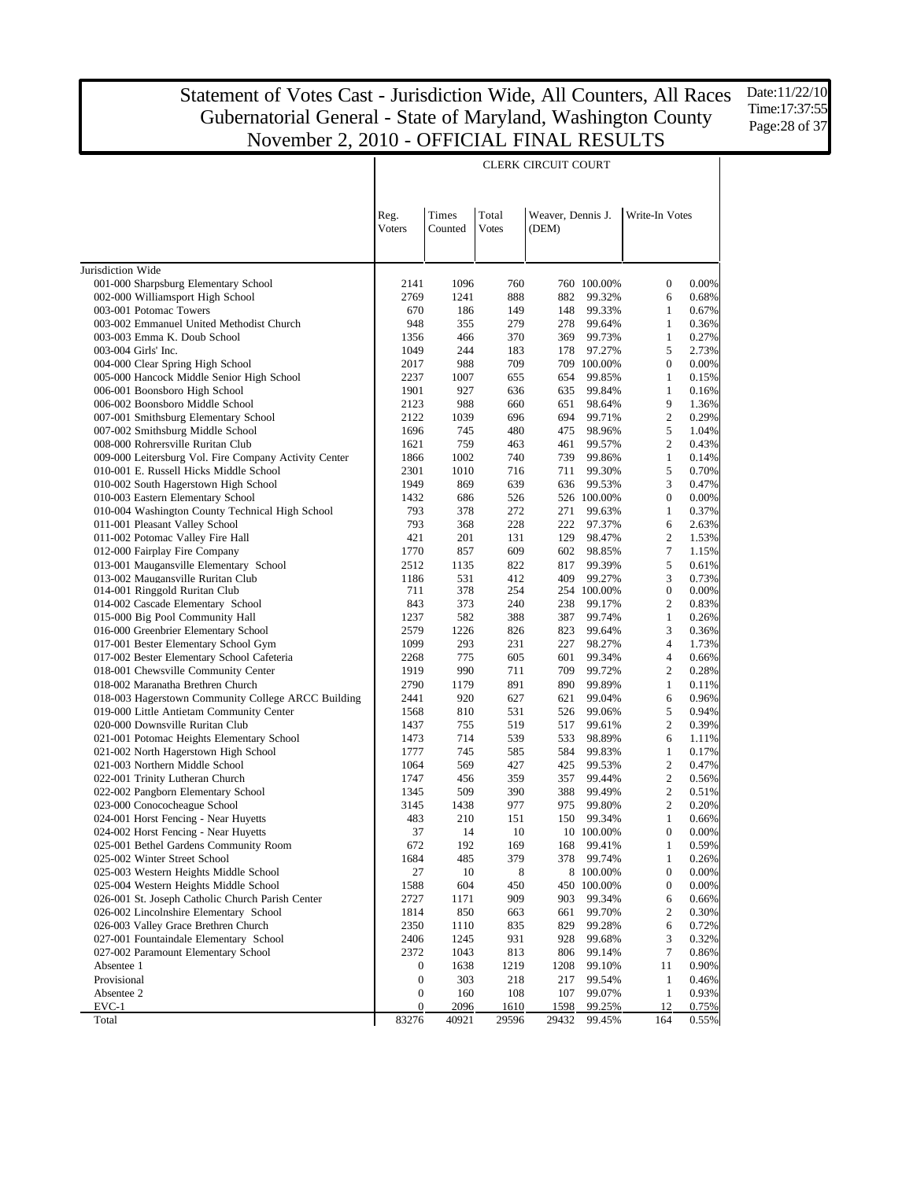# Statement of Votes Cast - Jurisdiction Wide, All Counters, All Races
# Gubernatorial General - State of Maryland, Washington County
# November 2, 2010 - OFFICIAL FINAL RESULTS

Date:11/22/10
Time:17:37:55

## CLERK CIRCUIT COURT

| | Reg. Voters | Times Counted | Total Votes | Weaver, Dennis J. (DEM) | | Write-In Votes | |
|---|---|---|---|---|---|---|---|
| Jurisdiction Wide | | | | | | | |
| 001-000 Sharpsburg Elementary School | 2141 | 1096 | 760 | 760 | 100.00% | 0 | 0.00% |
| 002-000 Williamsport High School | 2769 | 1241 | 888 | 882 | 99.32% | 6 | 0.68% |
| 003-001 Potomac Towers | 670 | 186 | 149 | 148 | 99.33% | 1 | 0.67% |
| 003-002 Emmanuel United Methodist Church | 948 | 355 | 279 | 278 | 99.64% | 1 | 0.36% |
| 003-003 Emma K. Doub School | 1356 | 466 | 370 | 369 | 99.73% | 1 | 0.27% |
| 003-004 Girls' Inc. | 1049 | 244 | 183 | 178 | 97.27% | 5 | 2.73% |
| 004-000 Clear Spring High School | 2017 | 988 | 709 | 709 | 100.00% | 0 | 0.00% |
| 005-000 Hancock Middle Senior High School | 2237 | 1007 | 655 | 654 | 99.85% | 1 | 0.15% |
| 006-001 Boonsboro High School | 1901 | 927 | 636 | 635 | 99.84% | 1 | 0.16% |
| 006-002 Boonsboro Middle School | 2123 | 988 | 660 | 651 | 98.64% | 9 | 1.36% |
| 007-001 Smithsburg Elementary School | 2122 | 1039 | 696 | 694 | 99.71% | 2 | 0.29% |
| 007-002 Smithsburg Middle School | 1696 | 745 | 480 | 475 | 98.96% | 5 | 1.04% |
| 008-000 Rohrersville Ruritan Club | 1621 | 759 | 463 | 461 | 99.57% | 2 | 0.43% |
| 009-000 Leitersburg Vol. Fire Company Activity Center | 1866 | 1002 | 740 | 739 | 99.86% | 1 | 0.14% |
| 010-001 E. Russell Hicks Middle School | 2301 | 1010 | 716 | 711 | 99.30% | 5 | 0.70% |
| 010-002 South Hagerstown High School | 1949 | 869 | 639 | 636 | 99.53% | 3 | 0.47% |
| 010-003 Eastern Elementary School | 1432 | 686 | 526 | 526 | 100.00% | 0 | 0.00% |
| 010-004 Washington County Technical High School | 793 | 378 | 272 | 271 | 99.63% | 1 | 0.37% |
| 011-001 Pleasant Valley School | 793 | 368 | 228 | 222 | 97.37% | 6 | 2.63% |
| 011-002 Potomac Valley Fire Hall | 421 | 201 | 131 | 129 | 98.47% | 2 | 1.53% |
| 012-000 Fairplay Fire Company | 1770 | 857 | 609 | 602 | 98.85% | 7 | 1.15% |
| 013-001 Maugansville Elementary School | 2512 | 1135 | 822 | 817 | 99.39% | 5 | 0.61% |
| 013-002 Maugansville Ruritan Club | 1186 | 531 | 412 | 409 | 99.27% | 3 | 0.73% |
| 014-001 Ringgold Ruritan Club | 711 | 378 | 254 | 254 | 100.00% | 0 | 0.00% |
| 014-002 Cascade Elementary School | 843 | 373 | 240 | 238 | 99.17% | 2 | 0.83% |
| 015-000 Big Pool Community Hall | 1237 | 582 | 388 | 387 | 99.74% | 1 | 0.26% |
| 016-000 Greenbrier Elementary School | 2579 | 1226 | 826 | 823 | 99.64% | 3 | 0.36% |
| 017-001 Bester Elementary School Gym | 1099 | 293 | 231 | 227 | 98.27% | 4 | 1.73% |
| 017-002 Bester Elementary School Cafeteria | 2268 | 775 | 605 | 601 | 99.34% | 4 | 0.66% |
| 018-001 Chewsville Community Center | 1919 | 990 | 711 | 709 | 99.72% | 2 | 0.28% |
| 018-002 Maranatha Brethren Church | 2790 | 1179 | 891 | 890 | 99.89% | 1 | 0.11% |
| 018-003 Hagerstown Community College ARCC Building | 2441 | 920 | 627 | 621 | 99.04% | 6 | 0.96% |
| 019-000 Little Antietam Community Center | 1568 | 810 | 531 | 526 | 99.06% | 5 | 0.94% |
| 020-000 Downsville Ruritan Club | 1437 | 755 | 519 | 517 | 99.61% | 2 | 0.39% |
| 021-001 Potomac Heights Elementary School | 1473 | 714 | 539 | 533 | 98.89% | 6 | 1.11% |
| 021-002 North Hagerstown High School | 1777 | 745 | 585 | 584 | 99.83% | 1 | 0.17% |
| 021-003 Northern Middle School | 1064 | 569 | 427 | 425 | 99.53% | 2 | 0.47% |
| 022-001 Trinity Lutheran Church | 1747 | 456 | 359 | 357 | 99.44% | 2 | 0.56% |
| 022-002 Pangborn Elementary School | 1345 | 509 | 390 | 388 | 99.49% | 2 | 0.51% |
| 023-000 Conococheague School | 3145 | 1438 | 977 | 975 | 99.80% | 2 | 0.20% |
| 024-001 Horst Fencing - Near Huyetts | 483 | 210 | 151 | 150 | 99.34% | 1 | 0.66% |
| 024-002 Horst Fencing - Near Huyetts | 37 | 14 | 10 | 10 | 100.00% | 0 | 0.00% |
| 025-001 Bethel Gardens Community Room | 672 | 192 | 169 | 168 | 99.41% | 1 | 0.59% |
| 025-002 Winter Street School | 1684 | 485 | 379 | 378 | 99.74% | 1 | 0.26% |
| 025-003 Western Heights Middle School | 27 | 10 | 8 | 8 | 100.00% | 0 | 0.00% |
| 025-004 Western Heights Middle School | 1588 | 604 | 450 | 450 | 100.00% | 0 | 0.00% |
| 026-001 St. Joseph Catholic Church Parish Center | 2727 | 1171 | 909 | 903 | 99.34% | 6 | 0.66% |
| 026-002 Lincolnshire Elementary School | 1814 | 850 | 663 | 661 | 99.70% | 2 | 0.30% |
| 026-003 Valley Grace Brethren Church | 2350 | 1110 | 835 | 829 | 99.28% | 6 | 0.72% |
| 027-001 Fountaindale Elementary School | 2406 | 1245 | 931 | 928 | 99.68% | 3 | 0.32% |
| 027-002 Paramount Elementary School | 2372 | 1043 | 813 | 806 | 99.14% | 7 | 0.86% |
| Absentee 1 | 0 | 1638 | 1219 | 1208 | 99.10% | 11 | 0.90% |
| Provisional | 0 | 303 | 218 | 217 | 99.54% | 1 | 0.46% |
| Absentee 2 | 0 | 160 | 108 | 107 | 99.07% | 1 | 0.93% |
| EVC-1 | 0 | 2096 | 1610 | 1598 | 99.25% | 12 | 0.75% |
| Total | 83276 | 40921 | 29596 | 29432 | 99.45% | 164 | 0.55% |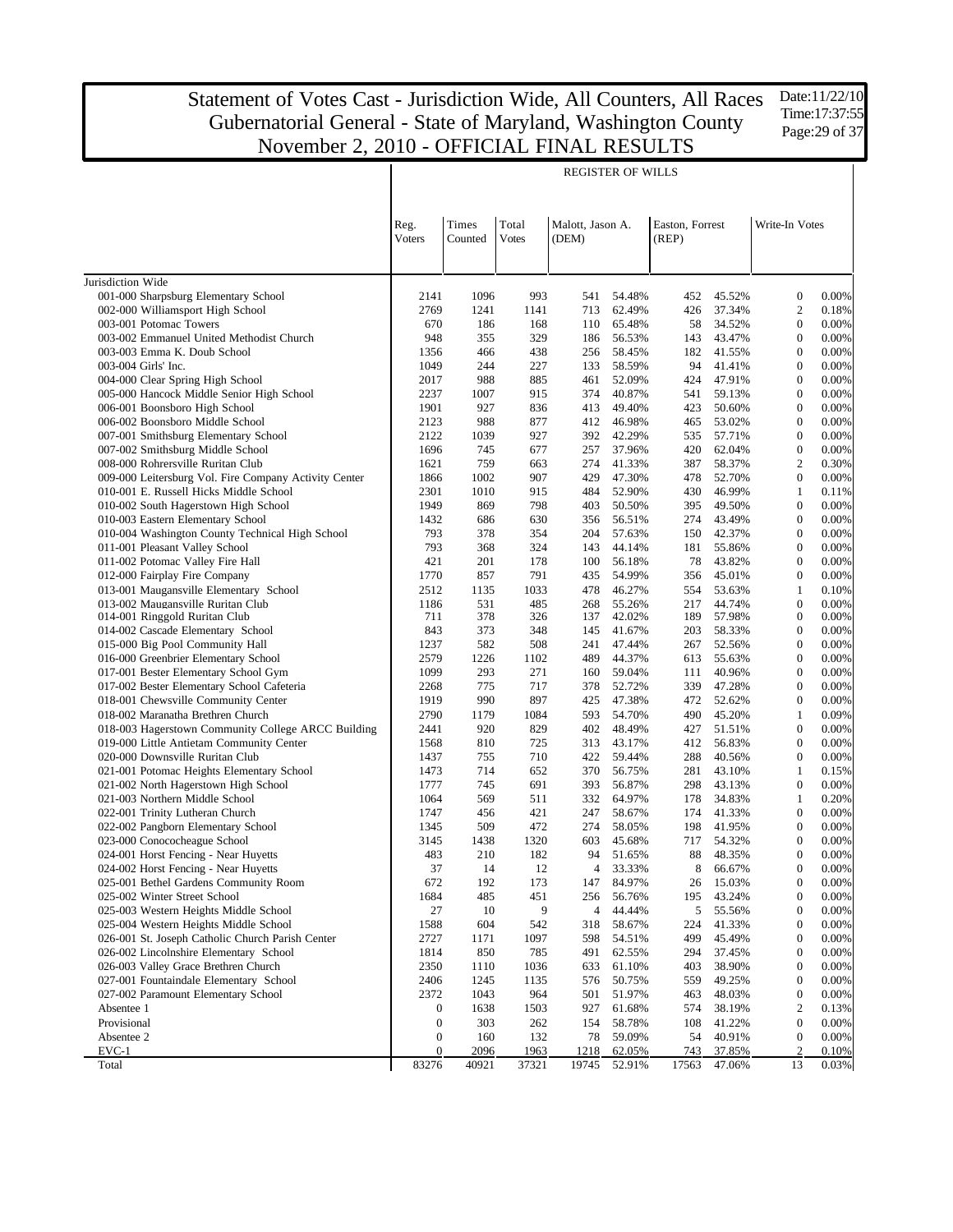# Statement of Votes Cast - Jurisdiction Wide, All Counters, All Races
## Gubernatorial General - State of Maryland, Washington County
## November 2, 2010 - OFFICIAL FINAL RESULTS

Date:11/22/10
Time:17:37:55

**REGISTER OF WILLS**

| | Reg. Voters | Times Counted | Total Votes | Malott, Jason A. (DEM) | | Easton, Forrest (REP) | | Write-In Votes | |
|---|---|---|---|---|---|---|---|---|---|
| Jurisdiction Wide | | | | | | | | | |
| 001-000 Sharpsburg Elementary School | 2141 | 1096 | 993 | 541 | 54.48% | 452 | 45.52% | 0 | 0.00% |
| 002-000 Williamsport High School | 2769 | 1241 | 1141 | 713 | 62.49% | 426 | 37.34% | 2 | 0.18% |
| 003-001 Potomac Towers | 670 | 186 | 168 | 110 | 65.48% | 58 | 34.52% | 0 | 0.00% |
| 003-002 Emmanuel United Methodist Church | 948 | 355 | 329 | 186 | 56.53% | 143 | 43.47% | 0 | 0.00% |
| 003-003 Emma K. Doub School | 1356 | 466 | 438 | 256 | 58.45% | 182 | 41.55% | 0 | 0.00% |
| 003-004 Girls' Inc. | 1049 | 244 | 227 | 133 | 58.59% | 94 | 41.41% | 0 | 0.00% |
| 004-000 Clear Spring High School | 2017 | 988 | 885 | 461 | 52.09% | 424 | 47.91% | 0 | 0.00% |
| 005-000 Hancock Middle Senior High School | 2237 | 1007 | 915 | 374 | 40.87% | 541 | 59.13% | 0 | 0.00% |
| 006-001 Boonsboro High School | 1901 | 927 | 836 | 413 | 49.40% | 423 | 50.60% | 0 | 0.00% |
| 006-002 Boonsboro Middle School | 2123 | 988 | 877 | 412 | 46.98% | 465 | 53.02% | 0 | 0.00% |
| 007-001 Smithsburg Elementary School | 2122 | 1039 | 927 | 392 | 42.29% | 535 | 57.71% | 0 | 0.00% |
| 007-002 Smithsburg Middle School | 1696 | 745 | 677 | 257 | 37.96% | 420 | 62.04% | 0 | 0.00% |
| 008-000 Rohrersville Ruritan Club | 1621 | 759 | 663 | 274 | 41.33% | 387 | 58.37% | 2 | 0.30% |
| 009-000 Leitersburg Vol. Fire Company Activity Center | 1866 | 1002 | 907 | 429 | 47.30% | 478 | 52.70% | 0 | 0.00% |
| 010-001 E. Russell Hicks Middle School | 2301 | 1010 | 915 | 484 | 52.90% | 430 | 46.99% | 1 | 0.11% |
| 010-002 South Hagerstown High School | 1949 | 869 | 798 | 403 | 50.50% | 395 | 49.50% | 0 | 0.00% |
| 010-003 Eastern Elementary School | 1432 | 686 | 630 | 356 | 56.51% | 274 | 43.49% | 0 | 0.00% |
| 010-004 Washington County Technical High School | 793 | 378 | 354 | 204 | 57.63% | 150 | 42.37% | 0 | 0.00% |
| 011-001 Pleasant Valley School | 793 | 368 | 324 | 143 | 44.14% | 181 | 55.86% | 0 | 0.00% |
| 011-002 Potomac Valley Fire Hall | 421 | 201 | 178 | 100 | 56.18% | 78 | 43.82% | 0 | 0.00% |
| 012-000 Fairplay Fire Company | 1770 | 857 | 791 | 435 | 54.99% | 356 | 45.01% | 0 | 0.00% |
| 013-001 Maugansville Elementary School | 2512 | 1135 | 1033 | 478 | 46.27% | 554 | 53.63% | 1 | 0.10% |
| 013-002 Maugansville Ruritan Club | 1186 | 531 | 485 | 268 | 55.26% | 217 | 44.74% | 0 | 0.00% |
| 014-001 Ringgold Ruritan Club | 711 | 378 | 326 | 137 | 42.02% | 189 | 57.98% | 0 | 0.00% |
| 014-002 Cascade Elementary School | 843 | 373 | 348 | 145 | 41.67% | 203 | 58.33% | 0 | 0.00% |
| 015-000 Big Pool Community Hall | 1237 | 582 | 508 | 241 | 47.44% | 267 | 52.56% | 0 | 0.00% |
| 016-000 Greenbrier Elementary School | 2579 | 1226 | 1102 | 489 | 44.37% | 613 | 55.63% | 0 | 0.00% |
| 017-001 Bester Elementary School Gym | 1099 | 293 | 271 | 160 | 59.04% | 111 | 40.96% | 0 | 0.00% |
| 017-002 Bester Elementary School Cafeteria | 2268 | 775 | 717 | 378 | 52.72% | 339 | 47.28% | 0 | 0.00% |
| 018-001 Chewsville Community Center | 1919 | 990 | 897 | 425 | 47.38% | 472 | 52.62% | 0 | 0.00% |
| 018-002 Maranatha Brethren Church | 2790 | 1179 | 1084 | 593 | 54.70% | 490 | 45.20% | 1 | 0.09% |
| 018-003 Hagerstown Community College ARCC Building | 2441 | 920 | 829 | 402 | 48.49% | 427 | 51.51% | 0 | 0.00% |
| 019-000 Little Antietam Community Center | 1568 | 810 | 725 | 313 | 43.17% | 412 | 56.83% | 0 | 0.00% |
| 020-000 Downsville Ruritan Club | 1437 | 755 | 710 | 422 | 59.44% | 288 | 40.56% | 0 | 0.00% |
| 021-001 Potomac Heights Elementary School | 1473 | 714 | 652 | 370 | 56.75% | 281 | 43.10% | 1 | 0.15% |
| 021-002 North Hagerstown High School | 1777 | 745 | 691 | 393 | 56.87% | 298 | 43.13% | 0 | 0.00% |
| 021-003 Northern Middle School | 1064 | 569 | 511 | 332 | 64.97% | 178 | 34.83% | 1 | 0.20% |
| 022-001 Trinity Lutheran Church | 1747 | 456 | 421 | 247 | 58.67% | 174 | 41.33% | 0 | 0.00% |
| 022-002 Pangborn Elementary School | 1345 | 509 | 472 | 274 | 58.05% | 198 | 41.95% | 0 | 0.00% |
| 023-000 Conococheague School | 3145 | 1438 | 1320 | 603 | 45.68% | 717 | 54.32% | 0 | 0.00% |
| 024-001 Horst Fencing - Near Huyetts | 483 | 210 | 182 | 94 | 51.65% | 88 | 48.35% | 0 | 0.00% |
| 024-002 Horst Fencing - Near Huyetts | 37 | 14 | 12 | 4 | 33.33% | 8 | 66.67% | 0 | 0.00% |
| 025-001 Bethel Gardens Community Room | 672 | 192 | 173 | 147 | 84.97% | 26 | 15.03% | 0 | 0.00% |
| 025-002 Winter Street School | 1684 | 485 | 451 | 256 | 56.76% | 195 | 43.24% | 0 | 0.00% |
| 025-003 Western Heights Middle School | 27 | 10 | 9 | 4 | 44.44% | 5 | 55.56% | 0 | 0.00% |
| 025-004 Western Heights Middle School | 1588 | 604 | 542 | 318 | 58.67% | 224 | 41.33% | 0 | 0.00% |
| 026-001 St. Joseph Catholic Church Parish Center | 2727 | 1171 | 1097 | 598 | 54.51% | 499 | 45.49% | 0 | 0.00% |
| 026-002 Lincolnshire Elementary School | 1814 | 850 | 785 | 491 | 62.55% | 294 | 37.45% | 0 | 0.00% |
| 026-003 Valley Grace Brethren Church | 2350 | 1110 | 1036 | 633 | 61.10% | 403 | 38.90% | 0 | 0.00% |
| 027-001 Fountaindale Elementary School | 2406 | 1245 | 1135 | 576 | 50.75% | 559 | 49.25% | 0 | 0.00% |
| 027-002 Paramount Elementary School | 2372 | 1043 | 964 | 501 | 51.97% | 463 | 48.03% | 0 | 0.00% |
| Absentee 1 | 0 | 1638 | 1503 | 927 | 61.68% | 574 | 38.19% | 2 | 0.13% |
| Provisional | 0 | 303 | 262 | 154 | 58.78% | 108 | 41.22% | 0 | 0.00% |
| Absentee 2 | 0 | 160 | 132 | 78 | 59.09% | 54 | 40.91% | 0 | 0.00% |
| EVC-1 | 0 | 2096 | 1963 | 1218 | 62.05% | 743 | 37.85% | 2 | 0.10% |
| Total | 83276 | 40921 | 37321 | 19745 | 52.91% | 17563 | 47.06% | 13 | 0.03% |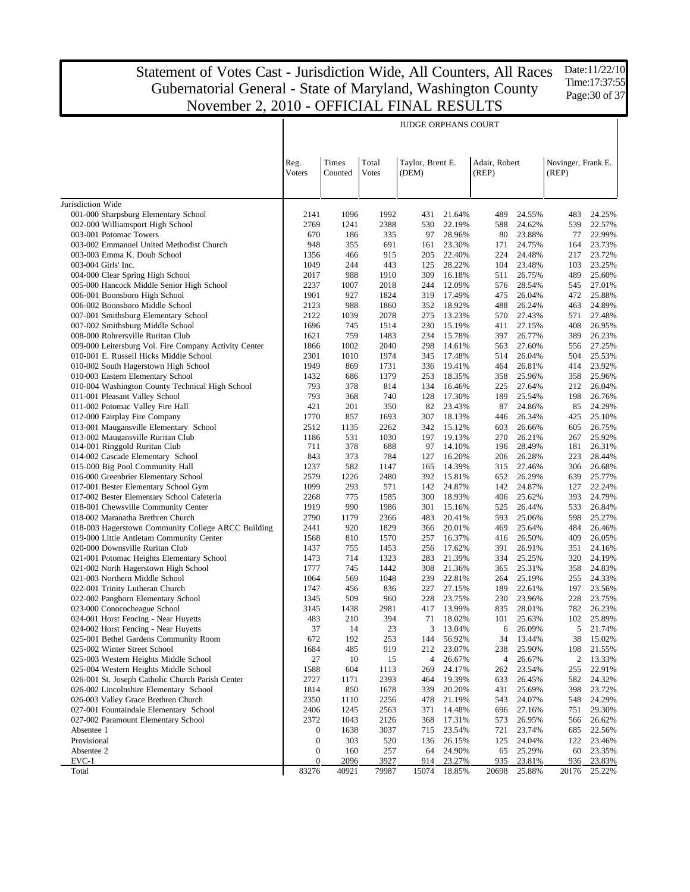# Statement of Votes Cast - Jurisdiction Wide, All Counters, All Races
## Gubernatorial General - State of Maryland, Washington County
## November 2, 2010 - OFFICIAL FINAL RESULTS

Date:11/22/10
Time:17:37:55

### JUDGE ORPHANS COURT

| | Reg. Voters | Times Counted | Total Votes | Taylor, Brent E. (DEM) | | Adair, Robert (REP) | | Novinger, Frank E. (REP) | |
|---|---|---|---|---|---|---|---|---|---|
| Jurisdiction Wide | | | | | | | | | |
| 001-000 Sharpsburg Elementary School | 2141 | 1096 | 1992 | 431 | 21.64% | 489 | 24.55% | 483 | 24.25% |
| 002-000 Williamsport High School | 2769 | 1241 | 2388 | 530 | 22.19% | 588 | 24.62% | 539 | 22.57% |
| 003-001 Potomac Towers | 670 | 186 | 335 | 97 | 28.96% | 80 | 23.88% | 77 | 22.99% |
| 003-002 Emmanuel United Methodist Church | 948 | 355 | 691 | 161 | 23.30% | 171 | 24.75% | 164 | 23.73% |
| 003-003 Emma K. Doub School | 1356 | 466 | 915 | 205 | 22.40% | 224 | 24.48% | 217 | 23.72% |
| 003-004 Girls' Inc. | 1049 | 244 | 443 | 125 | 28.22% | 104 | 23.48% | 103 | 23.25% |
| 004-000 Clear Spring High School | 2017 | 988 | 1910 | 309 | 16.18% | 511 | 26.75% | 489 | 25.60% |
| 005-000 Hancock Middle Senior High School | 2237 | 1007 | 2018 | 244 | 12.09% | 576 | 28.54% | 545 | 27.01% |
| 006-001 Boonsboro High School | 1901 | 927 | 1824 | 319 | 17.49% | 475 | 26.04% | 472 | 25.88% |
| 006-002 Boonsboro Middle School | 2123 | 988 | 1860 | 352 | 18.92% | 488 | 26.24% | 463 | 24.89% |
| 007-001 Smithsburg Elementary School | 2122 | 1039 | 2078 | 275 | 13.23% | 570 | 27.43% | 571 | 27.48% |
| 007-002 Smithsburg Middle School | 1696 | 745 | 1514 | 230 | 15.19% | 411 | 27.15% | 408 | 26.95% |
| 008-000 Rohrersville Ruritan Club | 1621 | 759 | 1483 | 234 | 15.78% | 397 | 26.77% | 389 | 26.23% |
| 009-000 Leitersburg Vol. Fire Company Activity Center | 1866 | 1002 | 2040 | 298 | 14.61% | 563 | 27.60% | 556 | 27.25% |
| 010-001 E. Russell Hicks Middle School | 2301 | 1010 | 1974 | 345 | 17.48% | 514 | 26.04% | 504 | 25.53% |
| 010-002 South Hagerstown High School | 1949 | 869 | 1731 | 336 | 19.41% | 464 | 26.81% | 414 | 23.92% |
| 010-003 Eastern Elementary School | 1432 | 686 | 1379 | 253 | 18.35% | 358 | 25.96% | 358 | 25.96% |
| 010-004 Washington County Technical High School | 793 | 378 | 814 | 134 | 16.46% | 225 | 27.64% | 212 | 26.04% |
| 011-001 Pleasant Valley School | 793 | 368 | 740 | 128 | 17.30% | 189 | 25.54% | 198 | 26.76% |
| 011-002 Potomac Valley Fire Hall | 421 | 201 | 350 | 82 | 23.43% | 87 | 24.86% | 85 | 24.29% |
| 012-000 Fairplay Fire Company | 1770 | 857 | 1693 | 307 | 18.13% | 446 | 26.34% | 425 | 25.10% |
| 013-001 Maugansville Elementary School | 2512 | 1135 | 2262 | 342 | 15.12% | 603 | 26.66% | 605 | 26.75% |
| 013-002 Maugansville Ruritan Club | 1186 | 531 | 1030 | 197 | 19.13% | 270 | 26.21% | 267 | 25.92% |
| 014-001 Ringgold Ruritan Club | 711 | 378 | 688 | 97 | 14.10% | 196 | 28.49% | 181 | 26.31% |
| 014-002 Cascade Elementary School | 843 | 373 | 784 | 127 | 16.20% | 206 | 26.28% | 223 | 28.44% |
| 015-000 Big Pool Community Hall | 1237 | 582 | 1147 | 165 | 14.39% | 315 | 27.46% | 306 | 26.68% |
| 016-000 Greenbrier Elementary School | 2579 | 1226 | 2480 | 392 | 15.81% | 652 | 26.29% | 639 | 25.77% |
| 017-001 Bester Elementary School Gym | 1099 | 293 | 571 | 142 | 24.87% | 142 | 24.87% | 127 | 22.24% |
| 017-002 Bester Elementary School Cafeteria | 2268 | 775 | 1585 | 300 | 18.93% | 406 | 25.62% | 393 | 24.79% |
| 018-001 Chewsville Community Center | 1919 | 990 | 1986 | 301 | 15.16% | 525 | 26.44% | 533 | 26.84% |
| 018-002 Maranatha Brethren Church | 2790 | 1179 | 2366 | 483 | 20.41% | 593 | 25.06% | 598 | 25.27% |
| 018-003 Hagerstown Community College ARCC Building | 2441 | 920 | 1829 | 366 | 20.01% | 469 | 25.64% | 484 | 26.46% |
| 019-000 Little Antietam Community Center | 1568 | 810 | 1570 | 257 | 16.37% | 416 | 26.50% | 409 | 26.05% |
| 020-000 Downsville Ruritan Club | 1437 | 755 | 1453 | 256 | 17.62% | 391 | 26.91% | 351 | 24.16% |
| 021-001 Potomac Heights Elementary School | 1473 | 714 | 1323 | 283 | 21.39% | 334 | 25.25% | 320 | 24.19% |
| 021-002 North Hagerstown High School | 1777 | 745 | 1442 | 308 | 21.36% | 365 | 25.31% | 358 | 24.83% |
| 021-003 Northern Middle School | 1064 | 569 | 1048 | 239 | 22.81% | 264 | 25.19% | 255 | 24.33% |
| 022-001 Trinity Lutheran Church | 1747 | 456 | 836 | 227 | 27.15% | 189 | 22.61% | 197 | 23.56% |
| 022-002 Pangborn Elementary School | 1345 | 509 | 960 | 228 | 23.75% | 230 | 23.96% | 228 | 23.75% |
| 023-000 Conococheague School | 3145 | 1438 | 2981 | 417 | 13.99% | 835 | 28.01% | 782 | 26.23% |
| 024-001 Horst Fencing - Near Huyetts | 483 | 210 | 394 | 71 | 18.02% | 101 | 25.63% | 102 | 25.89% |
| 024-002 Horst Fencing - Near Huyetts | 37 | 14 | 23 | 3 | 13.04% | 6 | 26.09% | 5 | 21.74% |
| 025-001 Bethel Gardens Community Room | 672 | 192 | 253 | 144 | 56.92% | 34 | 13.44% | 38 | 15.02% |
| 025-002 Winter Street School | 1684 | 485 | 919 | 212 | 23.07% | 238 | 25.90% | 198 | 21.55% |
| 025-003 Western Heights Middle School | 27 | 10 | 15 | 4 | 26.67% | 4 | 26.67% | 2 | 13.33% |
| 025-004 Western Heights Middle School | 1588 | 604 | 1113 | 269 | 24.17% | 262 | 23.54% | 255 | 22.91% |
| 026-001 St. Joseph Catholic Church Parish Center | 2727 | 1171 | 2393 | 464 | 19.39% | 633 | 26.45% | 582 | 24.32% |
| 026-002 Lincolnshire Elementary School | 1814 | 850 | 1678 | 339 | 20.20% | 431 | 25.69% | 398 | 23.72% |
| 026-003 Valley Grace Brethren Church | 2350 | 1110 | 2256 | 478 | 21.19% | 543 | 24.07% | 548 | 24.29% |
| 027-001 Fountaindale Elementary School | 2406 | 1245 | 2563 | 371 | 14.48% | 696 | 27.16% | 751 | 29.30% |
| 027-002 Paramount Elementary School | 2372 | 1043 | 2126 | 368 | 17.31% | 573 | 26.95% | 566 | 26.62% |
| Absentee 1 | 0 | 1638 | 3037 | 715 | 23.54% | 721 | 23.74% | 685 | 22.56% |
| Provisional | 0 | 303 | 520 | 136 | 26.15% | 125 | 24.04% | 122 | 23.46% |
| Absentee 2 | 0 | 160 | 257 | 64 | 24.90% | 65 | 25.29% | 60 | 23.35% |
| EVC-1 | 0 | 2096 | 3927 | 914 | 23.27% | 935 | 23.81% | 936 | 23.83% |
| Total | 83276 | 40921 | 79987 | 15074 | 18.85% | 20698 | 25.88% | 20176 | 25.22% |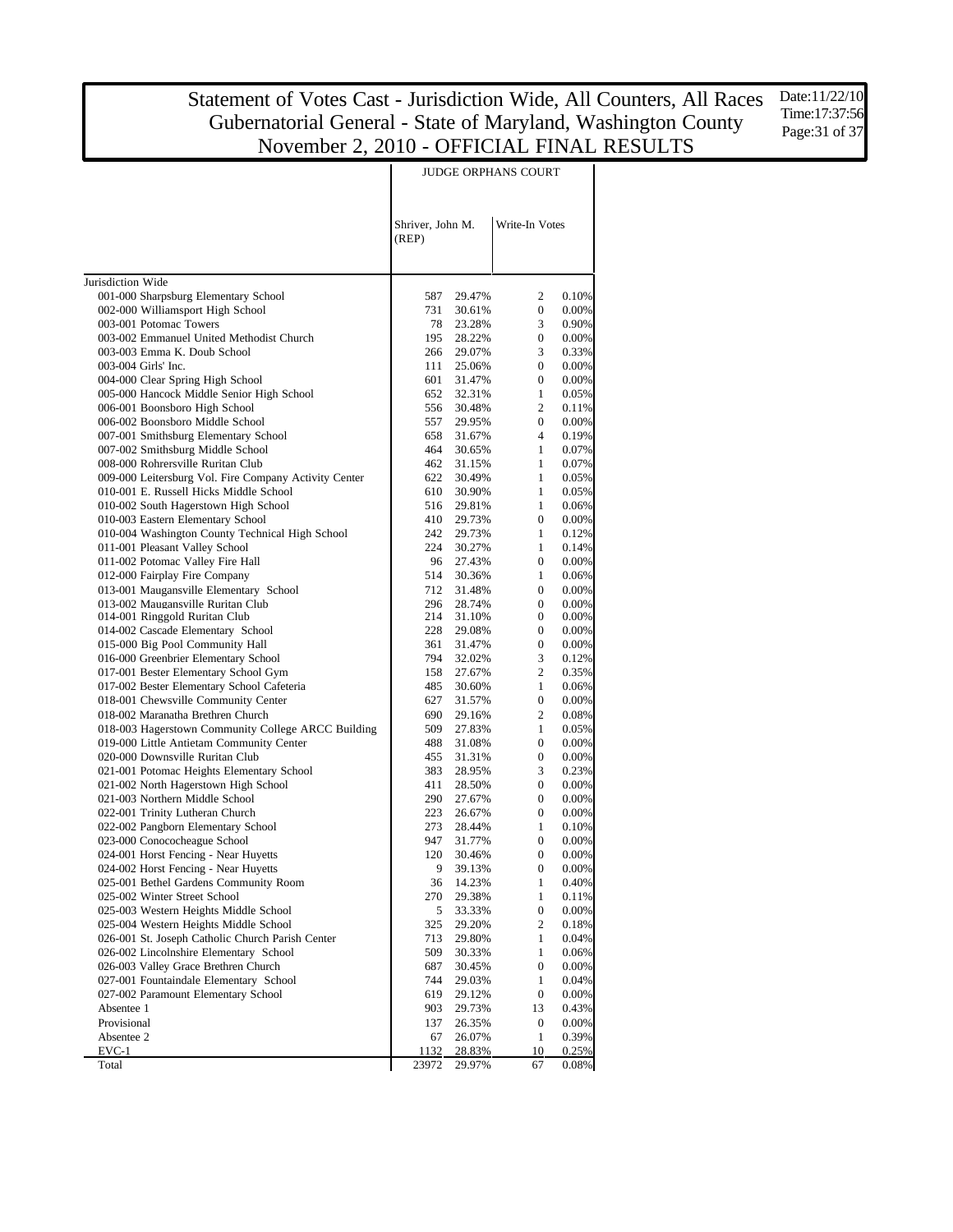# Statement of Votes Cast - Jurisdiction Wide, All Counters, All Races
# Gubernatorial General - State of Maryland, Washington County
# November 2, 2010 - OFFICIAL FINAL RESULTS

Date:11/22/10
Time:17:37:56

| | JUDGE ORPHANS COURT | | | |
|---|---|---|---|---|
| | Shriver, John M. (REP) | | Write-In Votes | |
| Jurisdiction Wide | | | | |
| 001-000 Sharpsburg Elementary School | 587 | 29.47% | 2 | 0.10% |
| 002-000 Williamsport High School | 731 | 30.61% | 0 | 0.00% |
| 003-001 Potomac Towers | 78 | 23.28% | 3 | 0.90% |
| 003-002 Emmanuel United Methodist Church | 195 | 28.22% | 0 | 0.00% |
| 003-003 Emma K. Doub School | 266 | 29.07% | 3 | 0.33% |
| 003-004 Girls' Inc. | 111 | 25.06% | 0 | 0.00% |
| 004-000 Clear Spring High School | 601 | 31.47% | 0 | 0.00% |
| 005-000 Hancock Middle Senior High School | 652 | 32.31% | 1 | 0.05% |
| 006-001 Boonsboro High School | 556 | 30.48% | 2 | 0.11% |
| 006-002 Boonsboro Middle School | 557 | 29.95% | 0 | 0.00% |
| 007-001 Smithsburg Elementary School | 658 | 31.67% | 4 | 0.19% |
| 007-002 Smithsburg Middle School | 464 | 30.65% | 1 | 0.07% |
| 008-000 Rohrersville Ruritan Club | 462 | 31.15% | 1 | 0.07% |
| 009-000 Leitersburg Vol. Fire Company Activity Center | 622 | 30.49% | 1 | 0.05% |
| 010-001 E. Russell Hicks Middle School | 610 | 30.90% | 1 | 0.05% |
| 010-002 South Hagerstown High School | 516 | 29.81% | 1 | 0.06% |
| 010-003 Eastern Elementary School | 410 | 29.73% | 0 | 0.00% |
| 010-004 Washington County Technical High School | 242 | 29.73% | 1 | 0.12% |
| 011-001 Pleasant Valley School | 224 | 30.27% | 1 | 0.14% |
| 011-002 Potomac Valley Fire Hall | 96 | 27.43% | 0 | 0.00% |
| 012-000 Fairplay Fire Company | 514 | 30.36% | 1 | 0.06% |
| 013-001 Maugansville Elementary School | 712 | 31.48% | 0 | 0.00% |
| 013-002 Maugansville Ruritan Club | 296 | 28.74% | 0 | 0.00% |
| 014-001 Ringgold Ruritan Club | 214 | 31.10% | 0 | 0.00% |
| 014-002 Cascade Elementary School | 228 | 29.08% | 0 | 0.00% |
| 015-000 Big Pool Community Hall | 361 | 31.47% | 0 | 0.00% |
| 016-000 Greenbrier Elementary School | 794 | 32.02% | 3 | 0.12% |
| 017-001 Bester Elementary School Gym | 158 | 27.67% | 2 | 0.35% |
| 017-002 Bester Elementary School Cafeteria | 485 | 30.60% | 1 | 0.06% |
| 018-001 Chewsville Community Center | 627 | 31.57% | 0 | 0.00% |
| 018-002 Maranatha Brethren Church | 690 | 29.16% | 2 | 0.08% |
| 018-003 Hagerstown Community College ARCC Building | 509 | 27.83% | 1 | 0.05% |
| 019-000 Little Antietam Community Center | 488 | 31.08% | 0 | 0.00% |
| 020-000 Downsville Ruritan Club | 455 | 31.31% | 0 | 0.00% |
| 021-001 Potomac Heights Elementary School | 383 | 28.95% | 3 | 0.23% |
| 021-002 North Hagerstown High School | 411 | 28.50% | 0 | 0.00% |
| 021-003 Northern Middle School | 290 | 27.67% | 0 | 0.00% |
| 022-001 Trinity Lutheran Church | 223 | 26.67% | 0 | 0.00% |
| 022-002 Pangborn Elementary School | 273 | 28.44% | 1 | 0.10% |
| 023-000 Conococheague School | 947 | 31.77% | 0 | 0.00% |
| 024-001 Horst Fencing - Near Huyetts | 120 | 30.46% | 0 | 0.00% |
| 024-002 Horst Fencing - Near Huyetts | 9 | 39.13% | 0 | 0.00% |
| 025-001 Bethel Gardens Community Room | 36 | 14.23% | 1 | 0.40% |
| 025-002 Winter Street School | 270 | 29.38% | 1 | 0.11% |
| 025-003 Western Heights Middle School | 5 | 33.33% | 0 | 0.00% |
| 025-004 Western Heights Middle School | 325 | 29.20% | 2 | 0.18% |
| 026-001 St. Joseph Catholic Church Parish Center | 713 | 29.80% | 1 | 0.04% |
| 026-002 Lincolnshire Elementary School | 509 | 30.33% | 1 | 0.06% |
| 026-003 Valley Grace Brethren Church | 687 | 30.45% | 0 | 0.00% |
| 027-001 Fountaindale Elementary School | 744 | 29.03% | 1 | 0.04% |
| 027-002 Paramount Elementary School | 619 | 29.12% | 0 | 0.00% |
| Absentee 1 | 903 | 29.73% | 13 | 0.43% |
| Provisional | 137 | 26.35% | 0 | 0.00% |
| Absentee 2 | 67 | 26.07% | 1 | 0.39% |
| EVC-1 | 1132 | 28.83% | 10 | 0.25% |
| Total | 23972 | 29.97% | 67 | 0.08% |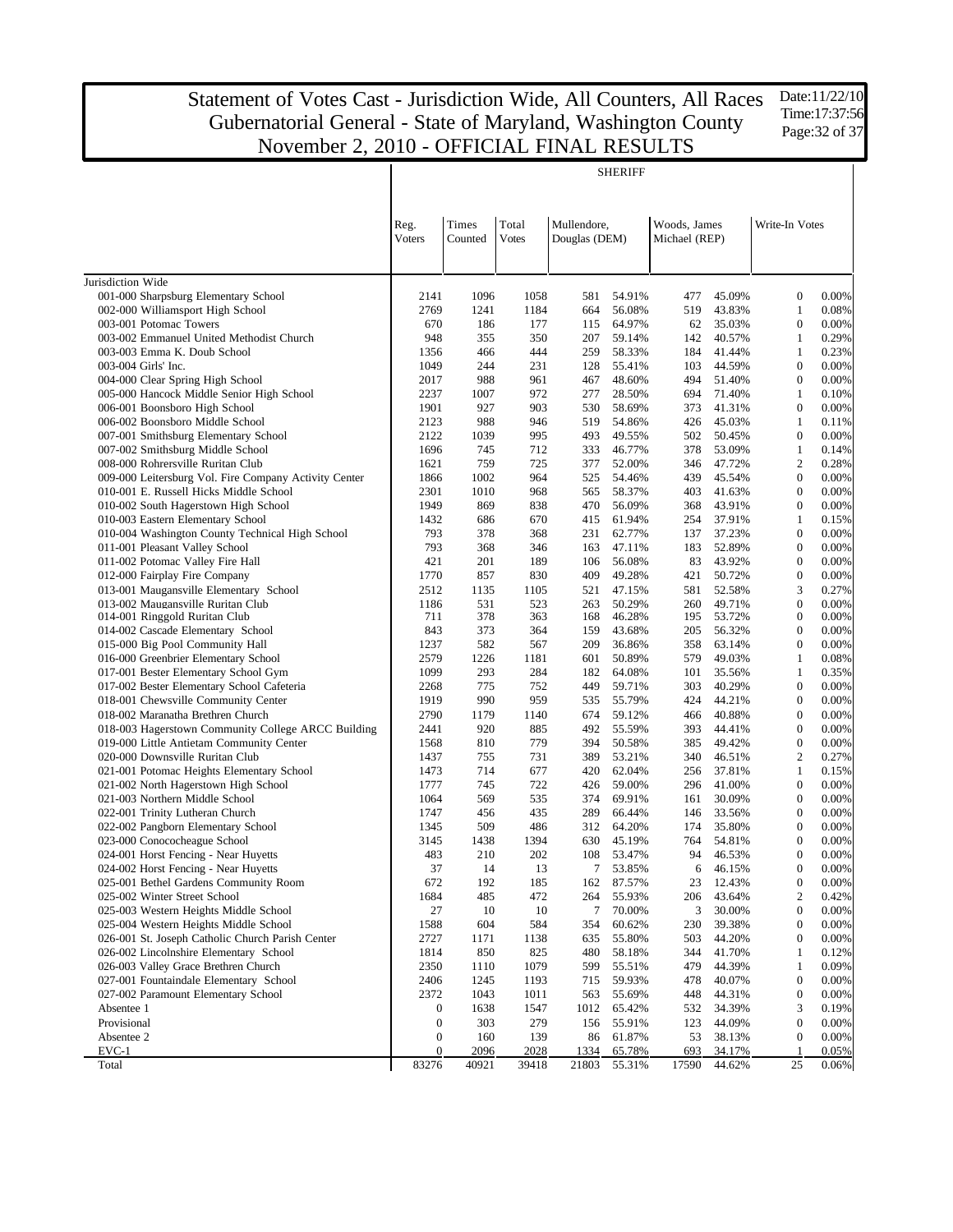# Statement of Votes Cast - Jurisdiction Wide, All Counters, All Races
## Gubernatorial General - State of Maryland, Washington County
## November 2, 2010 - OFFICIAL FINAL RESULTS

Date:11/22/10
Time:17:37:56

**SHERIFF**

| | Reg. Voters | Times Counted | Total Votes | Mullendore, Douglas (DEM) | | Woods, James Michael (REP) | | Write-In Votes | |
|---|---|---|---|---|---|---|---|---|---|
| Jurisdiction Wide | | | | | | | | | |
| 001-000 Sharpsburg Elementary School | 2141 | 1096 | 1058 | 581 | 54.91% | 477 | 45.09% | 0 | 0.00% |
| 002-000 Williamsport High School | 2769 | 1241 | 1184 | 664 | 56.08% | 519 | 43.83% | 1 | 0.08% |
| 003-001 Potomac Towers | 670 | 186 | 177 | 115 | 64.97% | 62 | 35.03% | 0 | 0.00% |
| 003-002 Emmanuel United Methodist Church | 948 | 355 | 350 | 207 | 59.14% | 142 | 40.57% | 1 | 0.29% |
| 003-003 Emma K. Doub School | 1356 | 466 | 444 | 259 | 58.33% | 184 | 41.44% | 1 | 0.23% |
| 003-004 Girls' Inc. | 1049 | 244 | 231 | 128 | 55.41% | 103 | 44.59% | 0 | 0.00% |
| 004-000 Clear Spring High School | 2017 | 988 | 961 | 467 | 48.60% | 494 | 51.40% | 0 | 0.00% |
| 005-000 Hancock Middle Senior High School | 2237 | 1007 | 972 | 277 | 28.50% | 694 | 71.40% | 1 | 0.10% |
| 006-001 Boonsboro High School | 1901 | 927 | 903 | 530 | 58.69% | 373 | 41.31% | 0 | 0.00% |
| 006-002 Boonsboro Middle School | 2123 | 988 | 946 | 519 | 54.86% | 426 | 45.03% | 1 | 0.11% |
| 007-001 Smithsburg Elementary School | 2122 | 1039 | 995 | 493 | 49.55% | 502 | 50.45% | 0 | 0.00% |
| 007-002 Smithsburg Middle School | 1696 | 745 | 712 | 333 | 46.77% | 378 | 53.09% | 1 | 0.14% |
| 008-000 Rohrersville Ruritan Club | 1621 | 759 | 725 | 377 | 52.00% | 346 | 47.72% | 2 | 0.28% |
| 009-000 Leitersburg Vol. Fire Company Activity Center | 1866 | 1002 | 964 | 525 | 54.46% | 439 | 45.54% | 0 | 0.00% |
| 010-001 E. Russell Hicks Middle School | 2301 | 1010 | 968 | 565 | 58.37% | 403 | 41.63% | 0 | 0.00% |
| 010-002 South Hagerstown High School | 1949 | 869 | 838 | 470 | 56.09% | 368 | 43.91% | 0 | 0.00% |
| 010-003 Eastern Elementary School | 1432 | 686 | 670 | 415 | 61.94% | 254 | 37.91% | 1 | 0.15% |
| 010-004 Washington County Technical High School | 793 | 378 | 368 | 231 | 62.77% | 137 | 37.23% | 0 | 0.00% |
| 011-001 Pleasant Valley School | 793 | 368 | 346 | 163 | 47.11% | 183 | 52.89% | 0 | 0.00% |
| 011-002 Potomac Valley Fire Hall | 421 | 201 | 189 | 106 | 56.08% | 83 | 43.92% | 0 | 0.00% |
| 012-000 Fairplay Fire Company | 1770 | 857 | 830 | 409 | 49.28% | 421 | 50.72% | 0 | 0.00% |
| 013-001 Maugansville Elementary School | 2512 | 1135 | 1105 | 521 | 47.15% | 581 | 52.58% | 3 | 0.27% |
| 013-002 Maugansville Ruritan Club | 1186 | 531 | 523 | 263 | 50.29% | 260 | 49.71% | 0 | 0.00% |
| 014-001 Ringgold Ruritan Club | 711 | 378 | 363 | 168 | 46.28% | 195 | 53.72% | 0 | 0.00% |
| 014-002 Cascade Elementary School | 843 | 373 | 364 | 159 | 43.68% | 205 | 56.32% | 0 | 0.00% |
| 015-000 Big Pool Community Hall | 1237 | 582 | 567 | 209 | 36.86% | 358 | 63.14% | 0 | 0.00% |
| 016-000 Greenbrier Elementary School | 2579 | 1226 | 1181 | 601 | 50.89% | 579 | 49.03% | 1 | 0.08% |
| 017-001 Bester Elementary School Gym | 1099 | 293 | 284 | 182 | 64.08% | 101 | 35.56% | 1 | 0.35% |
| 017-002 Bester Elementary School Cafeteria | 2268 | 775 | 752 | 449 | 59.71% | 303 | 40.29% | 0 | 0.00% |
| 018-001 Chewsville Community Center | 1919 | 990 | 959 | 535 | 55.79% | 424 | 44.21% | 0 | 0.00% |
| 018-002 Maranatha Brethren Church | 2790 | 1179 | 1140 | 674 | 59.12% | 466 | 40.88% | 0 | 0.00% |
| 018-003 Hagerstown Community College ARCC Building | 2441 | 920 | 885 | 492 | 55.59% | 393 | 44.41% | 0 | 0.00% |
| 019-000 Little Antietam Community Center | 1568 | 810 | 779 | 394 | 50.58% | 385 | 49.42% | 0 | 0.00% |
| 020-000 Downsville Ruritan Club | 1437 | 755 | 731 | 389 | 53.21% | 340 | 46.51% | 2 | 0.27% |
| 021-001 Potomac Heights Elementary School | 1473 | 714 | 677 | 420 | 62.04% | 256 | 37.81% | 1 | 0.15% |
| 021-002 North Hagerstown High School | 1777 | 745 | 722 | 426 | 59.00% | 296 | 41.00% | 0 | 0.00% |
| 021-003 Northern Middle School | 1064 | 569 | 535 | 374 | 69.91% | 161 | 30.09% | 0 | 0.00% |
| 022-001 Trinity Lutheran Church | 1747 | 456 | 435 | 289 | 66.44% | 146 | 33.56% | 0 | 0.00% |
| 022-002 Pangborn Elementary School | 1345 | 509 | 486 | 312 | 64.20% | 174 | 35.80% | 0 | 0.00% |
| 023-000 Conococheague School | 3145 | 1438 | 1394 | 630 | 45.19% | 764 | 54.81% | 0 | 0.00% |
| 024-001 Horst Fencing - Near Huyetts | 483 | 210 | 202 | 108 | 53.47% | 94 | 46.53% | 0 | 0.00% |
| 024-002 Horst Fencing - Near Huyetts | 37 | 14 | 13 | 7 | 53.85% | 6 | 46.15% | 0 | 0.00% |
| 025-001 Bethel Gardens Community Room | 672 | 192 | 185 | 162 | 87.57% | 23 | 12.43% | 0 | 0.00% |
| 025-002 Winter Street School | 1684 | 485 | 472 | 264 | 55.93% | 206 | 43.64% | 2 | 0.42% |
| 025-003 Western Heights Middle School | 27 | 10 | 10 | 7 | 70.00% | 3 | 30.00% | 0 | 0.00% |
| 025-004 Western Heights Middle School | 1588 | 604 | 584 | 354 | 60.62% | 230 | 39.38% | 0 | 0.00% |
| 026-001 St. Joseph Catholic Church Parish Center | 2727 | 1171 | 1138 | 635 | 55.80% | 503 | 44.20% | 0 | 0.00% |
| 026-002 Lincolnshire Elementary School | 1814 | 850 | 825 | 480 | 58.18% | 344 | 41.70% | 1 | 0.12% |
| 026-003 Valley Grace Brethren Church | 2350 | 1110 | 1079 | 599 | 55.51% | 479 | 44.39% | 1 | 0.09% |
| 027-001 Fountaindale Elementary School | 2406 | 1245 | 1193 | 715 | 59.93% | 478 | 40.07% | 0 | 0.00% |
| 027-002 Paramount Elementary School | 2372 | 1043 | 1011 | 563 | 55.69% | 448 | 44.31% | 0 | 0.00% |
| Absentee 1 | 0 | 1638 | 1547 | 1012 | 65.42% | 532 | 34.39% | 3 | 0.19% |
| Provisional | 0 | 303 | 279 | 156 | 55.91% | 123 | 44.09% | 0 | 0.00% |
| Absentee 2 | 0 | 160 | 139 | 86 | 61.87% | 53 | 38.13% | 0 | 0.00% |
| EVC-1 | 0 | 2096 | 2028 | 1334 | 65.78% | 693 | 34.17% | 1 | 0.05% |
| Total | 83276 | 40921 | 39418 | 21803 | 55.31% | 17590 | 44.62% | 25 | 0.06% |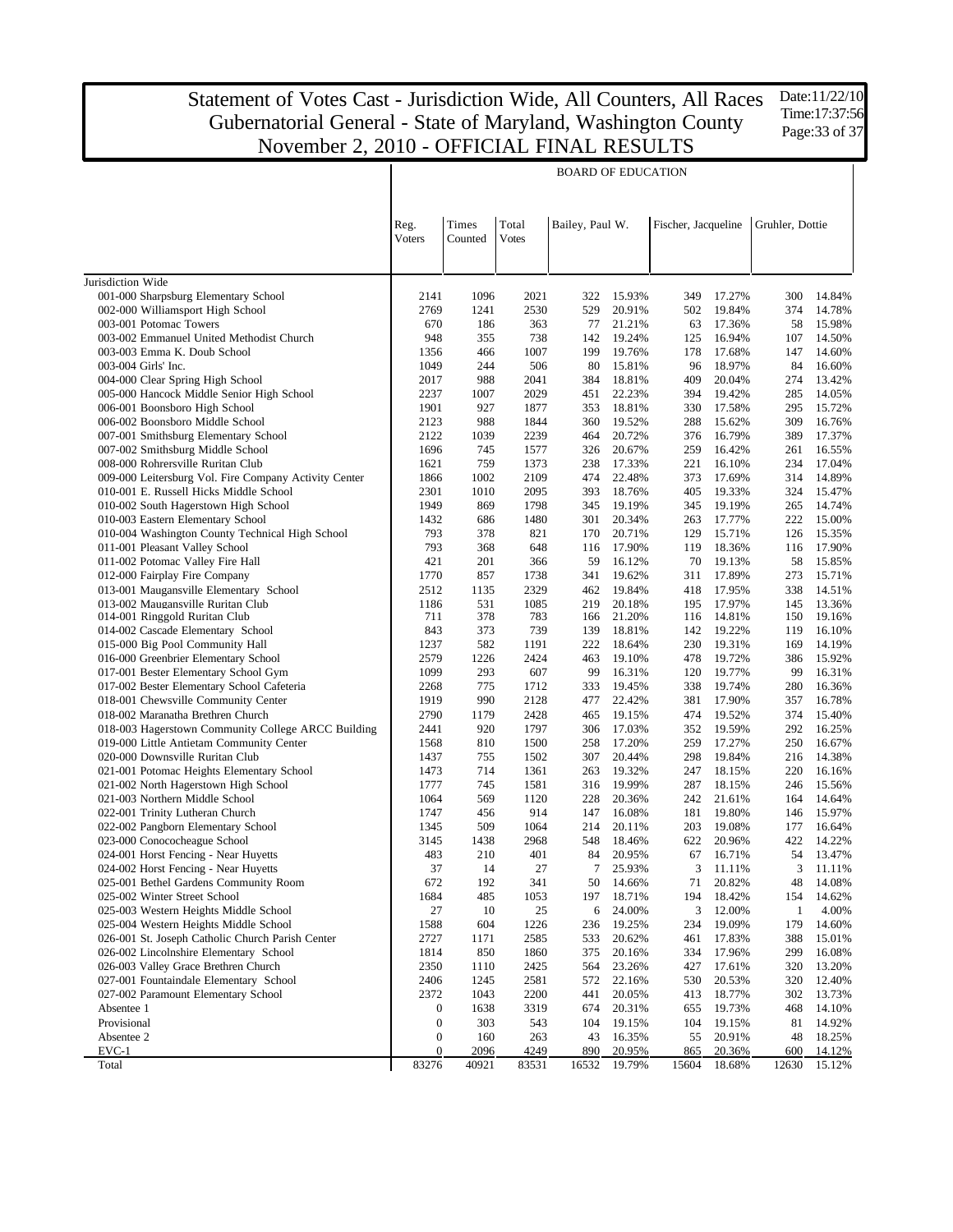# Statement of Votes Cast - Jurisdiction Wide, All Counters, All Races
## Gubernatorial General - State of Maryland, Washington County
## November 2, 2010 - OFFICIAL FINAL RESULTS

Date:11/22/10
Time:17:37:56

| | Reg. Voters | Times Counted | Total Votes | BOARD OF EDUCATION | | | | | |
|---|---|---|---|---|---|---|---|---|---|
| | | | | Bailey, Paul W. | | Fischer, Jacqueline | | Gruhler, Dottie | |
| Jurisdiction Wide | | | | | | | | | |
| 001-000 Sharpsburg Elementary School | 2141 | 1096 | 2021 | 322 | 15.93% | 349 | 17.27% | 300 | 14.84% |
| 002-000 Williamsport High School | 2769 | 1241 | 2530 | 529 | 20.91% | 502 | 19.84% | 374 | 14.78% |
| 003-001 Potomac Towers | 670 | 186 | 363 | 77 | 21.21% | 63 | 17.36% | 58 | 15.98% |
| 003-002 Emmanuel United Methodist Church | 948 | 355 | 738 | 142 | 19.24% | 125 | 16.94% | 107 | 14.50% |
| 003-003 Emma K. Doub School | 1356 | 466 | 1007 | 199 | 19.76% | 178 | 17.68% | 147 | 14.60% |
| 003-004 Girls' Inc. | 1049 | 244 | 506 | 80 | 15.81% | 96 | 18.97% | 84 | 16.60% |
| 004-000 Clear Spring High School | 2017 | 988 | 2041 | 384 | 18.81% | 409 | 20.04% | 274 | 13.42% |
| 005-000 Hancock Middle Senior High School | 2237 | 1007 | 2029 | 451 | 22.23% | 394 | 19.42% | 285 | 14.05% |
| 006-001 Boonsboro High School | 1901 | 927 | 1877 | 353 | 18.81% | 330 | 17.58% | 295 | 15.72% |
| 006-002 Boonsboro Middle School | 2123 | 988 | 1844 | 360 | 19.52% | 288 | 15.62% | 309 | 16.76% |
| 007-001 Smithsburg Elementary School | 2122 | 1039 | 2239 | 464 | 20.72% | 376 | 16.79% | 389 | 17.37% |
| 007-002 Smithsburg Middle School | 1696 | 745 | 1577 | 326 | 20.67% | 259 | 16.42% | 261 | 16.55% |
| 008-000 Rohrersville Ruritan Club | 1621 | 759 | 1373 | 238 | 17.33% | 221 | 16.10% | 234 | 17.04% |
| 009-000 Leitersburg Vol. Fire Company Activity Center | 1866 | 1002 | 2109 | 474 | 22.48% | 373 | 17.69% | 314 | 14.89% |
| 010-001 E. Russell Hicks Middle School | 2301 | 1010 | 2095 | 393 | 18.76% | 405 | 19.33% | 324 | 15.47% |
| 010-002 South Hagerstown High School | 1949 | 869 | 1798 | 345 | 19.19% | 345 | 19.19% | 265 | 14.74% |
| 010-003 Eastern Elementary School | 1432 | 686 | 1480 | 301 | 20.34% | 263 | 17.77% | 222 | 15.00% |
| 010-004 Washington County Technical High School | 793 | 378 | 821 | 170 | 20.71% | 129 | 15.71% | 126 | 15.35% |
| 011-001 Pleasant Valley School | 793 | 368 | 648 | 116 | 17.90% | 119 | 18.36% | 116 | 17.90% |
| 011-002 Potomac Valley Fire Hall | 421 | 201 | 366 | 59 | 16.12% | 70 | 19.13% | 58 | 15.85% |
| 012-000 Fairplay Fire Company | 1770 | 857 | 1738 | 341 | 19.62% | 311 | 17.89% | 273 | 15.71% |
| 013-001 Maugansville Elementary School | 2512 | 1135 | 2329 | 462 | 19.84% | 418 | 17.95% | 338 | 14.51% |
| 013-002 Maugansville Ruritan Club | 1186 | 531 | 1085 | 219 | 20.18% | 195 | 17.97% | 145 | 13.36% |
| 014-001 Ringgold Ruritan Club | 711 | 378 | 783 | 166 | 21.20% | 116 | 14.81% | 150 | 19.16% |
| 014-002 Cascade Elementary School | 843 | 373 | 739 | 139 | 18.81% | 142 | 19.22% | 119 | 16.10% |
| 015-000 Big Pool Community Hall | 1237 | 582 | 1191 | 222 | 18.64% | 230 | 19.31% | 169 | 14.19% |
| 016-000 Greenbrier Elementary School | 2579 | 1226 | 2424 | 463 | 19.10% | 478 | 19.72% | 386 | 15.92% |
| 017-001 Bester Elementary School Gym | 1099 | 293 | 607 | 99 | 16.31% | 120 | 19.77% | 99 | 16.31% |
| 017-002 Bester Elementary School Cafeteria | 2268 | 775 | 1712 | 333 | 19.45% | 338 | 19.74% | 280 | 16.36% |
| 018-001 Chewsville Community Center | 1919 | 990 | 2128 | 477 | 22.42% | 381 | 17.90% | 357 | 16.78% |
| 018-002 Maranatha Brethren Church | 2790 | 1179 | 2428 | 465 | 19.15% | 474 | 19.52% | 374 | 15.40% |
| 018-003 Hagerstown Community College ARCC Building | 2441 | 920 | 1797 | 306 | 17.03% | 352 | 19.59% | 292 | 16.25% |
| 019-000 Little Antietam Community Center | 1568 | 810 | 1500 | 258 | 17.20% | 259 | 17.27% | 250 | 16.67% |
| 020-000 Downsville Ruritan Club | 1437 | 755 | 1502 | 307 | 20.44% | 298 | 19.84% | 216 | 14.38% |
| 021-001 Potomac Heights Elementary School | 1473 | 714 | 1361 | 263 | 19.32% | 247 | 18.15% | 220 | 16.16% |
| 021-002 North Hagerstown High School | 1777 | 745 | 1581 | 316 | 19.99% | 287 | 18.15% | 246 | 15.56% |
| 021-003 Northern Middle School | 1064 | 569 | 1120 | 228 | 20.36% | 242 | 21.61% | 164 | 14.64% |
| 022-001 Trinity Lutheran Church | 1747 | 456 | 914 | 147 | 16.08% | 181 | 19.80% | 146 | 15.97% |
| 022-002 Pangborn Elementary School | 1345 | 509 | 1064 | 214 | 20.11% | 203 | 19.08% | 177 | 16.64% |
| 023-000 Conococheague School | 3145 | 1438 | 2968 | 548 | 18.46% | 622 | 20.96% | 422 | 14.22% |
| 024-001 Horst Fencing - Near Huyetts | 483 | 210 | 401 | 84 | 20.95% | 67 | 16.71% | 54 | 13.47% |
| 024-002 Horst Fencing - Near Huyetts | 37 | 14 | 27 | 7 | 25.93% | 3 | 11.11% | 3 | 11.11% |
| 025-001 Bethel Gardens Community Room | 672 | 192 | 341 | 50 | 14.66% | 71 | 20.82% | 48 | 14.08% |
| 025-002 Winter Street School | 1684 | 485 | 1053 | 197 | 18.71% | 194 | 18.42% | 154 | 14.62% |
| 025-003 Western Heights Middle School | 27 | 10 | 25 | 6 | 24.00% | 3 | 12.00% | 1 | 4.00% |
| 025-004 Western Heights Middle School | 1588 | 604 | 1226 | 236 | 19.25% | 234 | 19.09% | 179 | 14.60% |
| 026-001 St. Joseph Catholic Church Parish Center | 2727 | 1171 | 2585 | 533 | 20.62% | 461 | 17.83% | 388 | 15.01% |
| 026-002 Lincolnshire Elementary School | 1814 | 850 | 1860 | 375 | 20.16% | 334 | 17.96% | 299 | 16.08% |
| 026-003 Valley Grace Brethren Church | 2350 | 1110 | 2425 | 564 | 23.26% | 427 | 17.61% | 320 | 13.20% |
| 027-001 Fountaindale Elementary School | 2406 | 1245 | 2581 | 572 | 22.16% | 530 | 20.53% | 320 | 12.40% |
| 027-002 Paramount Elementary School | 2372 | 1043 | 2200 | 441 | 20.05% | 413 | 18.77% | 302 | 13.73% |
| Absentee 1 | 0 | 1638 | 3319 | 674 | 20.31% | 655 | 19.73% | 468 | 14.10% |
| Provisional | 0 | 303 | 543 | 104 | 19.15% | 104 | 19.15% | 81 | 14.92% |
| Absentee 2 | 0 | 160 | 263 | 43 | 16.35% | 55 | 20.91% | 48 | 18.25% |
| EVC-1 | 0 | 2096 | 4249 | 890 | 20.95% | 865 | 20.36% | 600 | 14.12% |
| Total | 83276 | 40921 | 83531 | 16532 | 19.79% | 15604 | 18.68% | 12630 | 15.12% |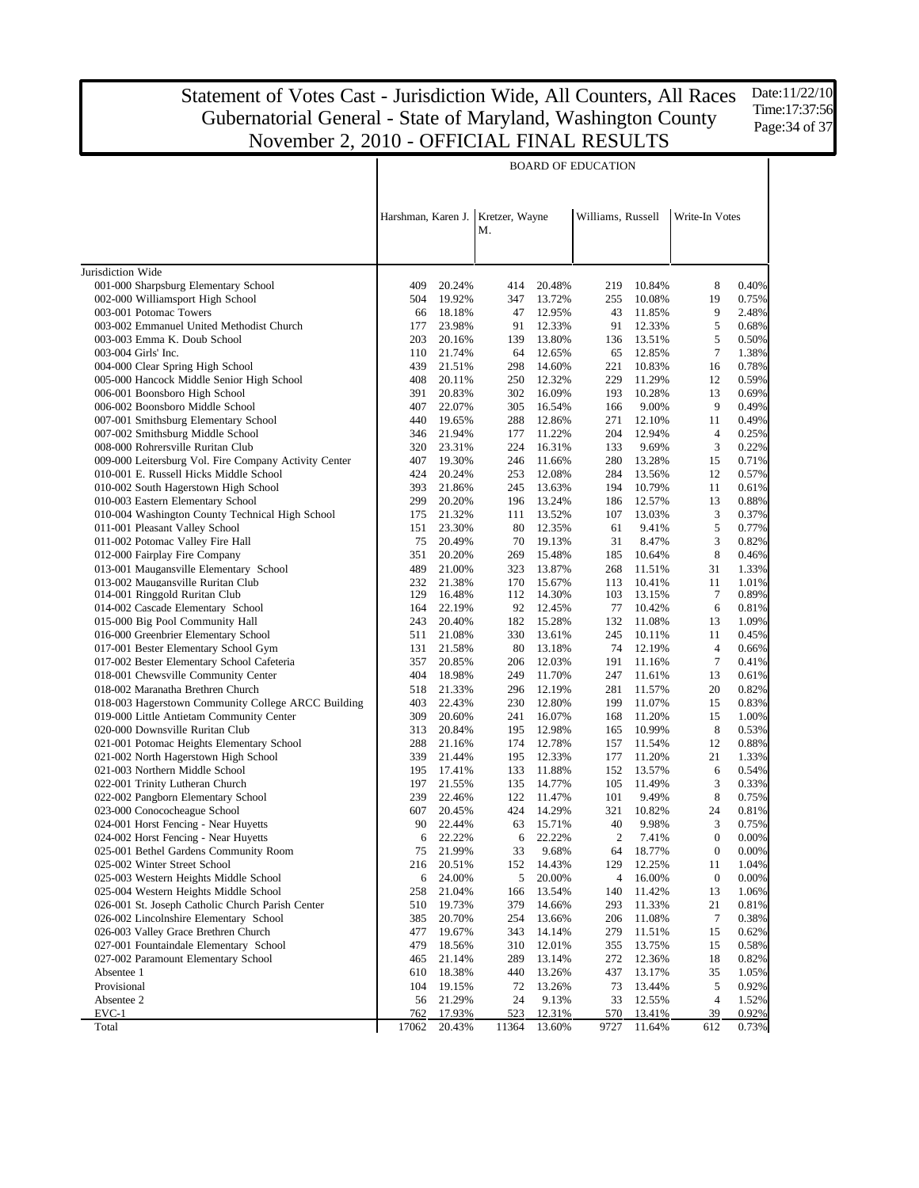# Statement of Votes Cast - Jurisdiction Wide, All Counters, All Races
## Gubernatorial General - State of Maryland, Washington County
## November 2, 2010 - OFFICIAL FINAL RESULTS

Date:11/22/10
Time:17:37:56

| | BOARD OF EDUCATION | | | | | | | |
|---|---|---|---|---|---|---|---|---|
| | Harshman, Karen J. | | Kretzer, Wayne M. | | Williams, Russell | | Write-In Votes | |
| Jurisdiction Wide | | | | | | | | |
| 001-000 Sharpsburg Elementary School | 409 | 20.24% | 414 | 20.48% | 219 | 10.84% | 8 | 0.40% |
| 002-000 Williamsport High School | 504 | 19.92% | 347 | 13.72% | 255 | 10.08% | 19 | 0.75% |
| 003-001 Potomac Towers | 66 | 18.18% | 47 | 12.95% | 43 | 11.85% | 9 | 2.48% |
| 003-002 Emmanuel United Methodist Church | 177 | 23.98% | 91 | 12.33% | 91 | 12.33% | 5 | 0.68% |
| 003-003 Emma K. Doub School | 203 | 20.16% | 139 | 13.80% | 136 | 13.51% | 5 | 0.50% |
| 003-004 Girls' Inc. | 110 | 21.74% | 64 | 12.65% | 65 | 12.85% | 7 | 1.38% |
| 004-000 Clear Spring High School | 439 | 21.51% | 298 | 14.60% | 221 | 10.83% | 16 | 0.78% |
| 005-000 Hancock Middle Senior High School | 408 | 20.11% | 250 | 12.32% | 229 | 11.29% | 12 | 0.59% |
| 006-001 Boonsboro High School | 391 | 20.83% | 302 | 16.09% | 193 | 10.28% | 13 | 0.69% |
| 006-002 Boonsboro Middle School | 407 | 22.07% | 305 | 16.54% | 166 | 9.00% | 9 | 0.49% |
| 007-001 Smithsburg Elementary School | 440 | 19.65% | 288 | 12.86% | 271 | 12.10% | 11 | 0.49% |
| 007-002 Smithsburg Middle School | 346 | 21.94% | 177 | 11.22% | 204 | 12.94% | 4 | 0.25% |
| 008-000 Rohrersville Ruritan Club | 320 | 23.31% | 224 | 16.31% | 133 | 9.69% | 3 | 0.22% |
| 009-000 Leitersburg Vol. Fire Company Activity Center | 407 | 19.30% | 246 | 11.66% | 280 | 13.28% | 15 | 0.71% |
| 010-001 E. Russell Hicks Middle School | 424 | 20.24% | 253 | 12.08% | 284 | 13.56% | 12 | 0.57% |
| 010-002 South Hagerstown High School | 393 | 21.86% | 245 | 13.63% | 194 | 10.79% | 11 | 0.61% |
| 010-003 Eastern Elementary School | 299 | 20.20% | 196 | 13.24% | 186 | 12.57% | 13 | 0.88% |
| 010-004 Washington County Technical High School | 175 | 21.32% | 111 | 13.52% | 107 | 13.03% | 3 | 0.37% |
| 011-001 Pleasant Valley School | 151 | 23.30% | 80 | 12.35% | 61 | 9.41% | 5 | 0.77% |
| 011-002 Potomac Valley Fire Hall | 75 | 20.49% | 70 | 19.13% | 31 | 8.47% | 3 | 0.82% |
| 012-000 Fairplay Fire Company | 351 | 20.20% | 269 | 15.48% | 185 | 10.64% | 8 | 0.46% |
| 013-001 Maugansville Elementary School | 489 | 21.00% | 323 | 13.87% | 268 | 11.51% | 31 | 1.33% |
| 013-002 Maugansville Ruritan Club | 232 | 21.38% | 170 | 15.67% | 113 | 10.41% | 11 | 1.01% |
| 014-001 Ringgold Ruritan Club | 129 | 16.48% | 112 | 14.30% | 103 | 13.15% | 7 | 0.89% |
| 014-002 Cascade Elementary School | 164 | 22.19% | 92 | 12.45% | 77 | 10.42% | 6 | 0.81% |
| 015-000 Big Pool Community Hall | 243 | 20.40% | 182 | 15.28% | 132 | 11.08% | 13 | 1.09% |
| 016-000 Greenbrier Elementary School | 511 | 21.08% | 330 | 13.61% | 245 | 10.11% | 11 | 0.45% |
| 017-001 Bester Elementary School Gym | 131 | 21.58% | 80 | 13.18% | 74 | 12.19% | 4 | 0.66% |
| 017-002 Bester Elementary School Cafeteria | 357 | 20.85% | 206 | 12.03% | 191 | 11.16% | 7 | 0.41% |
| 018-001 Chewsville Community Center | 404 | 18.98% | 249 | 11.70% | 247 | 11.61% | 13 | 0.61% |
| 018-002 Maranatha Brethren Church | 518 | 21.33% | 296 | 12.19% | 281 | 11.57% | 20 | 0.82% |
| 018-003 Hagerstown Community College ARCC Building | 403 | 22.43% | 230 | 12.80% | 199 | 11.07% | 15 | 0.83% |
| 019-000 Little Antietam Community Center | 309 | 20.60% | 241 | 16.07% | 168 | 11.20% | 15 | 1.00% |
| 020-000 Downsville Ruritan Club | 313 | 20.84% | 195 | 12.98% | 165 | 10.99% | 8 | 0.53% |
| 021-001 Potomac Heights Elementary School | 288 | 21.16% | 174 | 12.78% | 157 | 11.54% | 12 | 0.88% |
| 021-002 North Hagerstown High School | 339 | 21.44% | 195 | 12.33% | 177 | 11.20% | 21 | 1.33% |
| 021-003 Northern Middle School | 195 | 17.41% | 133 | 11.88% | 152 | 13.57% | 6 | 0.54% |
| 022-001 Trinity Lutheran Church | 197 | 21.55% | 135 | 14.77% | 105 | 11.49% | 3 | 0.33% |
| 022-002 Pangborn Elementary School | 239 | 22.46% | 122 | 11.47% | 101 | 9.49% | 8 | 0.75% |
| 023-000 Conococheague School | 607 | 20.45% | 424 | 14.29% | 321 | 10.82% | 24 | 0.81% |
| 024-001 Horst Fencing - Near Huyetts | 90 | 22.44% | 63 | 15.71% | 40 | 9.98% | 3 | 0.75% |
| 024-002 Horst Fencing - Near Huyetts | 6 | 22.22% | 6 | 22.22% | 2 | 7.41% | 0 | 0.00% |
| 025-001 Bethel Gardens Community Room | 75 | 21.99% | 33 | 9.68% | 64 | 18.77% | 0 | 0.00% |
| 025-002 Winter Street School | 216 | 20.51% | 152 | 14.43% | 129 | 12.25% | 11 | 1.04% |
| 025-003 Western Heights Middle School | 6 | 24.00% | 5 | 20.00% | 4 | 16.00% | 0 | 0.00% |
| 025-004 Western Heights Middle School | 258 | 21.04% | 166 | 13.54% | 140 | 11.42% | 13 | 1.06% |
| 026-001 St. Joseph Catholic Church Parish Center | 510 | 19.73% | 379 | 14.66% | 293 | 11.33% | 21 | 0.81% |
| 026-002 Lincolnshire Elementary School | 385 | 20.70% | 254 | 13.66% | 206 | 11.08% | 7 | 0.38% |
| 026-003 Valley Grace Brethren Church | 477 | 19.67% | 343 | 14.14% | 279 | 11.51% | 15 | 0.62% |
| 027-001 Fountaindale Elementary School | 479 | 18.56% | 310 | 12.01% | 355 | 13.75% | 15 | 0.58% |
| 027-002 Paramount Elementary School | 465 | 21.14% | 289 | 13.14% | 272 | 12.36% | 18 | 0.82% |
| Absentee 1 | 610 | 18.38% | 440 | 13.26% | 437 | 13.17% | 35 | 1.05% |
| Provisional | 104 | 19.15% | 72 | 13.26% | 73 | 13.44% | 5 | 0.92% |
| Absentee 2 | 56 | 21.29% | 24 | 9.13% | 33 | 12.55% | 4 | 1.52% |
| EVC-1 | 762 | 17.93% | 523 | 12.31% | 570 | 13.41% | 39 | 0.92% |
| Total | 17062 | 20.43% | 11364 | 13.60% | 9727 | 11.64% | 612 | 0.73% |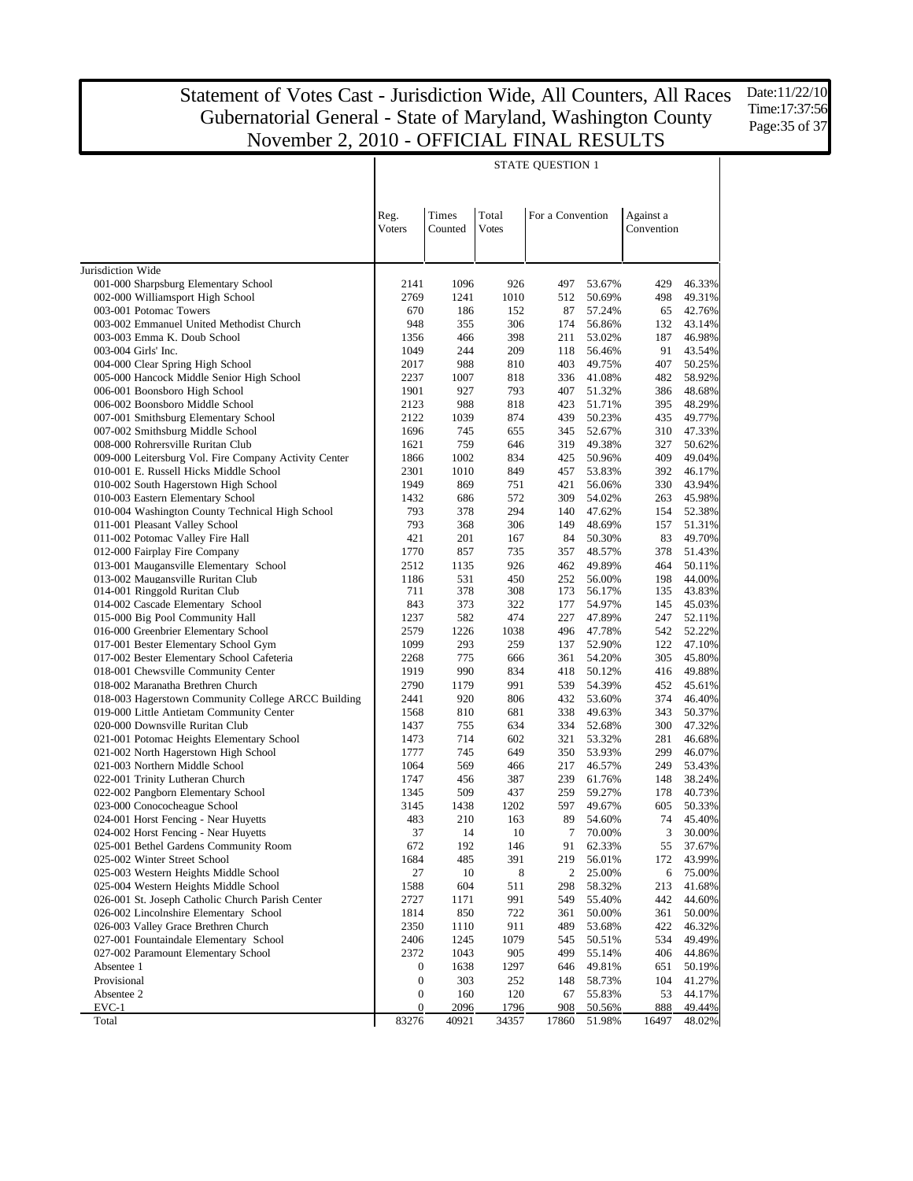# Statement of Votes Cast - Jurisdiction Wide, All Counters, All Races
## Gubernatorial General - State of Maryland, Washington County
## November 2, 2010 - OFFICIAL FINAL RESULTS

Date:11/22/10
Time:17:37:56

**STATE QUESTION 1**

| | Reg. Voters | Times Counted | Total Votes | For a Convention | | Against a Convention | |
|---|---|---|---|---|---|---|---|
| Jurisdiction Wide | | | | | | | |
| 001-000 Sharpsburg Elementary School | 2141 | 1096 | 926 | 497 | 53.67% | 429 | 46.33% |
| 002-000 Williamsport High School | 2769 | 1241 | 1010 | 512 | 50.69% | 498 | 49.31% |
| 003-001 Potomac Towers | 670 | 186 | 152 | 87 | 57.24% | 65 | 42.76% |
| 003-002 Emmanuel United Methodist Church | 948 | 355 | 306 | 174 | 56.86% | 132 | 43.14% |
| 003-003 Emma K. Doub School | 1356 | 466 | 398 | 211 | 53.02% | 187 | 46.98% |
| 003-004 Girls' Inc. | 1049 | 244 | 209 | 118 | 56.46% | 91 | 43.54% |
| 004-000 Clear Spring High School | 2017 | 988 | 810 | 403 | 49.75% | 407 | 50.25% |
| 005-000 Hancock Middle Senior High School | 2237 | 1007 | 818 | 336 | 41.08% | 482 | 58.92% |
| 006-001 Boonsboro High School | 1901 | 927 | 793 | 407 | 51.32% | 386 | 48.68% |
| 006-002 Boonsboro Middle School | 2123 | 988 | 818 | 423 | 51.71% | 395 | 48.29% |
| 007-001 Smithsburg Elementary School | 2122 | 1039 | 874 | 439 | 50.23% | 435 | 49.77% |
| 007-002 Smithsburg Middle School | 1696 | 745 | 655 | 345 | 52.67% | 310 | 47.33% |
| 008-000 Rohrersville Ruritan Club | 1621 | 759 | 646 | 319 | 49.38% | 327 | 50.62% |
| 009-000 Leitersburg Vol. Fire Company Activity Center | 1866 | 1002 | 834 | 425 | 50.96% | 409 | 49.04% |
| 010-001 E. Russell Hicks Middle School | 2301 | 1010 | 849 | 457 | 53.83% | 392 | 46.17% |
| 010-002 South Hagerstown High School | 1949 | 869 | 751 | 421 | 56.06% | 330 | 43.94% |
| 010-003 Eastern Elementary School | 1432 | 686 | 572 | 309 | 54.02% | 263 | 45.98% |
| 010-004 Washington County Technical High School | 793 | 378 | 294 | 140 | 47.62% | 154 | 52.38% |
| 011-001 Pleasant Valley School | 793 | 368 | 306 | 149 | 48.69% | 157 | 51.31% |
| 011-002 Potomac Valley Fire Hall | 421 | 201 | 167 | 84 | 50.30% | 83 | 49.70% |
| 012-000 Fairplay Fire Company | 1770 | 857 | 735 | 357 | 48.57% | 378 | 51.43% |
| 013-001 Maugansville Elementary School | 2512 | 1135 | 926 | 462 | 49.89% | 464 | 50.11% |
| 013-002 Maugansville Ruritan Club | 1186 | 531 | 450 | 252 | 56.00% | 198 | 44.00% |
| 014-001 Ringgold Ruritan Club | 711 | 378 | 308 | 173 | 56.17% | 135 | 43.83% |
| 014-002 Cascade Elementary School | 843 | 373 | 322 | 177 | 54.97% | 145 | 45.03% |
| 015-000 Big Pool Community Hall | 1237 | 582 | 474 | 227 | 47.89% | 247 | 52.11% |
| 016-000 Greenbrier Elementary School | 2579 | 1226 | 1038 | 496 | 47.78% | 542 | 52.22% |
| 017-001 Bester Elementary School Gym | 1099 | 293 | 259 | 137 | 52.90% | 122 | 47.10% |
| 017-002 Bester Elementary School Cafeteria | 2268 | 775 | 666 | 361 | 54.20% | 305 | 45.80% |
| 018-001 Chewsville Community Center | 1919 | 990 | 834 | 418 | 50.12% | 416 | 49.88% |
| 018-002 Maranatha Brethren Church | 2790 | 1179 | 991 | 539 | 54.39% | 452 | 45.61% |
| 018-003 Hagerstown Community College ARCC Building | 2441 | 920 | 806 | 432 | 53.60% | 374 | 46.40% |
| 019-000 Little Antietam Community Center | 1568 | 810 | 681 | 338 | 49.63% | 343 | 50.37% |
| 020-000 Downsville Ruritan Club | 1437 | 755 | 634 | 334 | 52.68% | 300 | 47.32% |
| 021-001 Potomac Heights Elementary School | 1473 | 714 | 602 | 321 | 53.32% | 281 | 46.68% |
| 021-002 North Hagerstown High School | 1777 | 745 | 649 | 350 | 53.93% | 299 | 46.07% |
| 021-003 Northern Middle School | 1064 | 569 | 466 | 217 | 46.57% | 249 | 53.43% |
| 022-001 Trinity Lutheran Church | 1747 | 456 | 387 | 239 | 61.76% | 148 | 38.24% |
| 022-002 Pangborn Elementary School | 1345 | 509 | 437 | 259 | 59.27% | 178 | 40.73% |
| 023-000 Conococheague School | 3145 | 1438 | 1202 | 597 | 49.67% | 605 | 50.33% |
| 024-001 Horst Fencing - Near Huyetts | 483 | 210 | 163 | 89 | 54.60% | 74 | 45.40% |
| 024-002 Horst Fencing - Near Huyetts | 37 | 14 | 10 | 7 | 70.00% | 3 | 30.00% |
| 025-001 Bethel Gardens Community Room | 672 | 192 | 146 | 91 | 62.33% | 55 | 37.67% |
| 025-002 Winter Street School | 1684 | 485 | 391 | 219 | 56.01% | 172 | 43.99% |
| 025-003 Western Heights Middle School | 27 | 10 | 8 | 2 | 25.00% | 6 | 75.00% |
| 025-004 Western Heights Middle School | 1588 | 604 | 511 | 298 | 58.32% | 213 | 41.68% |
| 026-001 St. Joseph Catholic Church Parish Center | 2727 | 1171 | 991 | 549 | 55.40% | 442 | 44.60% |
| 026-002 Lincolnshire Elementary School | 1814 | 850 | 722 | 361 | 50.00% | 361 | 50.00% |
| 026-003 Valley Grace Brethren Church | 2350 | 1110 | 911 | 489 | 53.68% | 422 | 46.32% |
| 027-001 Fountaindale Elementary School | 2406 | 1245 | 1079 | 545 | 50.51% | 534 | 49.49% |
| 027-002 Paramount Elementary School | 2372 | 1043 | 905 | 499 | 55.14% | 406 | 44.86% |
| Absentee 1 | 0 | 1638 | 1297 | 646 | 49.81% | 651 | 50.19% |
| Provisional | 0 | 303 | 252 | 148 | 58.73% | 104 | 41.27% |
| Absentee 2 | 0 | 160 | 120 | 67 | 55.83% | 53 | 44.17% |
| EVC-1 | 0 | 2096 | 1796 | 908 | 50.56% | 888 | 49.44% |
| Total | 83276 | 40921 | 34357 | 17860 | 51.98% | 16497 | 48.02% |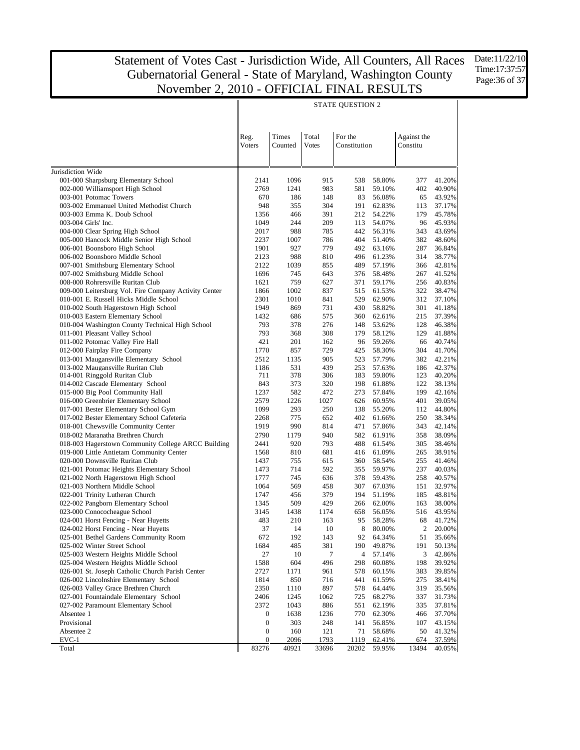# Statement of Votes Cast - Jurisdiction Wide, All Counters, All Races
## Gubernatorial General - State of Maryland, Washington County
## November 2, 2010 - OFFICIAL FINAL RESULTS

Date:11/22/10
Time:17:37:57

STATE QUESTION 2

| | Reg. Voters | Times Counted | Total Votes | For the Constitution | | Against the Constitu | |
|---|---|---|---|---|---|---|---|
| Jurisdiction Wide | | | | | | | |
| 001-000 Sharpsburg Elementary School | 2141 | 1096 | 915 | 538 | 58.80% | 377 | 41.20% |
| 002-000 Williamsport High School | 2769 | 1241 | 983 | 581 | 59.10% | 402 | 40.90% |
| 003-001 Potomac Towers | 670 | 186 | 148 | 83 | 56.08% | 65 | 43.92% |
| 003-002 Emmanuel United Methodist Church | 948 | 355 | 304 | 191 | 62.83% | 113 | 37.17% |
| 003-003 Emma K. Doub School | 1356 | 466 | 391 | 212 | 54.22% | 179 | 45.78% |
| 003-004 Girls' Inc. | 1049 | 244 | 209 | 113 | 54.07% | 96 | 45.93% |
| 004-000 Clear Spring High School | 2017 | 988 | 785 | 442 | 56.31% | 343 | 43.69% |
| 005-000 Hancock Middle Senior High School | 2237 | 1007 | 786 | 404 | 51.40% | 382 | 48.60% |
| 006-001 Boonsboro High School | 1901 | 927 | 779 | 492 | 63.16% | 287 | 36.84% |
| 006-002 Boonsboro Middle School | 2123 | 988 | 810 | 496 | 61.23% | 314 | 38.77% |
| 007-001 Smithsburg Elementary School | 2122 | 1039 | 855 | 489 | 57.19% | 366 | 42.81% |
| 007-002 Smithsburg Middle School | 1696 | 745 | 643 | 376 | 58.48% | 267 | 41.52% |
| 008-000 Rohrersville Ruritan Club | 1621 | 759 | 627 | 371 | 59.17% | 256 | 40.83% |
| 009-000 Leitersburg Vol. Fire Company Activity Center | 1866 | 1002 | 837 | 515 | 61.53% | 322 | 38.47% |
| 010-001 E. Russell Hicks Middle School | 2301 | 1010 | 841 | 529 | 62.90% | 312 | 37.10% |
| 010-002 South Hagerstown High School | 1949 | 869 | 731 | 430 | 58.82% | 301 | 41.18% |
| 010-003 Eastern Elementary School | 1432 | 686 | 575 | 360 | 62.61% | 215 | 37.39% |
| 010-004 Washington County Technical High School | 793 | 378 | 276 | 148 | 53.62% | 128 | 46.38% |
| 011-001 Pleasant Valley School | 793 | 368 | 308 | 179 | 58.12% | 129 | 41.88% |
| 011-002 Potomac Valley Fire Hall | 421 | 201 | 162 | 96 | 59.26% | 66 | 40.74% |
| 012-000 Fairplay Fire Company | 1770 | 857 | 729 | 425 | 58.30% | 304 | 41.70% |
| 013-001 Maugansville Elementary School | 2512 | 1135 | 905 | 523 | 57.79% | 382 | 42.21% |
| 013-002 Maugansville Ruritan Club | 1186 | 531 | 439 | 253 | 57.63% | 186 | 42.37% |
| 014-001 Ringgold Ruritan Club | 711 | 378 | 306 | 183 | 59.80% | 123 | 40.20% |
| 014-002 Cascade Elementary School | 843 | 373 | 320 | 198 | 61.88% | 122 | 38.13% |
| 015-000 Big Pool Community Hall | 1237 | 582 | 472 | 273 | 57.84% | 199 | 42.16% |
| 016-000 Greenbrier Elementary School | 2579 | 1226 | 1027 | 626 | 60.95% | 401 | 39.05% |
| 017-001 Bester Elementary School Gym | 1099 | 293 | 250 | 138 | 55.20% | 112 | 44.80% |
| 017-002 Bester Elementary School Cafeteria | 2268 | 775 | 652 | 402 | 61.66% | 250 | 38.34% |
| 018-001 Chewsville Community Center | 1919 | 990 | 814 | 471 | 57.86% | 343 | 42.14% |
| 018-002 Maranatha Brethren Church | 2790 | 1179 | 940 | 582 | 61.91% | 358 | 38.09% |
| 018-003 Hagerstown Community College ARCC Building | 2441 | 920 | 793 | 488 | 61.54% | 305 | 38.46% |
| 019-000 Little Antietam Community Center | 1568 | 810 | 681 | 416 | 61.09% | 265 | 38.91% |
| 020-000 Downsville Ruritan Club | 1437 | 755 | 615 | 360 | 58.54% | 255 | 41.46% |
| 021-001 Potomac Heights Elementary School | 1473 | 714 | 592 | 355 | 59.97% | 237 | 40.03% |
| 021-002 North Hagerstown High School | 1777 | 745 | 636 | 378 | 59.43% | 258 | 40.57% |
| 021-003 Northern Middle School | 1064 | 569 | 458 | 307 | 67.03% | 151 | 32.97% |
| 022-001 Trinity Lutheran Church | 1747 | 456 | 379 | 194 | 51.19% | 185 | 48.81% |
| 022-002 Pangborn Elementary School | 1345 | 509 | 429 | 266 | 62.00% | 163 | 38.00% |
| 023-000 Conococheague School | 3145 | 1438 | 1174 | 658 | 56.05% | 516 | 43.95% |
| 024-001 Horst Fencing - Near Huyetts | 483 | 210 | 163 | 95 | 58.28% | 68 | 41.72% |
| 024-002 Horst Fencing - Near Huyetts | 37 | 14 | 10 | 8 | 80.00% | 2 | 20.00% |
| 025-001 Bethel Gardens Community Room | 672 | 192 | 143 | 92 | 64.34% | 51 | 35.66% |
| 025-002 Winter Street School | 1684 | 485 | 381 | 190 | 49.87% | 191 | 50.13% |
| 025-003 Western Heights Middle School | 27 | 10 | 7 | 4 | 57.14% | 3 | 42.86% |
| 025-004 Western Heights Middle School | 1588 | 604 | 496 | 298 | 60.08% | 198 | 39.92% |
| 026-001 St. Joseph Catholic Church Parish Center | 2727 | 1171 | 961 | 578 | 60.15% | 383 | 39.85% |
| 026-002 Lincolnshire Elementary School | 1814 | 850 | 716 | 441 | 61.59% | 275 | 38.41% |
| 026-003 Valley Grace Brethren Church | 2350 | 1110 | 897 | 578 | 64.44% | 319 | 35.56% |
| 027-001 Fountaindale Elementary School | 2406 | 1245 | 1062 | 725 | 68.27% | 337 | 31.73% |
| 027-002 Paramount Elementary School | 2372 | 1043 | 886 | 551 | 62.19% | 335 | 37.81% |
| Absentee 1 | 0 | 1638 | 1236 | 770 | 62.30% | 466 | 37.70% |
| Provisional | 0 | 303 | 248 | 141 | 56.85% | 107 | 43.15% |
| Absentee 2 | 0 | 160 | 121 | 71 | 58.68% | 50 | 41.32% |
| EVC-1 | 0 | 2096 | 1793 | 1119 | 62.41% | 674 | 37.59% |
| Total | 83276 | 40921 | 33696 | 20202 | 59.95% | 13494 | 40.05% |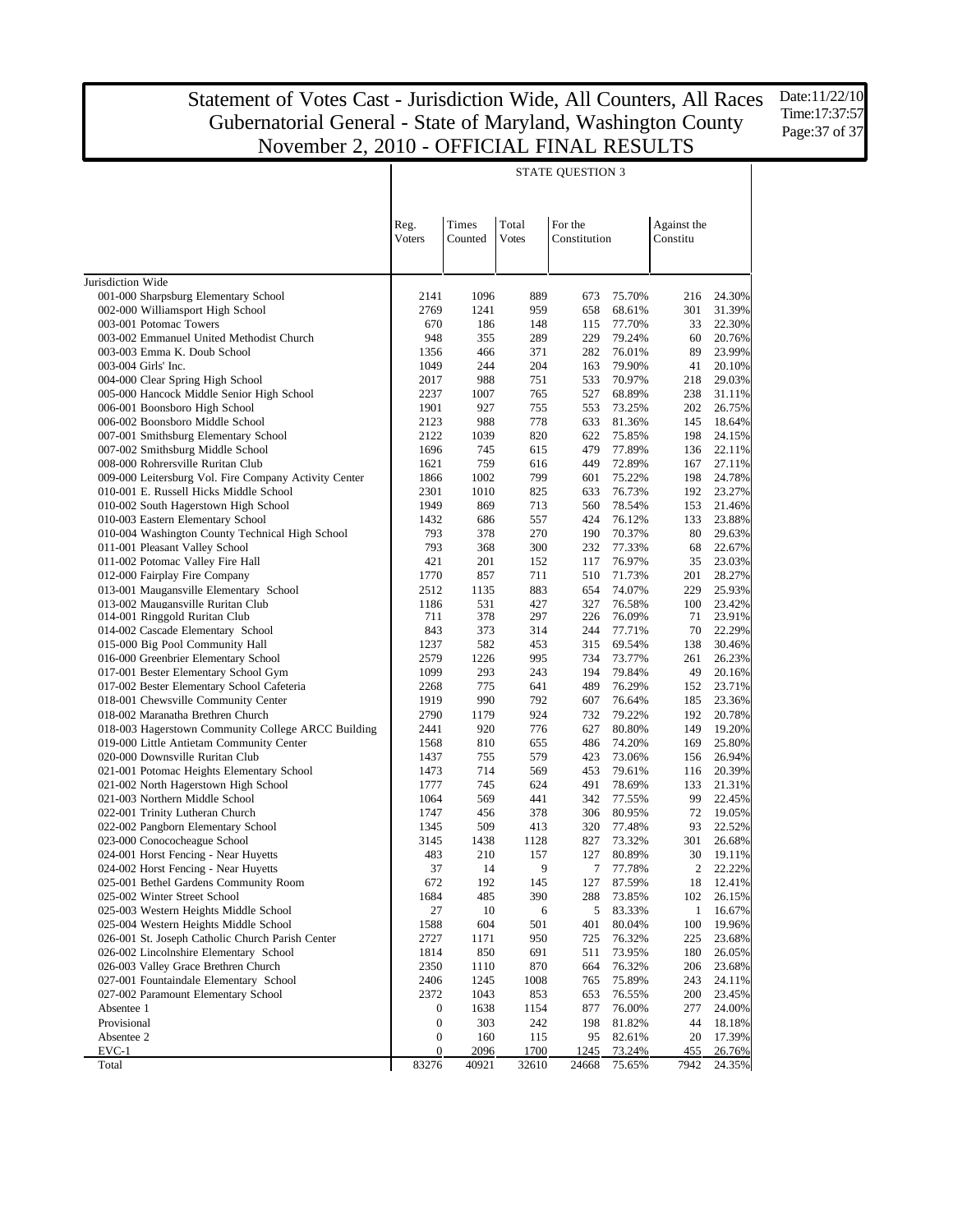# Statement of Votes Cast - Jurisdiction Wide, All Counters, All Races
## Gubernatorial General - State of Maryland, Washington County
## November 2, 2010 - OFFICIAL FINAL RESULTS

Date:11/22/10
Time:17:37:57

| | STATE QUESTION 3 | | | | | | |
|---|---|---|---|---|---|---|---|
| | Reg. Voters | Times Counted | Total Votes | For the Constitution | | Against the Constitu | |
| Jurisdiction Wide | | | | | | | |
| 001-000 Sharpsburg Elementary School | 2141 | 1096 | 889 | 673 | 75.70% | 216 | 24.30% |
| 002-000 Williamsport High School | 2769 | 1241 | 959 | 658 | 68.61% | 301 | 31.39% |
| 003-001 Potomac Towers | 670 | 186 | 148 | 115 | 77.70% | 33 | 22.30% |
| 003-002 Emmanuel United Methodist Church | 948 | 355 | 289 | 229 | 79.24% | 60 | 20.76% |
| 003-003 Emma K. Doub School | 1356 | 466 | 371 | 282 | 76.01% | 89 | 23.99% |
| 003-004 Girls' Inc. | 1049 | 244 | 204 | 163 | 79.90% | 41 | 20.10% |
| 004-000 Clear Spring High School | 2017 | 988 | 751 | 533 | 70.97% | 218 | 29.03% |
| 005-000 Hancock Middle Senior High School | 2237 | 1007 | 765 | 527 | 68.89% | 238 | 31.11% |
| 006-001 Boonsboro High School | 1901 | 927 | 755 | 553 | 73.25% | 202 | 26.75% |
| 006-002 Boonsboro Middle School | 2123 | 988 | 778 | 633 | 81.36% | 145 | 18.64% |
| 007-001 Smithsburg Elementary School | 2122 | 1039 | 820 | 622 | 75.85% | 198 | 24.15% |
| 007-002 Smithsburg Middle School | 1696 | 745 | 615 | 479 | 77.89% | 136 | 22.11% |
| 008-000 Rohrersville Ruritan Club | 1621 | 759 | 616 | 449 | 72.89% | 167 | 27.11% |
| 009-000 Leitersburg Vol. Fire Company Activity Center | 1866 | 1002 | 799 | 601 | 75.22% | 198 | 24.78% |
| 010-001 E. Russell Hicks Middle School | 2301 | 1010 | 825 | 633 | 76.73% | 192 | 23.27% |
| 010-002 South Hagerstown High School | 1949 | 869 | 713 | 560 | 78.54% | 153 | 21.46% |
| 010-003 Eastern Elementary School | 1432 | 686 | 557 | 424 | 76.12% | 133 | 23.88% |
| 010-004 Washington County Technical High School | 793 | 378 | 270 | 190 | 70.37% | 80 | 29.63% |
| 011-001 Pleasant Valley School | 793 | 368 | 300 | 232 | 77.33% | 68 | 22.67% |
| 011-002 Potomac Valley Fire Hall | 421 | 201 | 152 | 117 | 76.97% | 35 | 23.03% |
| 012-000 Fairplay Fire Company | 1770 | 857 | 711 | 510 | 71.73% | 201 | 28.27% |
| 013-001 Maugansville Elementary School | 2512 | 1135 | 883 | 654 | 74.07% | 229 | 25.93% |
| 013-002 Maugansville Ruritan Club | 1186 | 531 | 427 | 327 | 76.58% | 100 | 23.42% |
| 014-001 Ringgold Ruritan Club | 711 | 378 | 297 | 226 | 76.09% | 71 | 23.91% |
| 014-002 Cascade Elementary School | 843 | 373 | 314 | 244 | 77.71% | 70 | 22.29% |
| 015-000 Big Pool Community Hall | 1237 | 582 | 453 | 315 | 69.54% | 138 | 30.46% |
| 016-000 Greenbrier Elementary School | 2579 | 1226 | 995 | 734 | 73.77% | 261 | 26.23% |
| 017-001 Bester Elementary School Gym | 1099 | 293 | 243 | 194 | 79.84% | 49 | 20.16% |
| 017-002 Bester Elementary School Cafeteria | 2268 | 775 | 641 | 489 | 76.29% | 152 | 23.71% |
| 018-001 Chewsville Community Center | 1919 | 990 | 792 | 607 | 76.64% | 185 | 23.36% |
| 018-002 Maranatha Brethren Church | 2790 | 1179 | 924 | 732 | 79.22% | 192 | 20.78% |
| 018-003 Hagerstown Community College ARCC Building | 2441 | 920 | 776 | 627 | 80.80% | 149 | 19.20% |
| 019-000 Little Antietam Community Center | 1568 | 810 | 655 | 486 | 74.20% | 169 | 25.80% |
| 020-000 Downsville Ruritan Club | 1437 | 755 | 579 | 423 | 73.06% | 156 | 26.94% |
| 021-001 Potomac Heights Elementary School | 1473 | 714 | 569 | 453 | 79.61% | 116 | 20.39% |
| 021-002 North Hagerstown High School | 1777 | 745 | 624 | 491 | 78.69% | 133 | 21.31% |
| 021-003 Northern Middle School | 1064 | 569 | 441 | 342 | 77.55% | 99 | 22.45% |
| 022-001 Trinity Lutheran Church | 1747 | 456 | 378 | 306 | 80.95% | 72 | 19.05% |
| 022-002 Pangborn Elementary School | 1345 | 509 | 413 | 320 | 77.48% | 93 | 22.52% |
| 023-000 Conococheague School | 3145 | 1438 | 1128 | 827 | 73.32% | 301 | 26.68% |
| 024-001 Horst Fencing - Near Huyetts | 483 | 210 | 157 | 127 | 80.89% | 30 | 19.11% |
| 024-002 Horst Fencing - Near Huyetts | 37 | 14 | 9 | 7 | 77.78% | 2 | 22.22% |
| 025-001 Bethel Gardens Community Room | 672 | 192 | 145 | 127 | 87.59% | 18 | 12.41% |
| 025-002 Winter Street School | 1684 | 485 | 390 | 288 | 73.85% | 102 | 26.15% |
| 025-003 Western Heights Middle School | 27 | 10 | 6 | 5 | 83.33% | 1 | 16.67% |
| 025-004 Western Heights Middle School | 1588 | 604 | 501 | 401 | 80.04% | 100 | 19.96% |
| 026-001 St. Joseph Catholic Church Parish Center | 2727 | 1171 | 950 | 725 | 76.32% | 225 | 23.68% |
| 026-002 Lincolnshire Elementary School | 1814 | 850 | 691 | 511 | 73.95% | 180 | 26.05% |
| 026-003 Valley Grace Brethren Church | 2350 | 1110 | 870 | 664 | 76.32% | 206 | 23.68% |
| 027-001 Fountaindale Elementary School | 2406 | 1245 | 1008 | 765 | 75.89% | 243 | 24.11% |
| 027-002 Paramount Elementary School | 2372 | 1043 | 853 | 653 | 76.55% | 200 | 23.45% |
| Absentee 1 | 0 | 1638 | 1154 | 877 | 76.00% | 277 | 24.00% |
| Provisional | 0 | 303 | 242 | 198 | 81.82% | 44 | 18.18% |
| Absentee 2 | 0 | 160 | 115 | 95 | 82.61% | 20 | 17.39% |
| EVC-1 | 0 | 2096 | 1700 | 1245 | 73.24% | 455 | 26.76% |
| Total | 83276 | 40921 | 32610 | 24668 | 75.65% | 7942 | 24.35% |